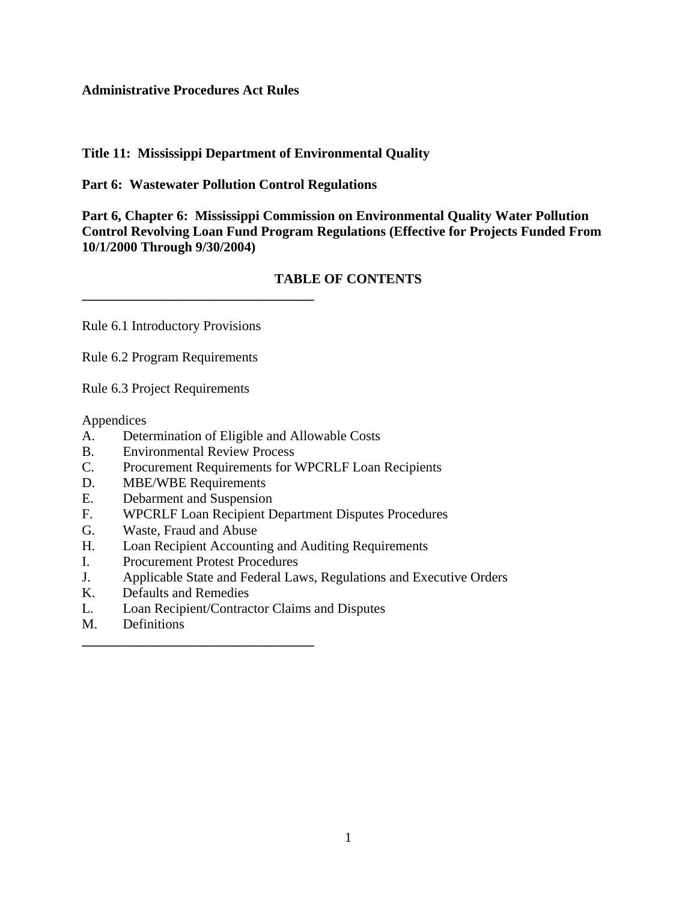**Administrative Procedures Act Rules**

**Title 11: Mississippi Department of Environmental Quality**

**Part 6: Wastewater Pollution Control Regulations**

**Part 6, Chapter 6: Mississippi Commission on Environmental Quality Water Pollution Control Revolving Loan Fund Program Regulations (Effective for Projects Funded From 10/1/2000 Through 9/30/2004)**

## TABLE OF CONTENTS

---

Rule 6.1 Introductory Provisions

Rule 6.2 Program Requirements

Rule 6.3 Project Requirements

Appendices

- A. Determination of Eligible and Allowable Costs
- B. Environmental Review Process
- C. Procurement Requirements for WPCRLF Loan Recipients
- D. MBE/WBE Requirements
- E. Debarment and Suspension
- F. WPCRLF Loan Recipient Department Disputes Procedures
- G. Waste, Fraud and Abuse
- H. Loan Recipient Accounting and Auditing Requirements
- I. Procurement Protest Procedures
- J. Applicable State and Federal Laws, Regulations and Executive Orders
- K. Defaults and Remedies
- L. Loan Recipient/Contractor Claims and Disputes
- M. Definitions

---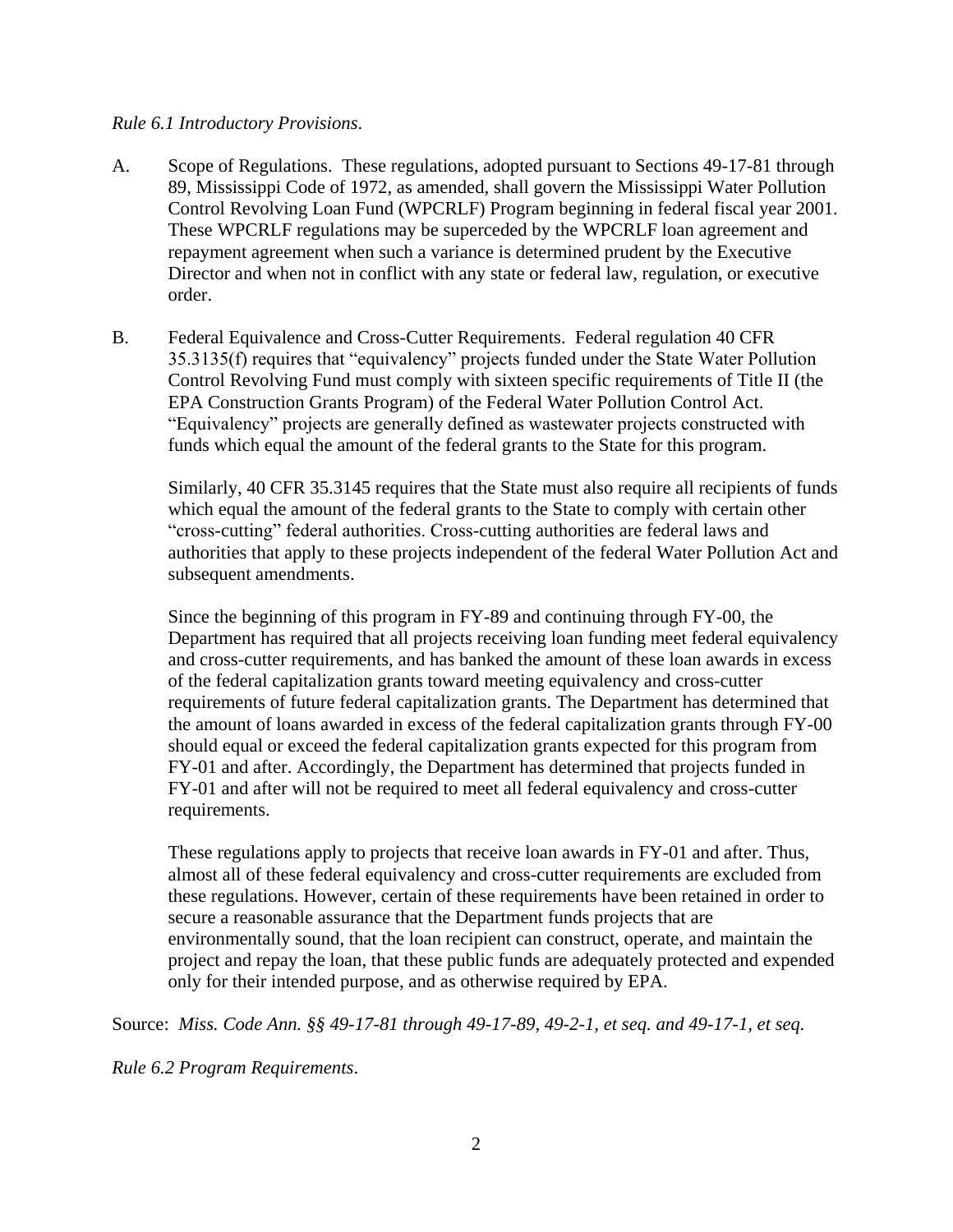*Rule 6.1 Introductory Provisions.*

A. Scope of Regulations. These regulations, adopted pursuant to Sections 49-17-81 through 89, Mississippi Code of 1972, as amended, shall govern the Mississippi Water Pollution Control Revolving Loan Fund (WPCRLF) Program beginning in federal fiscal year 2001. These WPCRLF regulations may be superceded by the WPCRLF loan agreement and repayment agreement when such a variance is determined prudent by the Executive Director and when not in conflict with any state or federal law, regulation, or executive order.

B. Federal Equivalence and Cross-Cutter Requirements. Federal regulation 40 CFR 35.3135(f) requires that "equivalency" projects funded under the State Water Pollution Control Revolving Fund must comply with sixteen specific requirements of Title II (the EPA Construction Grants Program) of the Federal Water Pollution Control Act. "Equivalency" projects are generally defined as wastewater projects constructed with funds which equal the amount of the federal grants to the State for this program.

   Similarly, 40 CFR 35.3145 requires that the State must also require all recipients of funds which equal the amount of the federal grants to the State to comply with certain other "cross-cutting" federal authorities. Cross-cutting authorities are federal laws and authorities that apply to these projects independent of the federal Water Pollution Act and subsequent amendments.

   Since the beginning of this program in FY-89 and continuing through FY-00, the Department has required that all projects receiving loan funding meet federal equivalency and cross-cutter requirements, and has banked the amount of these loan awards in excess of the federal capitalization grants toward meeting equivalency and cross-cutter requirements of future federal capitalization grants. The Department has determined that the amount of loans awarded in excess of the federal capitalization grants through FY-00 should equal or exceed the federal capitalization grants expected for this program from FY-01 and after. Accordingly, the Department has determined that projects funded in FY-01 and after will not be required to meet all federal equivalency and cross-cutter requirements.

   These regulations apply to projects that receive loan awards in FY-01 and after. Thus, almost all of these federal equivalency and cross-cutter requirements are excluded from these regulations. However, certain of these requirements have been retained in order to secure a reasonable assurance that the Department funds projects that are environmentally sound, that the loan recipient can construct, operate, and maintain the project and repay the loan, that these public funds are adequately protected and expended only for their intended purpose, and as otherwise required by EPA.

Source: *Miss. Code Ann. §§ 49-17-81 through 49-17-89, 49-2-1, et seq. and 49-17-1, et seq.*

*Rule 6.2 Program Requirements.*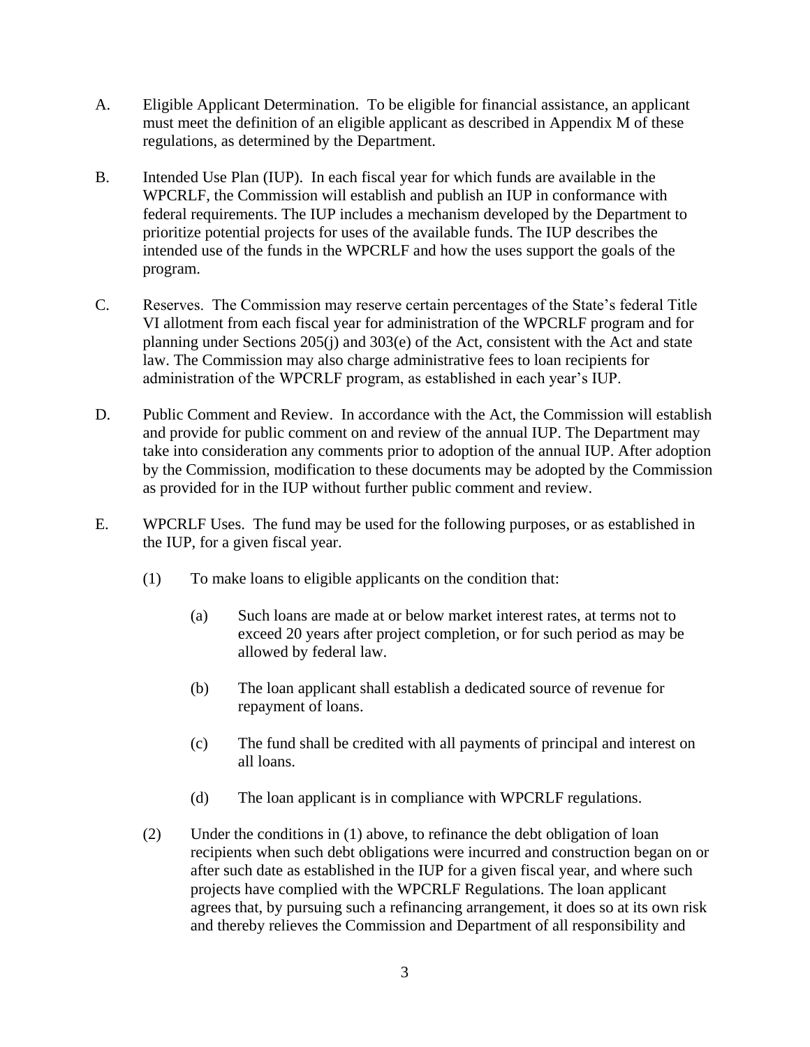A. Eligible Applicant Determination. To be eligible for financial assistance, an applicant must meet the definition of an eligible applicant as described in Appendix M of these regulations, as determined by the Department.

B. Intended Use Plan (IUP). In each fiscal year for which funds are available in the WPCRLF, the Commission will establish and publish an IUP in conformance with federal requirements. The IUP includes a mechanism developed by the Department to prioritize potential projects for uses of the available funds. The IUP describes the intended use of the funds in the WPCRLF and how the uses support the goals of the program.

C. Reserves. The Commission may reserve certain percentages of the State's federal Title VI allotment from each fiscal year for administration of the WPCRLF program and for planning under Sections 205(j) and 303(e) of the Act, consistent with the Act and state law. The Commission may also charge administrative fees to loan recipients for administration of the WPCRLF program, as established in each year's IUP.

D. Public Comment and Review. In accordance with the Act, the Commission will establish and provide for public comment on and review of the annual IUP. The Department may take into consideration any comments prior to adoption of the annual IUP. After adoption by the Commission, modification to these documents may be adopted by the Commission as provided for in the IUP without further public comment and review.

E. WPCRLF Uses. The fund may be used for the following purposes, or as established in the IUP, for a given fiscal year.

   (1) To make loans to eligible applicants on the condition that:

      (a) Such loans are made at or below market interest rates, at terms not to exceed 20 years after project completion, or for such period as may be allowed by federal law.

      (b) The loan applicant shall establish a dedicated source of revenue for repayment of loans.

      (c) The fund shall be credited with all payments of principal and interest on all loans.

      (d) The loan applicant is in compliance with WPCRLF regulations.

   (2) Under the conditions in (1) above, to refinance the debt obligation of loan recipients when such debt obligations were incurred and construction began on or after such date as established in the IUP for a given fiscal year, and where such projects have complied with the WPCRLF Regulations. The loan applicant agrees that, by pursuing such a refinancing arrangement, it does so at its own risk and thereby relieves the Commission and Department of all responsibility and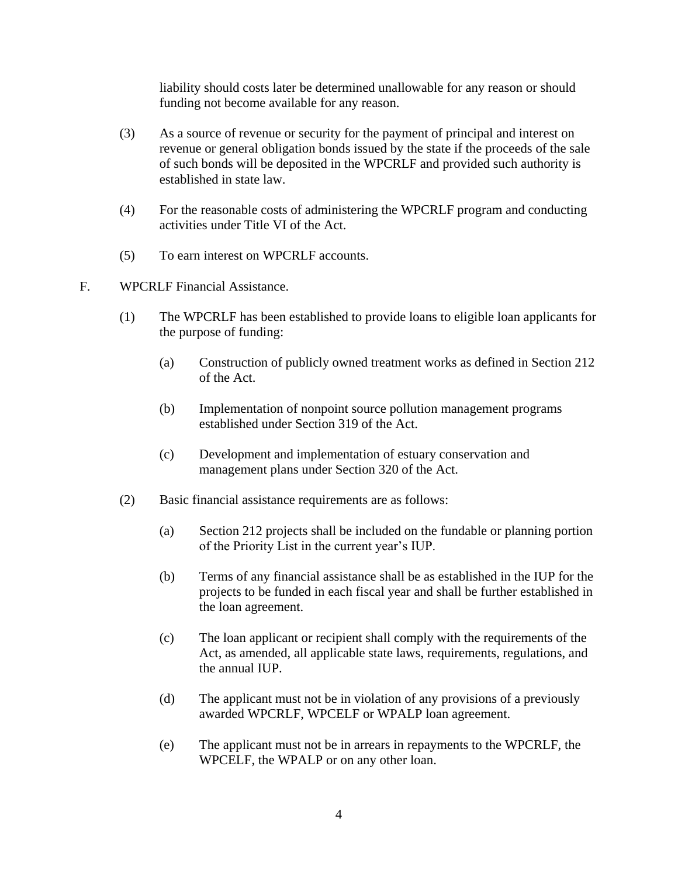liability should costs later be determined unallowable for any reason or should funding not become available for any reason.

(3) As a source of revenue or security for the payment of principal and interest on revenue or general obligation bonds issued by the state if the proceeds of the sale of such bonds will be deposited in the WPCRLF and provided such authority is established in state law.

(4) For the reasonable costs of administering the WPCRLF program and conducting activities under Title VI of the Act.

(5) To earn interest on WPCRLF accounts.

F. WPCRLF Financial Assistance.

(1) The WPCRLF has been established to provide loans to eligible loan applicants for the purpose of funding:

(a) Construction of publicly owned treatment works as defined in Section 212 of the Act.

(b) Implementation of nonpoint source pollution management programs established under Section 319 of the Act.

(c) Development and implementation of estuary conservation and management plans under Section 320 of the Act.

(2) Basic financial assistance requirements are as follows:

(a) Section 212 projects shall be included on the fundable or planning portion of the Priority List in the current year's IUP.

(b) Terms of any financial assistance shall be as established in the IUP for the projects to be funded in each fiscal year and shall be further established in the loan agreement.

(c) The loan applicant or recipient shall comply with the requirements of the Act, as amended, all applicable state laws, requirements, regulations, and the annual IUP.

(d) The applicant must not be in violation of any provisions of a previously awarded WPCRLF, WPCELF or WPALP loan agreement.

(e) The applicant must not be in arrears in repayments to the WPCRLF, the WPCELF, the WPALP or on any other loan.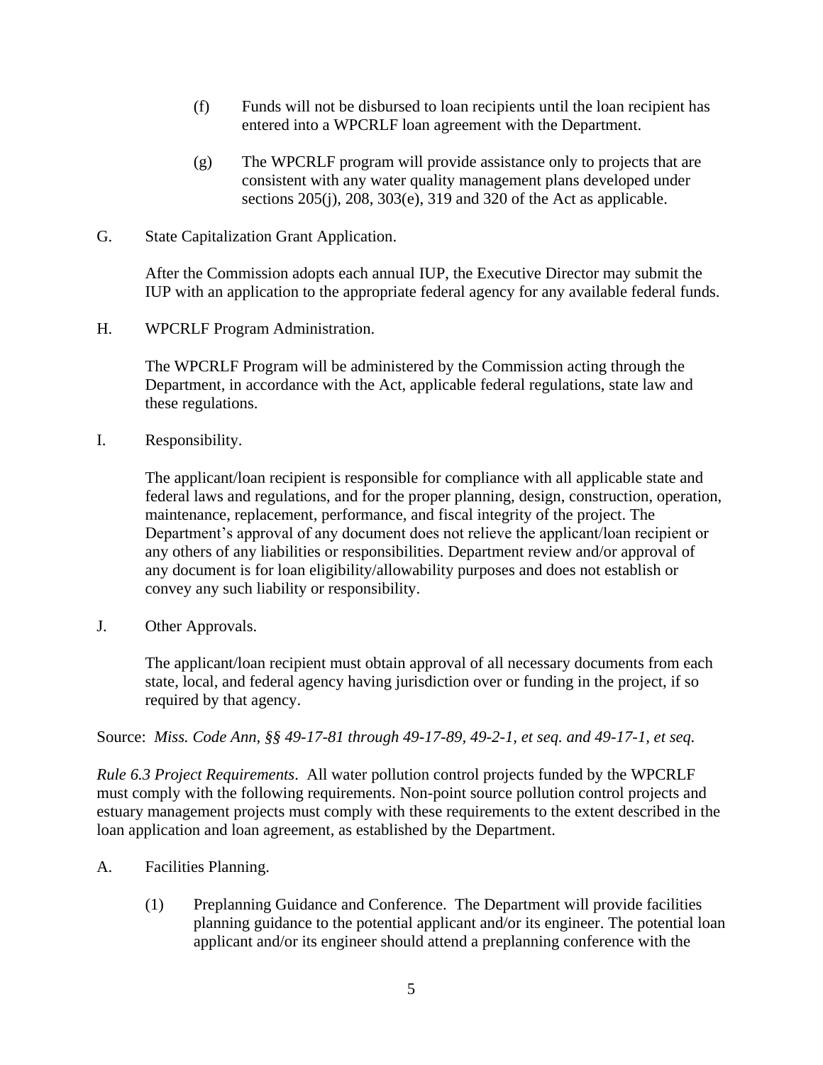(f) Funds will not be disbursed to loan recipients until the loan recipient has entered into a WPCRLF loan agreement with the Department.

(g) The WPCRLF program will provide assistance only to projects that are consistent with any water quality management plans developed under sections 205(j), 208, 303(e), 319 and 320 of the Act as applicable.

G. State Capitalization Grant Application.

After the Commission adopts each annual IUP, the Executive Director may submit the IUP with an application to the appropriate federal agency for any available federal funds.

H. WPCRLF Program Administration.

The WPCRLF Program will be administered by the Commission acting through the Department, in accordance with the Act, applicable federal regulations, state law and these regulations.

I. Responsibility.

The applicant/loan recipient is responsible for compliance with all applicable state and federal laws and regulations, and for the proper planning, design, construction, operation, maintenance, replacement, performance, and fiscal integrity of the project. The Department's approval of any document does not relieve the applicant/loan recipient or any others of any liabilities or responsibilities. Department review and/or approval of any document is for loan eligibility/allowability purposes and does not establish or convey any such liability or responsibility.

J. Other Approvals.

The applicant/loan recipient must obtain approval of all necessary documents from each state, local, and federal agency having jurisdiction over or funding in the project, if so required by that agency.

Source: *Miss. Code Ann, §§ 49-17-81 through 49-17-89, 49-2-1, et seq. and 49-17-1, et seq.*

*Rule 6.3 Project Requirements*. All water pollution control projects funded by the WPCRLF must comply with the following requirements. Non-point source pollution control projects and estuary management projects must comply with these requirements to the extent described in the loan application and loan agreement, as established by the Department.

A. Facilities Planning.

(1) Preplanning Guidance and Conference. The Department will provide facilities planning guidance to the potential applicant and/or its engineer. The potential loan applicant and/or its engineer should attend a preplanning conference with the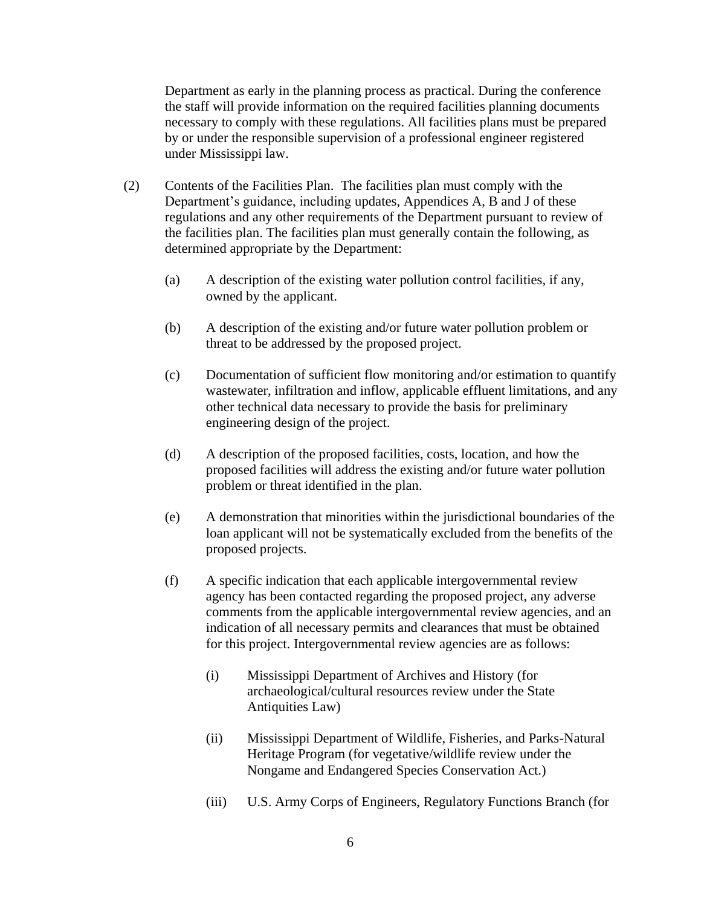Department as early in the planning process as practical. During the conference the staff will provide information on the required facilities planning documents necessary to comply with these regulations. All facilities plans must be prepared by or under the responsible supervision of a professional engineer registered under Mississippi law.

(2) Contents of the Facilities Plan. The facilities plan must comply with the Department's guidance, including updates, Appendices A, B and J of these regulations and any other requirements of the Department pursuant to review of the facilities plan. The facilities plan must generally contain the following, as determined appropriate by the Department:

(a) A description of the existing water pollution control facilities, if any, owned by the applicant.

(b) A description of the existing and/or future water pollution problem or threat to be addressed by the proposed project.

(c) Documentation of sufficient flow monitoring and/or estimation to quantify wastewater, infiltration and inflow, applicable effluent limitations, and any other technical data necessary to provide the basis for preliminary engineering design of the project.

(d) A description of the proposed facilities, costs, location, and how the proposed facilities will address the existing and/or future water pollution problem or threat identified in the plan.

(e) A demonstration that minorities within the jurisdictional boundaries of the loan applicant will not be systematically excluded from the benefits of the proposed projects.

(f) A specific indication that each applicable intergovernmental review agency has been contacted regarding the proposed project, any adverse comments from the applicable intergovernmental review agencies, and an indication of all necessary permits and clearances that must be obtained for this project. Intergovernmental review agencies are as follows:

(i) Mississippi Department of Archives and History (for archaeological/cultural resources review under the State Antiquities Law)

(ii) Mississippi Department of Wildlife, Fisheries, and Parks-Natural Heritage Program (for vegetative/wildlife review under the Nongame and Endangered Species Conservation Act.)

(iii) U.S. Army Corps of Engineers, Regulatory Functions Branch (for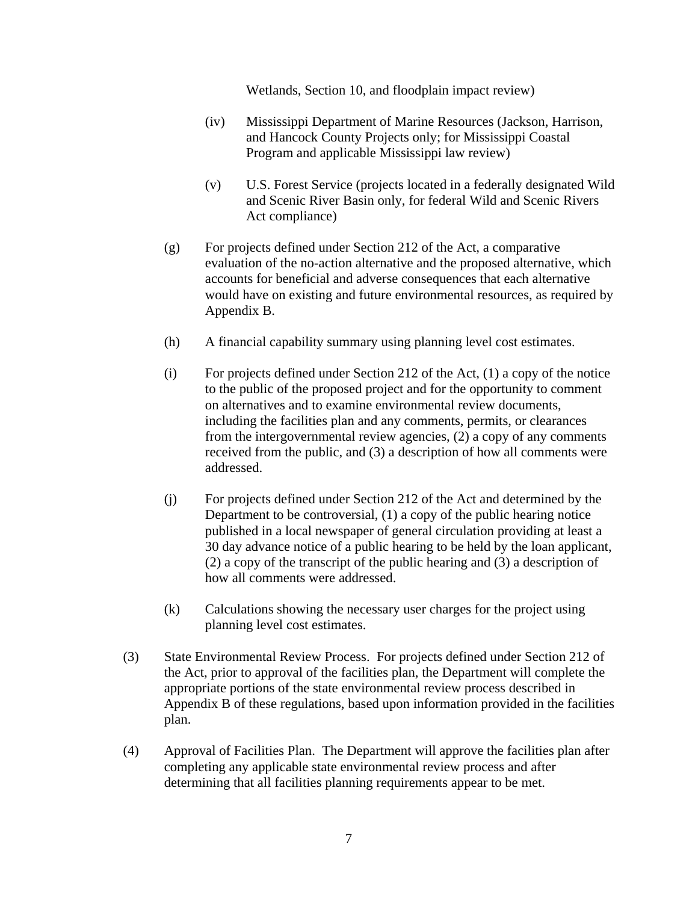Wetlands, Section 10, and floodplain impact review)

(iv) Mississippi Department of Marine Resources (Jackson, Harrison, and Hancock County Projects only; for Mississippi Coastal Program and applicable Mississippi law review)

(v) U.S. Forest Service (projects located in a federally designated Wild and Scenic River Basin only, for federal Wild and Scenic Rivers Act compliance)

(g) For projects defined under Section 212 of the Act, a comparative evaluation of the no-action alternative and the proposed alternative, which accounts for beneficial and adverse consequences that each alternative would have on existing and future environmental resources, as required by Appendix B.

(h) A financial capability summary using planning level cost estimates.

(i) For projects defined under Section 212 of the Act, (1) a copy of the notice to the public of the proposed project and for the opportunity to comment on alternatives and to examine environmental review documents, including the facilities plan and any comments, permits, or clearances from the intergovernmental review agencies, (2) a copy of any comments received from the public, and (3) a description of how all comments were addressed.

(j) For projects defined under Section 212 of the Act and determined by the Department to be controversial, (1) a copy of the public hearing notice published in a local newspaper of general circulation providing at least a 30 day advance notice of a public hearing to be held by the loan applicant, (2) a copy of the transcript of the public hearing and (3) a description of how all comments were addressed.

(k) Calculations showing the necessary user charges for the project using planning level cost estimates.

(3) State Environmental Review Process. For projects defined under Section 212 of the Act, prior to approval of the facilities plan, the Department will complete the appropriate portions of the state environmental review process described in Appendix B of these regulations, based upon information provided in the facilities plan.

(4) Approval of Facilities Plan. The Department will approve the facilities plan after completing any applicable state environmental review process and after determining that all facilities planning requirements appear to be met.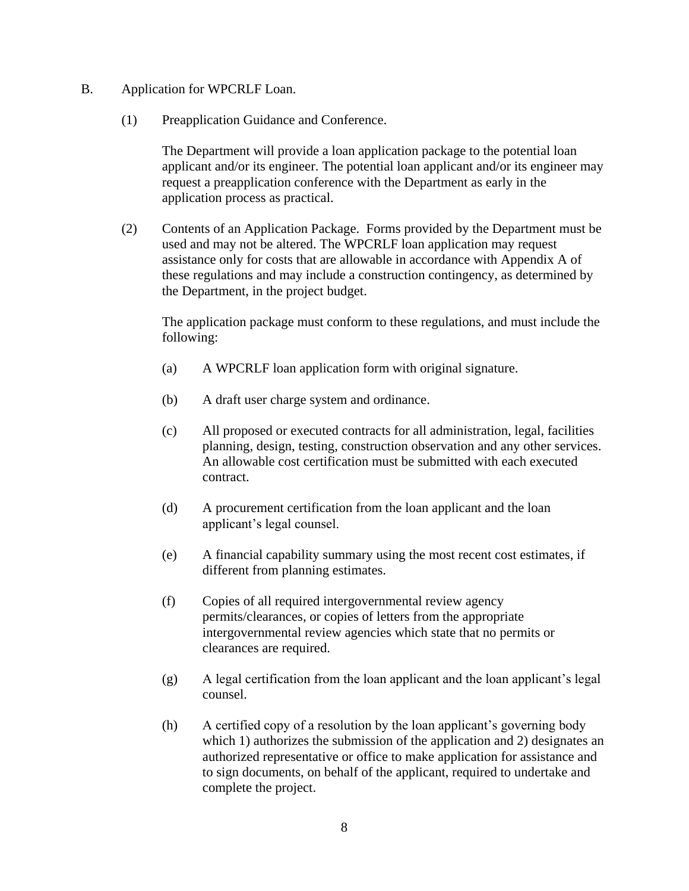B. Application for WPCRLF Loan.

(1) Preapplication Guidance and Conference.

The Department will provide a loan application package to the potential loan applicant and/or its engineer. The potential loan applicant and/or its engineer may request a preapplication conference with the Department as early in the application process as practical.

(2) Contents of an Application Package. Forms provided by the Department must be used and may not be altered. The WPCRLF loan application may request assistance only for costs that are allowable in accordance with Appendix A of these regulations and may include a construction contingency, as determined by the Department, in the project budget.

The application package must conform to these regulations, and must include the following:

(a) A WPCRLF loan application form with original signature.

(b) A draft user charge system and ordinance.

(c) All proposed or executed contracts for all administration, legal, facilities planning, design, testing, construction observation and any other services. An allowable cost certification must be submitted with each executed contract.

(d) A procurement certification from the loan applicant and the loan applicant's legal counsel.

(e) A financial capability summary using the most recent cost estimates, if different from planning estimates.

(f) Copies of all required intergovernmental review agency permits/clearances, or copies of letters from the appropriate intergovernmental review agencies which state that no permits or clearances are required.

(g) A legal certification from the loan applicant and the loan applicant's legal counsel.

(h) A certified copy of a resolution by the loan applicant's governing body which 1) authorizes the submission of the application and 2) designates an authorized representative or office to make application for assistance and to sign documents, on behalf of the applicant, required to undertake and complete the project.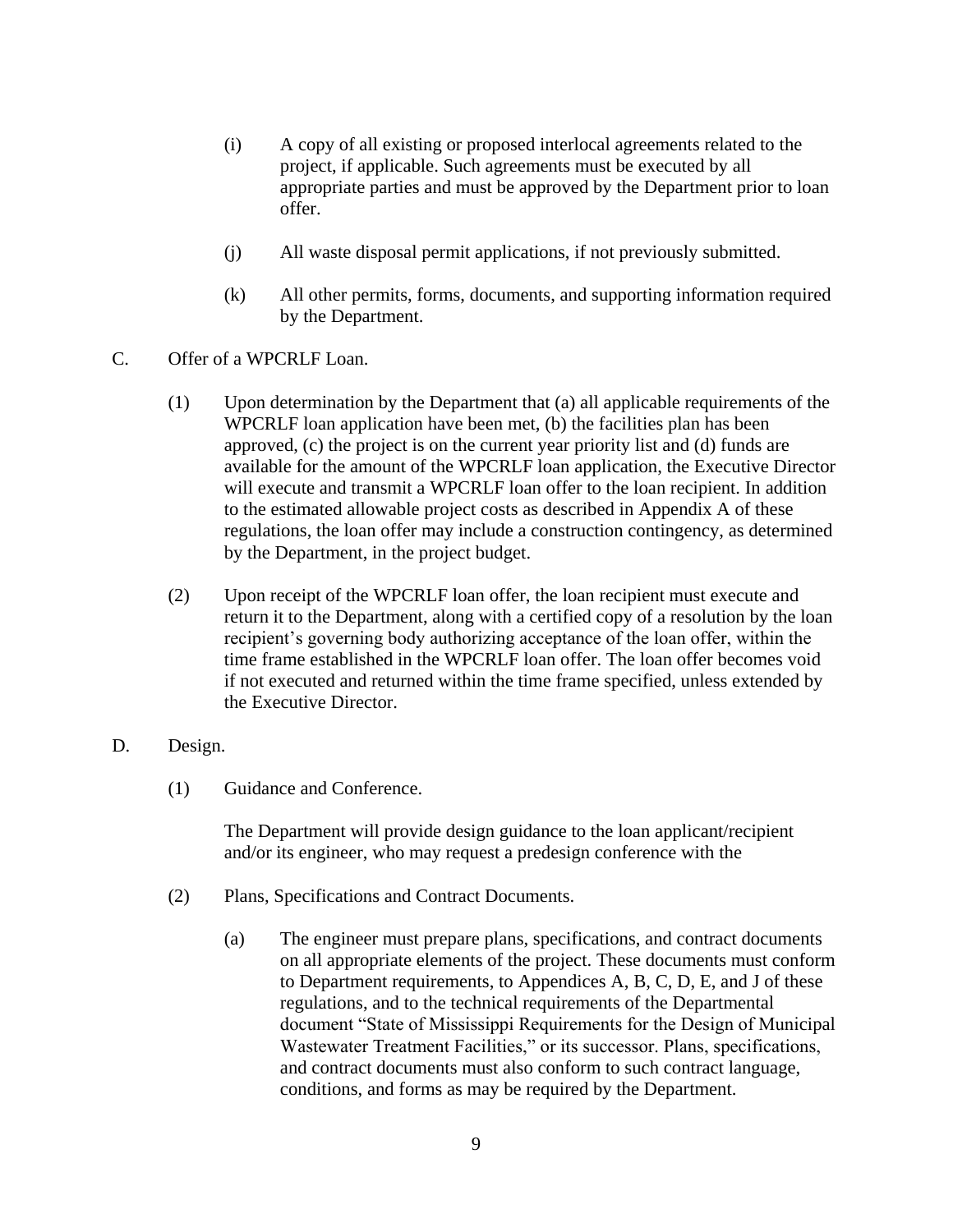(i) A copy of all existing or proposed interlocal agreements related to the project, if applicable. Such agreements must be executed by all appropriate parties and must be approved by the Department prior to loan offer.

(j) All waste disposal permit applications, if not previously submitted.

(k) All other permits, forms, documents, and supporting information required by the Department.

C. Offer of a WPCRLF Loan.

(1) Upon determination by the Department that (a) all applicable requirements of the WPCRLF loan application have been met, (b) the facilities plan has been approved, (c) the project is on the current year priority list and (d) funds are available for the amount of the WPCRLF loan application, the Executive Director will execute and transmit a WPCRLF loan offer to the loan recipient. In addition to the estimated allowable project costs as described in Appendix A of these regulations, the loan offer may include a construction contingency, as determined by the Department, in the project budget.

(2) Upon receipt of the WPCRLF loan offer, the loan recipient must execute and return it to the Department, along with a certified copy of a resolution by the loan recipient's governing body authorizing acceptance of the loan offer, within the time frame established in the WPCRLF loan offer. The loan offer becomes void if not executed and returned within the time frame specified, unless extended by the Executive Director.

D. Design.

(1) Guidance and Conference.

The Department will provide design guidance to the loan applicant/recipient and/or its engineer, who may request a predesign conference with the

(2) Plans, Specifications and Contract Documents.

(a) The engineer must prepare plans, specifications, and contract documents on all appropriate elements of the project. These documents must conform to Department requirements, to Appendices A, B, C, D, E, and J of these regulations, and to the technical requirements of the Departmental document "State of Mississippi Requirements for the Design of Municipal Wastewater Treatment Facilities," or its successor. Plans, specifications, and contract documents must also conform to such contract language, conditions, and forms as may be required by the Department.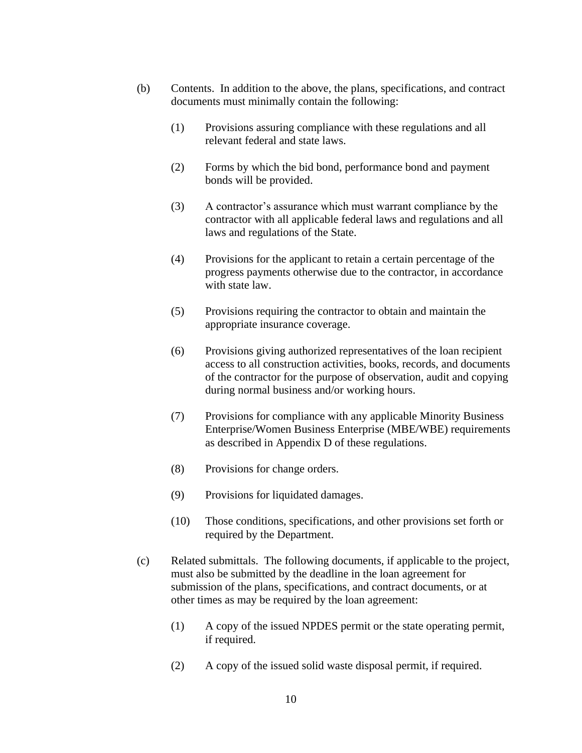(b) Contents. In addition to the above, the plans, specifications, and contract documents must minimally contain the following:

(1) Provisions assuring compliance with these regulations and all relevant federal and state laws.

(2) Forms by which the bid bond, performance bond and payment bonds will be provided.

(3) A contractor's assurance which must warrant compliance by the contractor with all applicable federal laws and regulations and all laws and regulations of the State.

(4) Provisions for the applicant to retain a certain percentage of the progress payments otherwise due to the contractor, in accordance with state law.

(5) Provisions requiring the contractor to obtain and maintain the appropriate insurance coverage.

(6) Provisions giving authorized representatives of the loan recipient access to all construction activities, books, records, and documents of the contractor for the purpose of observation, audit and copying during normal business and/or working hours.

(7) Provisions for compliance with any applicable Minority Business Enterprise/Women Business Enterprise (MBE/WBE) requirements as described in Appendix D of these regulations.

(8) Provisions for change orders.

(9) Provisions for liquidated damages.

(10) Those conditions, specifications, and other provisions set forth or required by the Department.

(c) Related submittals. The following documents, if applicable to the project, must also be submitted by the deadline in the loan agreement for submission of the plans, specifications, and contract documents, or at other times as may be required by the loan agreement:

(1) A copy of the issued NPDES permit or the state operating permit, if required.

(2) A copy of the issued solid waste disposal permit, if required.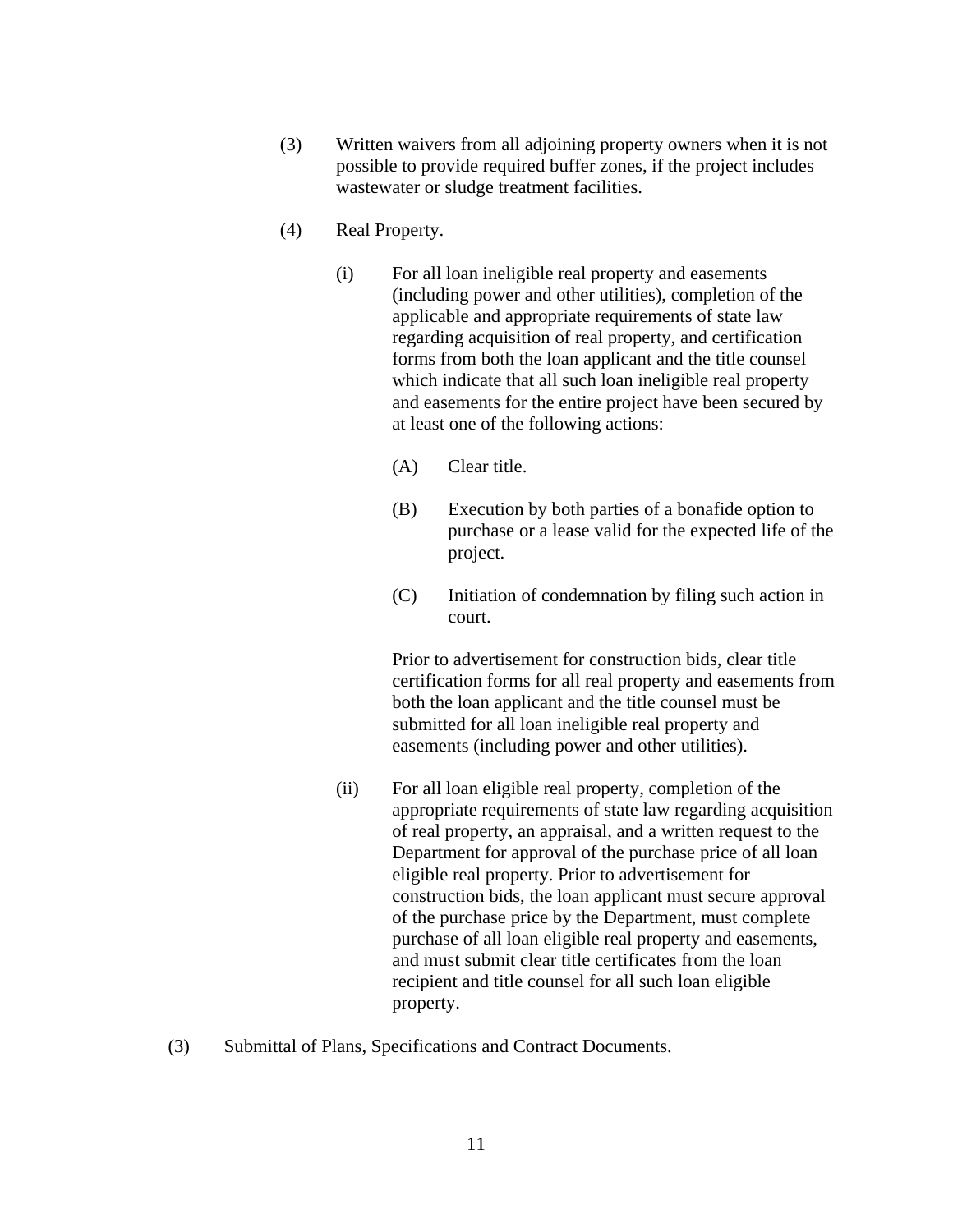(3) Written waivers from all adjoining property owners when it is not possible to provide required buffer zones, if the project includes wastewater or sludge treatment facilities.

(4) Real Property.

(i) For all loan ineligible real property and easements (including power and other utilities), completion of the applicable and appropriate requirements of state law regarding acquisition of real property, and certification forms from both the loan applicant and the title counsel which indicate that all such loan ineligible real property and easements for the entire project have been secured by at least one of the following actions:

(A) Clear title.

(B) Execution by both parties of a bonafide option to purchase or a lease valid for the expected life of the project.

(C) Initiation of condemnation by filing such action in court.

Prior to advertisement for construction bids, clear title certification forms for all real property and easements from both the loan applicant and the title counsel must be submitted for all loan ineligible real property and easements (including power and other utilities).

(ii) For all loan eligible real property, completion of the appropriate requirements of state law regarding acquisition of real property, an appraisal, and a written request to the Department for approval of the purchase price of all loan eligible real property. Prior to advertisement for construction bids, the loan applicant must secure approval of the purchase price by the Department, must complete purchase of all loan eligible real property and easements, and must submit clear title certificates from the loan recipient and title counsel for all such loan eligible property.

(3) Submittal of Plans, Specifications and Contract Documents.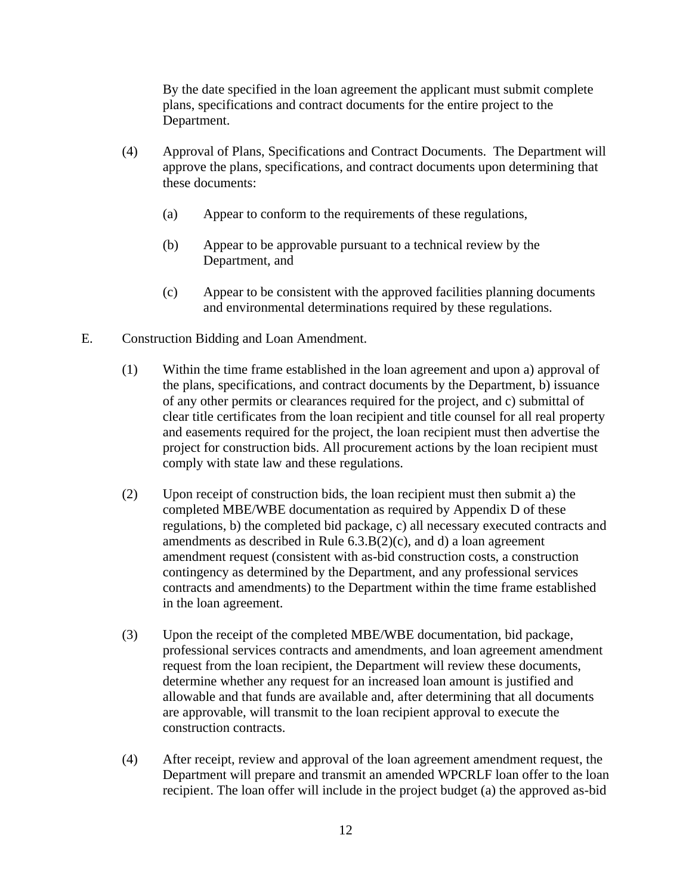By the date specified in the loan agreement the applicant must submit complete plans, specifications and contract documents for the entire project to the Department.

(4) Approval of Plans, Specifications and Contract Documents. The Department will approve the plans, specifications, and contract documents upon determining that these documents:

(a) Appear to conform to the requirements of these regulations,

(b) Appear to be approvable pursuant to a technical review by the Department, and

(c) Appear to be consistent with the approved facilities planning documents and environmental determinations required by these regulations.

E. Construction Bidding and Loan Amendment.

(1) Within the time frame established in the loan agreement and upon a) approval of the plans, specifications, and contract documents by the Department, b) issuance of any other permits or clearances required for the project, and c) submittal of clear title certificates from the loan recipient and title counsel for all real property and easements required for the project, the loan recipient must then advertise the project for construction bids. All procurement actions by the loan recipient must comply with state law and these regulations.

(2) Upon receipt of construction bids, the loan recipient must then submit a) the completed MBE/WBE documentation as required by Appendix D of these regulations, b) the completed bid package, c) all necessary executed contracts and amendments as described in Rule 6.3.B(2)(c), and d) a loan agreement amendment request (consistent with as-bid construction costs, a construction contingency as determined by the Department, and any professional services contracts and amendments) to the Department within the time frame established in the loan agreement.

(3) Upon the receipt of the completed MBE/WBE documentation, bid package, professional services contracts and amendments, and loan agreement amendment request from the loan recipient, the Department will review these documents, determine whether any request for an increased loan amount is justified and allowable and that funds are available and, after determining that all documents are approvable, will transmit to the loan recipient approval to execute the construction contracts.

(4) After receipt, review and approval of the loan agreement amendment request, the Department will prepare and transmit an amended WPCRLF loan offer to the loan recipient. The loan offer will include in the project budget (a) the approved as-bid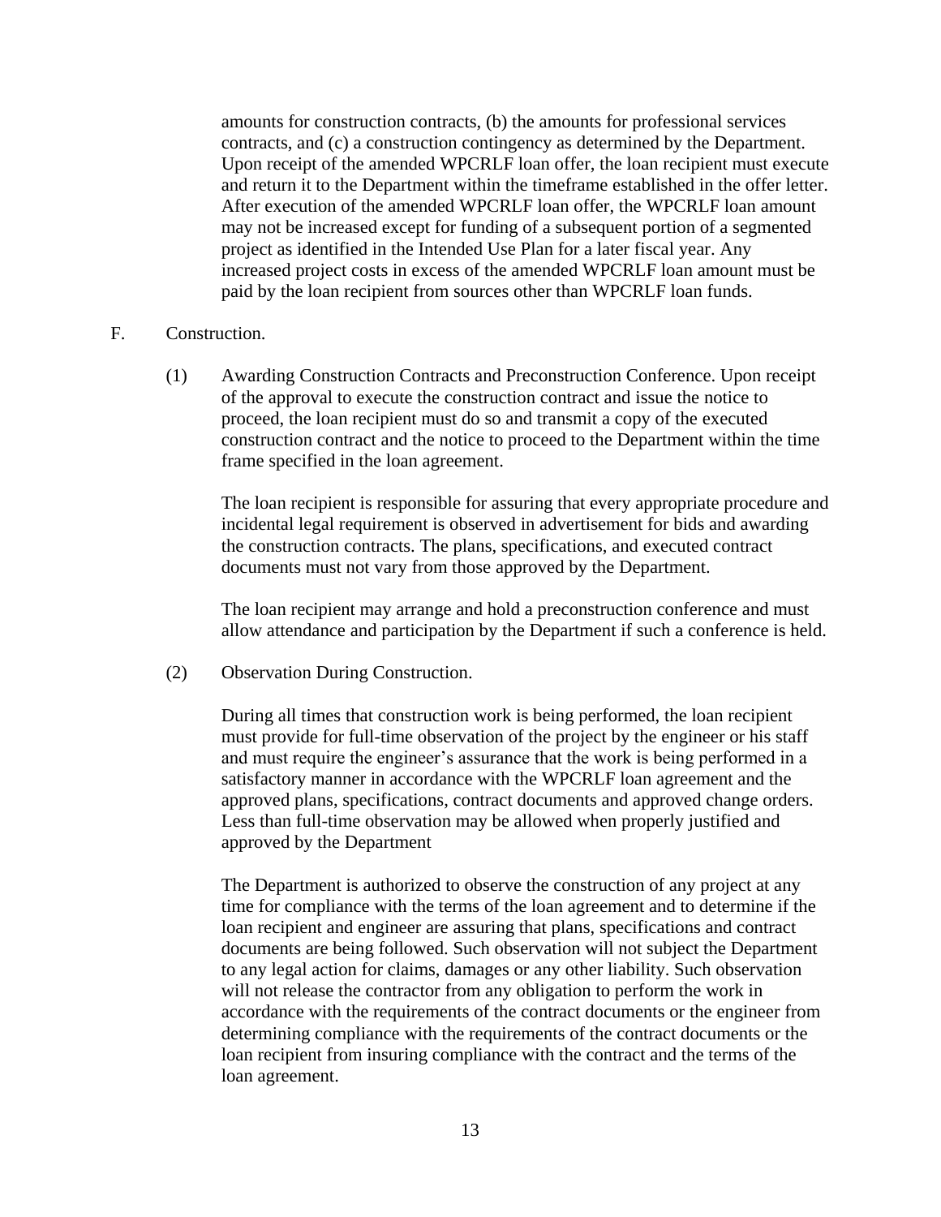amounts for construction contracts, (b) the amounts for professional services contracts, and (c) a construction contingency as determined by the Department. Upon receipt of the amended WPCRLF loan offer, the loan recipient must execute and return it to the Department within the timeframe established in the offer letter. After execution of the amended WPCRLF loan offer, the WPCRLF loan amount may not be increased except for funding of a subsequent portion of a segmented project as identified in the Intended Use Plan for a later fiscal year. Any increased project costs in excess of the amended WPCRLF loan amount must be paid by the loan recipient from sources other than WPCRLF loan funds.

F. Construction.

(1) Awarding Construction Contracts and Preconstruction Conference. Upon receipt of the approval to execute the construction contract and issue the notice to proceed, the loan recipient must do so and transmit a copy of the executed construction contract and the notice to proceed to the Department within the time frame specified in the loan agreement.

The loan recipient is responsible for assuring that every appropriate procedure and incidental legal requirement is observed in advertisement for bids and awarding the construction contracts. The plans, specifications, and executed contract documents must not vary from those approved by the Department.

The loan recipient may arrange and hold a preconstruction conference and must allow attendance and participation by the Department if such a conference is held.

(2) Observation During Construction.

During all times that construction work is being performed, the loan recipient must provide for full-time observation of the project by the engineer or his staff and must require the engineer's assurance that the work is being performed in a satisfactory manner in accordance with the WPCRLF loan agreement and the approved plans, specifications, contract documents and approved change orders. Less than full-time observation may be allowed when properly justified and approved by the Department

The Department is authorized to observe the construction of any project at any time for compliance with the terms of the loan agreement and to determine if the loan recipient and engineer are assuring that plans, specifications and contract documents are being followed. Such observation will not subject the Department to any legal action for claims, damages or any other liability. Such observation will not release the contractor from any obligation to perform the work in accordance with the requirements of the contract documents or the engineer from determining compliance with the requirements of the contract documents or the loan recipient from insuring compliance with the contract and the terms of the loan agreement.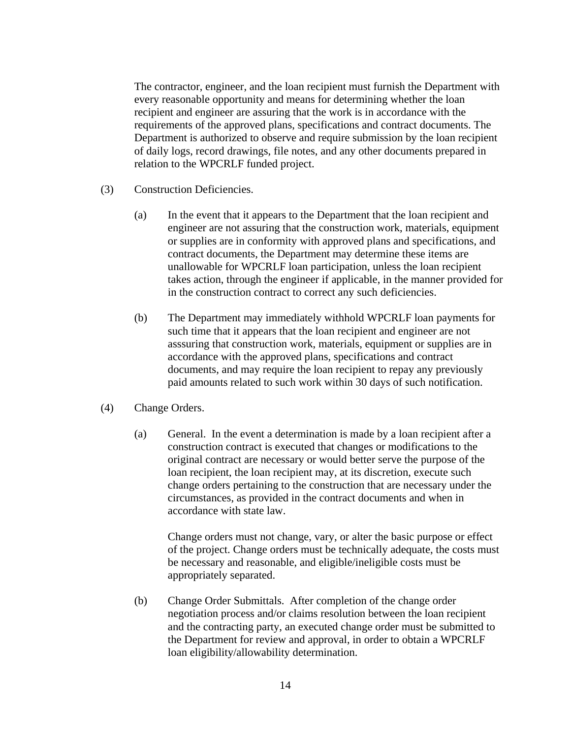The contractor, engineer, and the loan recipient must furnish the Department with every reasonable opportunity and means for determining whether the loan recipient and engineer are assuring that the work is in accordance with the requirements of the approved plans, specifications and contract documents. The Department is authorized to observe and require submission by the loan recipient of daily logs, record drawings, file notes, and any other documents prepared in relation to the WPCRLF funded project.

(3) Construction Deficiencies.

(a) In the event that it appears to the Department that the loan recipient and engineer are not assuring that the construction work, materials, equipment or supplies are in conformity with approved plans and specifications, and contract documents, the Department may determine these items are unallowable for WPCRLF loan participation, unless the loan recipient takes action, through the engineer if applicable, in the manner provided for in the construction contract to correct any such deficiencies.

(b) The Department may immediately withhold WPCRLF loan payments for such time that it appears that the loan recipient and engineer are not asssuring that construction work, materials, equipment or supplies are in accordance with the approved plans, specifications and contract documents, and may require the loan recipient to repay any previously paid amounts related to such work within 30 days of such notification.

(4) Change Orders.

(a) General. In the event a determination is made by a loan recipient after a construction contract is executed that changes or modifications to the original contract are necessary or would better serve the purpose of the loan recipient, the loan recipient may, at its discretion, execute such change orders pertaining to the construction that are necessary under the circumstances, as provided in the contract documents and when in accordance with state law.

Change orders must not change, vary, or alter the basic purpose or effect of the project. Change orders must be technically adequate, the costs must be necessary and reasonable, and eligible/ineligible costs must be appropriately separated.

(b) Change Order Submittals. After completion of the change order negotiation process and/or claims resolution between the loan recipient and the contracting party, an executed change order must be submitted to the Department for review and approval, in order to obtain a WPCRLF loan eligibility/allowability determination.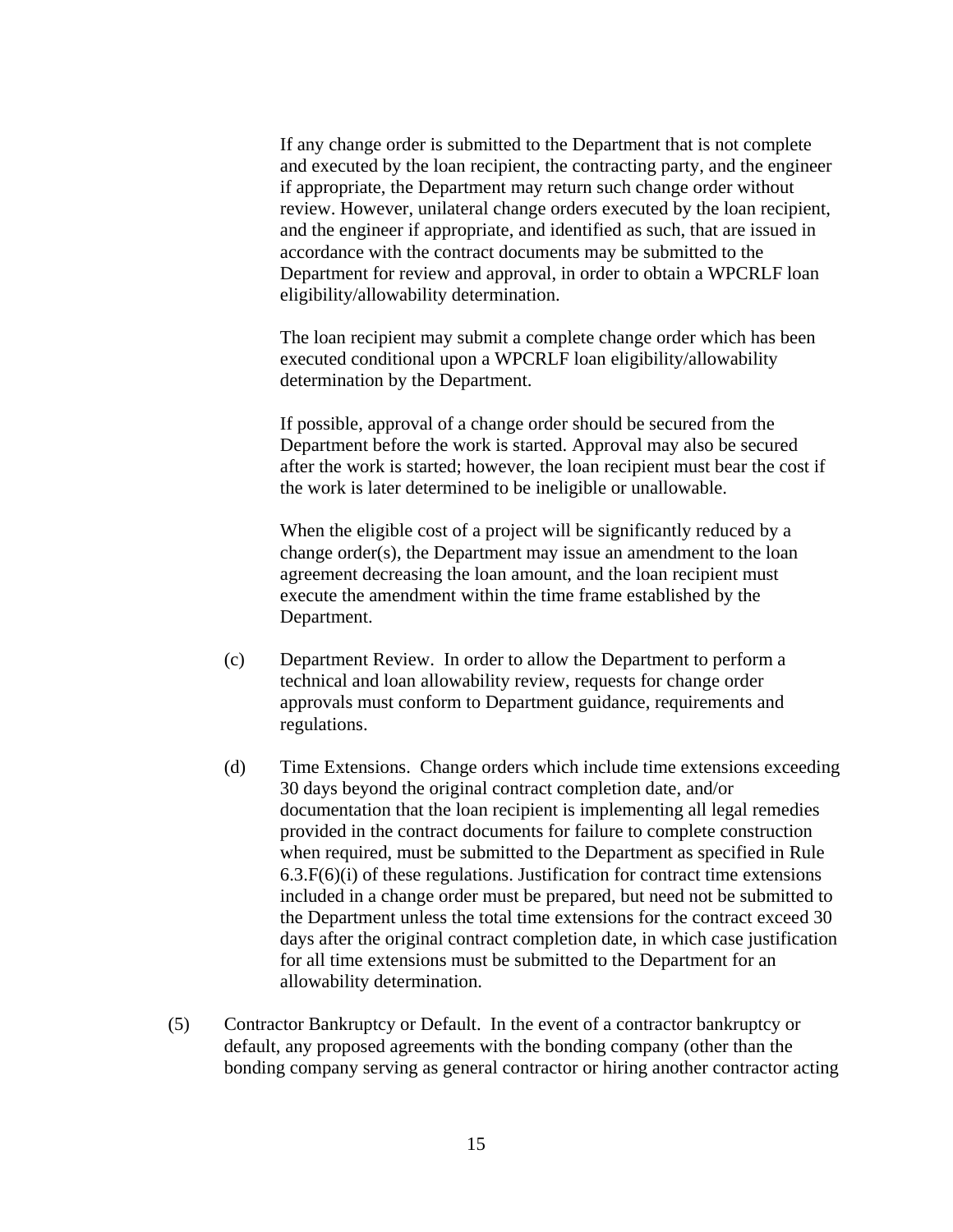If any change order is submitted to the Department that is not complete and executed by the loan recipient, the contracting party, and the engineer if appropriate, the Department may return such change order without review. However, unilateral change orders executed by the loan recipient, and the engineer if appropriate, and identified as such, that are issued in accordance with the contract documents may be submitted to the Department for review and approval, in order to obtain a WPCRLF loan eligibility/allowability determination.

The loan recipient may submit a complete change order which has been executed conditional upon a WPCRLF loan eligibility/allowability determination by the Department.

If possible, approval of a change order should be secured from the Department before the work is started. Approval may also be secured after the work is started; however, the loan recipient must bear the cost if the work is later determined to be ineligible or unallowable.

When the eligible cost of a project will be significantly reduced by a change order(s), the Department may issue an amendment to the loan agreement decreasing the loan amount, and the loan recipient must execute the amendment within the time frame established by the Department.

(c) Department Review. In order to allow the Department to perform a technical and loan allowability review, requests for change order approvals must conform to Department guidance, requirements and regulations.

(d) Time Extensions. Change orders which include time extensions exceeding 30 days beyond the original contract completion date, and/or documentation that the loan recipient is implementing all legal remedies provided in the contract documents for failure to complete construction when required, must be submitted to the Department as specified in Rule 6.3.F(6)(i) of these regulations. Justification for contract time extensions included in a change order must be prepared, but need not be submitted to the Department unless the total time extensions for the contract exceed 30 days after the original contract completion date, in which case justification for all time extensions must be submitted to the Department for an allowability determination.

(5) Contractor Bankruptcy or Default. In the event of a contractor bankruptcy or default, any proposed agreements with the bonding company (other than the bonding company serving as general contractor or hiring another contractor acting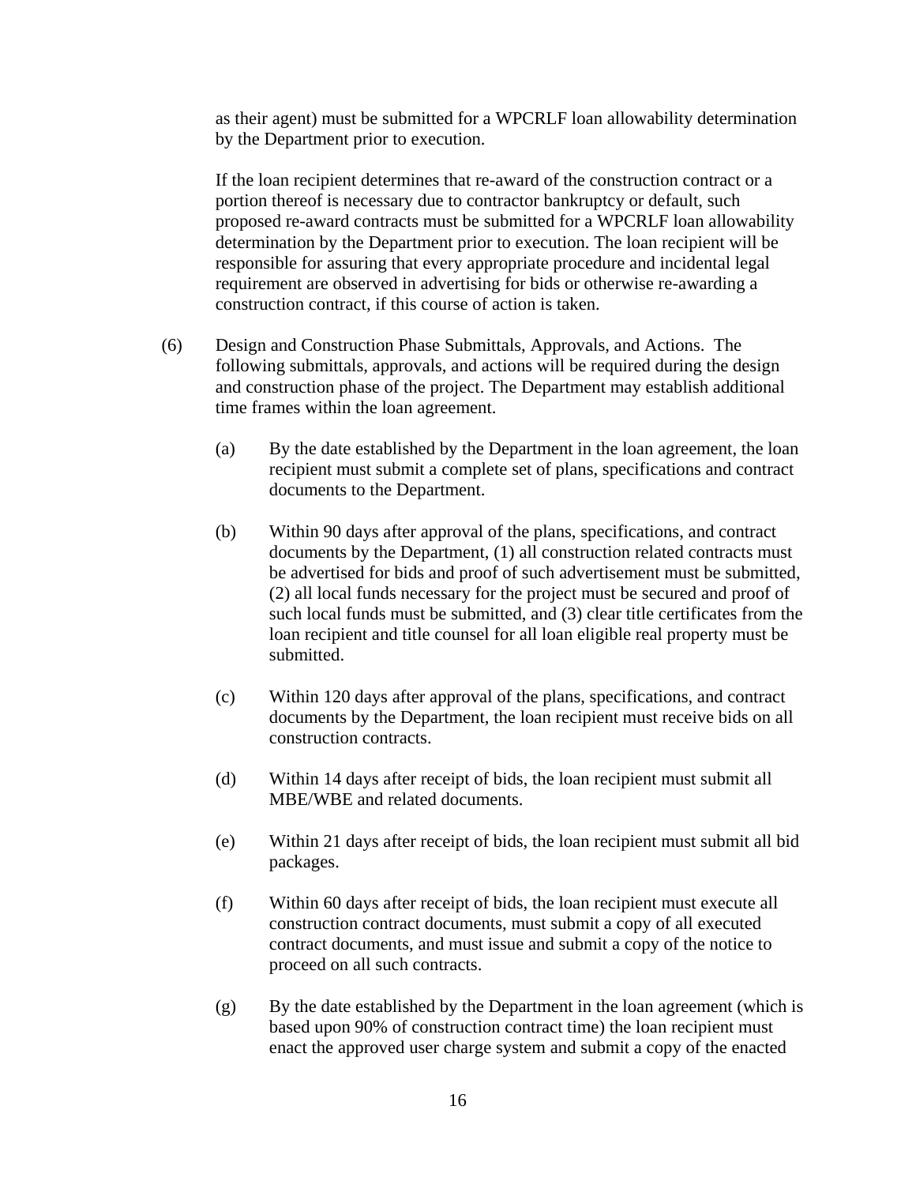as their agent) must be submitted for a WPCRLF loan allowability determination by the Department prior to execution.

If the loan recipient determines that re-award of the construction contract or a portion thereof is necessary due to contractor bankruptcy or default, such proposed re-award contracts must be submitted for a WPCRLF loan allowability determination by the Department prior to execution. The loan recipient will be responsible for assuring that every appropriate procedure and incidental legal requirement are observed in advertising for bids or otherwise re-awarding a construction contract, if this course of action is taken.

(6) Design and Construction Phase Submittals, Approvals, and Actions. The following submittals, approvals, and actions will be required during the design and construction phase of the project. The Department may establish additional time frames within the loan agreement.

(a) By the date established by the Department in the loan agreement, the loan recipient must submit a complete set of plans, specifications and contract documents to the Department.

(b) Within 90 days after approval of the plans, specifications, and contract documents by the Department, (1) all construction related contracts must be advertised for bids and proof of such advertisement must be submitted, (2) all local funds necessary for the project must be secured and proof of such local funds must be submitted, and (3) clear title certificates from the loan recipient and title counsel for all loan eligible real property must be submitted.

(c) Within 120 days after approval of the plans, specifications, and contract documents by the Department, the loan recipient must receive bids on all construction contracts.

(d) Within 14 days after receipt of bids, the loan recipient must submit all MBE/WBE and related documents.

(e) Within 21 days after receipt of bids, the loan recipient must submit all bid packages.

(f) Within 60 days after receipt of bids, the loan recipient must execute all construction contract documents, must submit a copy of all executed contract documents, and must issue and submit a copy of the notice to proceed on all such contracts.

(g) By the date established by the Department in the loan agreement (which is based upon 90% of construction contract time) the loan recipient must enact the approved user charge system and submit a copy of the enacted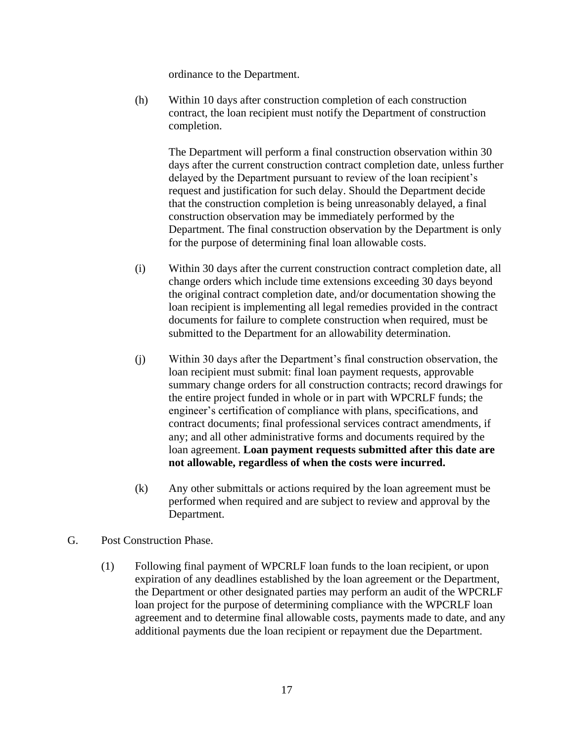ordinance to the Department.

(h) Within 10 days after construction completion of each construction contract, the loan recipient must notify the Department of construction completion.

The Department will perform a final construction observation within 30 days after the current construction contract completion date, unless further delayed by the Department pursuant to review of the loan recipient's request and justification for such delay. Should the Department decide that the construction completion is being unreasonably delayed, a final construction observation may be immediately performed by the Department. The final construction observation by the Department is only for the purpose of determining final loan allowable costs.

(i) Within 30 days after the current construction contract completion date, all change orders which include time extensions exceeding 30 days beyond the original contract completion date, and/or documentation showing the loan recipient is implementing all legal remedies provided in the contract documents for failure to complete construction when required, must be submitted to the Department for an allowability determination.

(j) Within 30 days after the Department's final construction observation, the loan recipient must submit: final loan payment requests, approvable summary change orders for all construction contracts; record drawings for the entire project funded in whole or in part with WPCRLF funds; the engineer's certification of compliance with plans, specifications, and contract documents; final professional services contract amendments, if any; and all other administrative forms and documents required by the loan agreement. **Loan payment requests submitted after this date are not allowable, regardless of when the costs were incurred.**

(k) Any other submittals or actions required by the loan agreement must be performed when required and are subject to review and approval by the Department.

G. Post Construction Phase.

(1) Following final payment of WPCRLF loan funds to the loan recipient, or upon expiration of any deadlines established by the loan agreement or the Department, the Department or other designated parties may perform an audit of the WPCRLF loan project for the purpose of determining compliance with the WPCRLF loan agreement and to determine final allowable costs, payments made to date, and any additional payments due the loan recipient or repayment due the Department.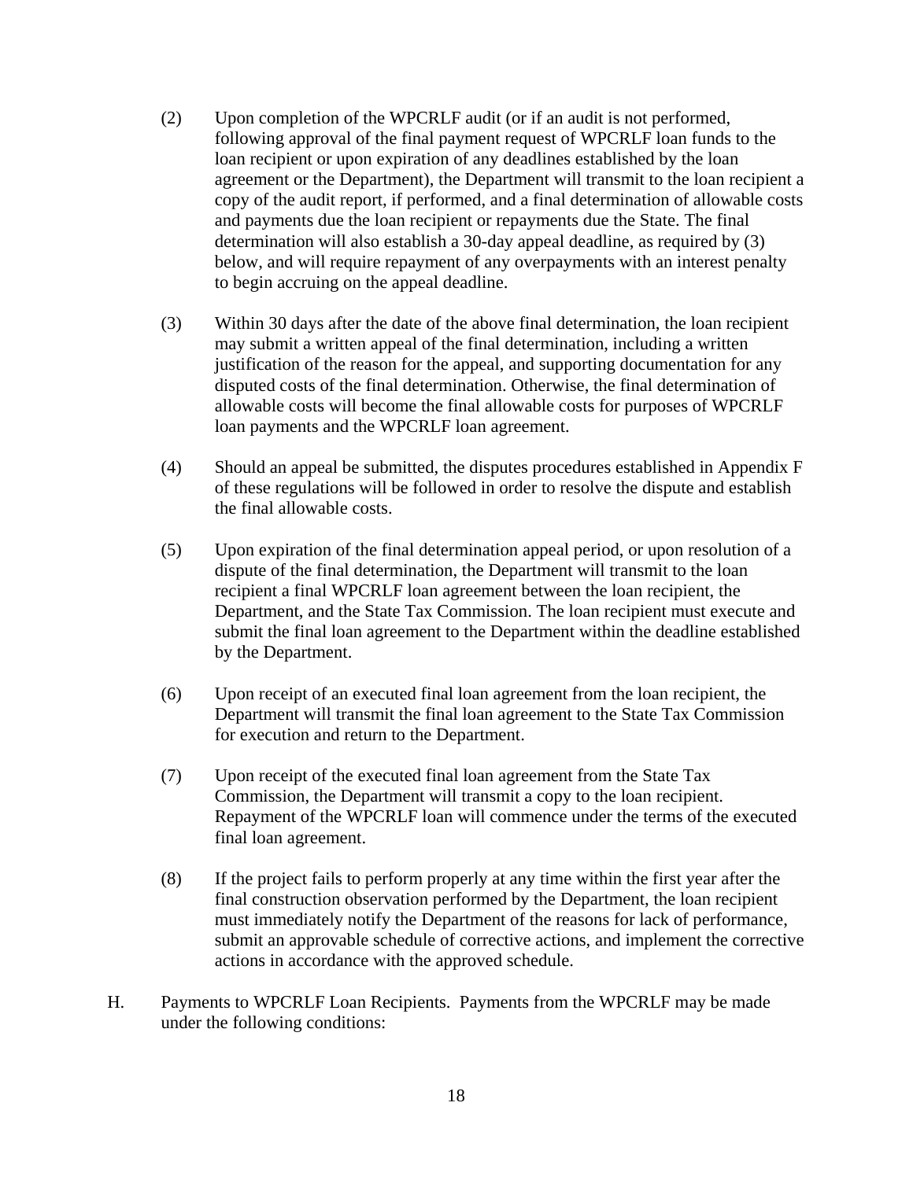(2) Upon completion of the WPCRLF audit (or if an audit is not performed, following approval of the final payment request of WPCRLF loan funds to the loan recipient or upon expiration of any deadlines established by the loan agreement or the Department), the Department will transmit to the loan recipient a copy of the audit report, if performed, and a final determination of allowable costs and payments due the loan recipient or repayments due the State. The final determination will also establish a 30-day appeal deadline, as required by (3) below, and will require repayment of any overpayments with an interest penalty to begin accruing on the appeal deadline.

(3) Within 30 days after the date of the above final determination, the loan recipient may submit a written appeal of the final determination, including a written justification of the reason for the appeal, and supporting documentation for any disputed costs of the final determination. Otherwise, the final determination of allowable costs will become the final allowable costs for purposes of WPCRLF loan payments and the WPCRLF loan agreement.

(4) Should an appeal be submitted, the disputes procedures established in Appendix F of these regulations will be followed in order to resolve the dispute and establish the final allowable costs.

(5) Upon expiration of the final determination appeal period, or upon resolution of a dispute of the final determination, the Department will transmit to the loan recipient a final WPCRLF loan agreement between the loan recipient, the Department, and the State Tax Commission. The loan recipient must execute and submit the final loan agreement to the Department within the deadline established by the Department.

(6) Upon receipt of an executed final loan agreement from the loan recipient, the Department will transmit the final loan agreement to the State Tax Commission for execution and return to the Department.

(7) Upon receipt of the executed final loan agreement from the State Tax Commission, the Department will transmit a copy to the loan recipient. Repayment of the WPCRLF loan will commence under the terms of the executed final loan agreement.

(8) If the project fails to perform properly at any time within the first year after the final construction observation performed by the Department, the loan recipient must immediately notify the Department of the reasons for lack of performance, submit an approvable schedule of corrective actions, and implement the corrective actions in accordance with the approved schedule.

H. Payments to WPCRLF Loan Recipients. Payments from the WPCRLF may be made under the following conditions: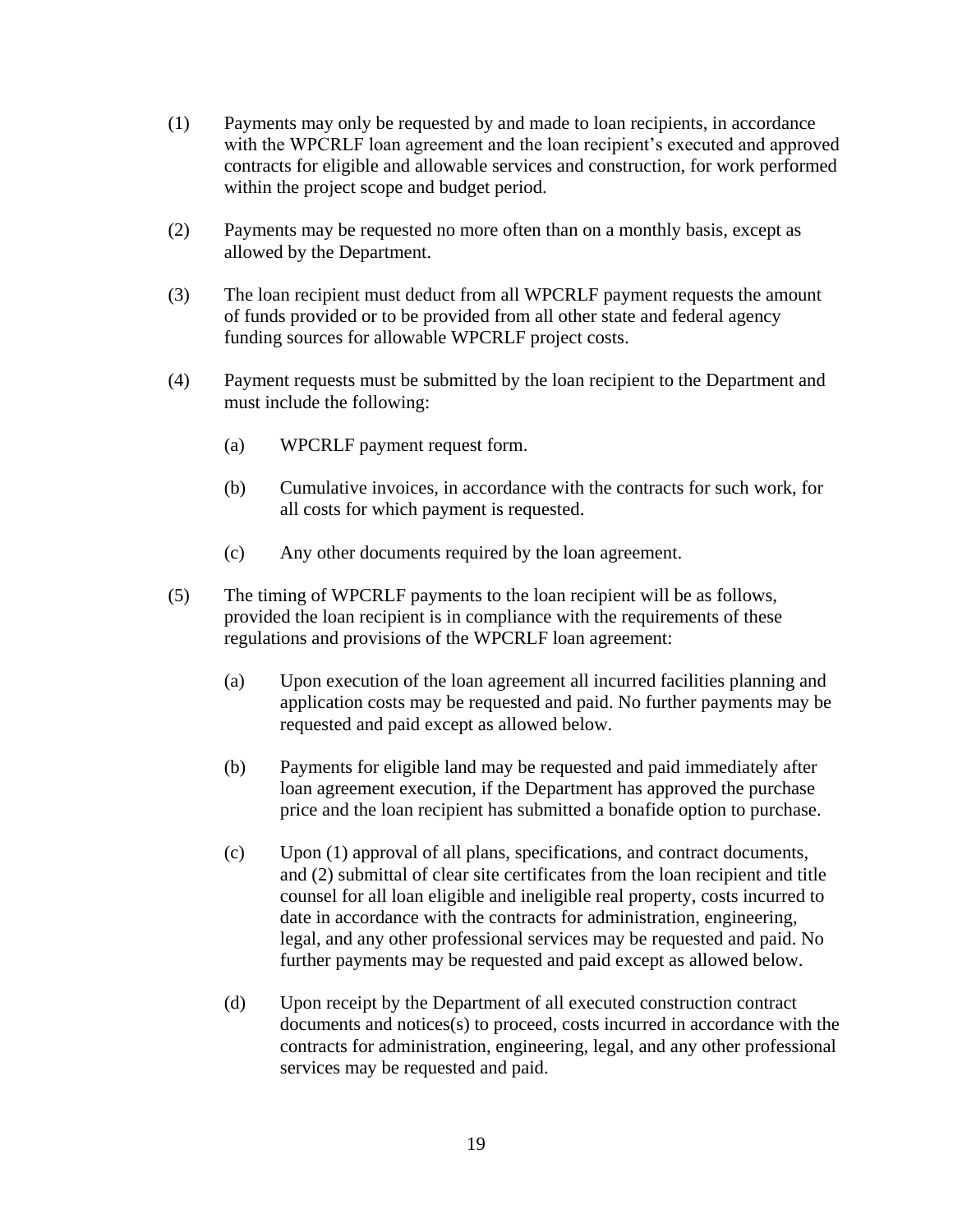(1) Payments may only be requested by and made to loan recipients, in accordance with the WPCRLF loan agreement and the loan recipient's executed and approved contracts for eligible and allowable services and construction, for work performed within the project scope and budget period.

(2) Payments may be requested no more often than on a monthly basis, except as allowed by the Department.

(3) The loan recipient must deduct from all WPCRLF payment requests the amount of funds provided or to be provided from all other state and federal agency funding sources for allowable WPCRLF project costs.

(4) Payment requests must be submitted by the loan recipient to the Department and must include the following:

   (a) WPCRLF payment request form.

   (b) Cumulative invoices, in accordance with the contracts for such work, for all costs for which payment is requested.

   (c) Any other documents required by the loan agreement.

(5) The timing of WPCRLF payments to the loan recipient will be as follows, provided the loan recipient is in compliance with the requirements of these regulations and provisions of the WPCRLF loan agreement:

   (a) Upon execution of the loan agreement all incurred facilities planning and application costs may be requested and paid. No further payments may be requested and paid except as allowed below.

   (b) Payments for eligible land may be requested and paid immediately after loan agreement execution, if the Department has approved the purchase price and the loan recipient has submitted a bonafide option to purchase.

   (c) Upon (1) approval of all plans, specifications, and contract documents, and (2) submittal of clear site certificates from the loan recipient and title counsel for all loan eligible and ineligible real property, costs incurred to date in accordance with the contracts for administration, engineering, legal, and any other professional services may be requested and paid. No further payments may be requested and paid except as allowed below.

   (d) Upon receipt by the Department of all executed construction contract documents and notices(s) to proceed, costs incurred in accordance with the contracts for administration, engineering, legal, and any other professional services may be requested and paid.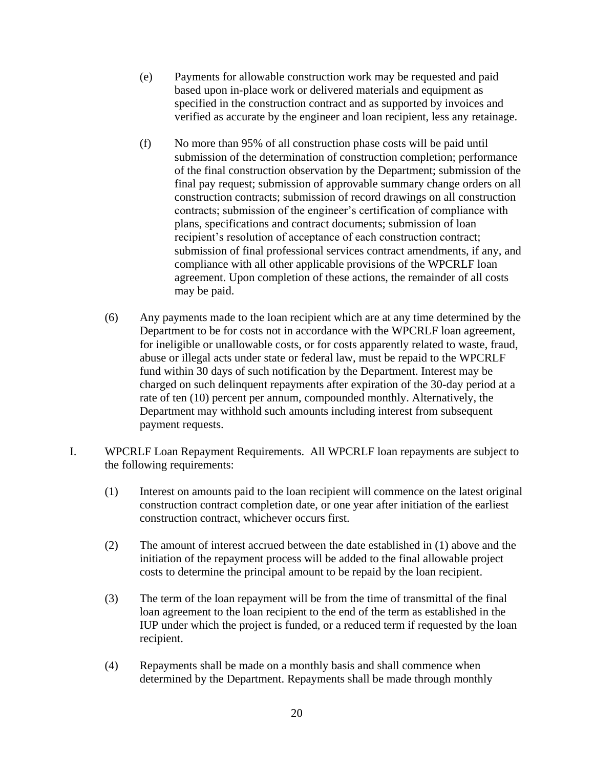(e) Payments for allowable construction work may be requested and paid based upon in-place work or delivered materials and equipment as specified in the construction contract and as supported by invoices and verified as accurate by the engineer and loan recipient, less any retainage.

(f) No more than 95% of all construction phase costs will be paid until submission of the determination of construction completion; performance of the final construction observation by the Department; submission of the final pay request; submission of approvable summary change orders on all construction contracts; submission of record drawings on all construction contracts; submission of the engineer's certification of compliance with plans, specifications and contract documents; submission of loan recipient's resolution of acceptance of each construction contract; submission of final professional services contract amendments, if any, and compliance with all other applicable provisions of the WPCRLF loan agreement. Upon completion of these actions, the remainder of all costs may be paid.

(6) Any payments made to the loan recipient which are at any time determined by the Department to be for costs not in accordance with the WPCRLF loan agreement, for ineligible or unallowable costs, or for costs apparently related to waste, fraud, abuse or illegal acts under state or federal law, must be repaid to the WPCRLF fund within 30 days of such notification by the Department. Interest may be charged on such delinquent repayments after expiration of the 30-day period at a rate of ten (10) percent per annum, compounded monthly. Alternatively, the Department may withhold such amounts including interest from subsequent payment requests.

I. WPCRLF Loan Repayment Requirements. All WPCRLF loan repayments are subject to the following requirements:

(1) Interest on amounts paid to the loan recipient will commence on the latest original construction contract completion date, or one year after initiation of the earliest construction contract, whichever occurs first.

(2) The amount of interest accrued between the date established in (1) above and the initiation of the repayment process will be added to the final allowable project costs to determine the principal amount to be repaid by the loan recipient.

(3) The term of the loan repayment will be from the time of transmittal of the final loan agreement to the loan recipient to the end of the term as established in the IUP under which the project is funded, or a reduced term if requested by the loan recipient.

(4) Repayments shall be made on a monthly basis and shall commence when determined by the Department. Repayments shall be made through monthly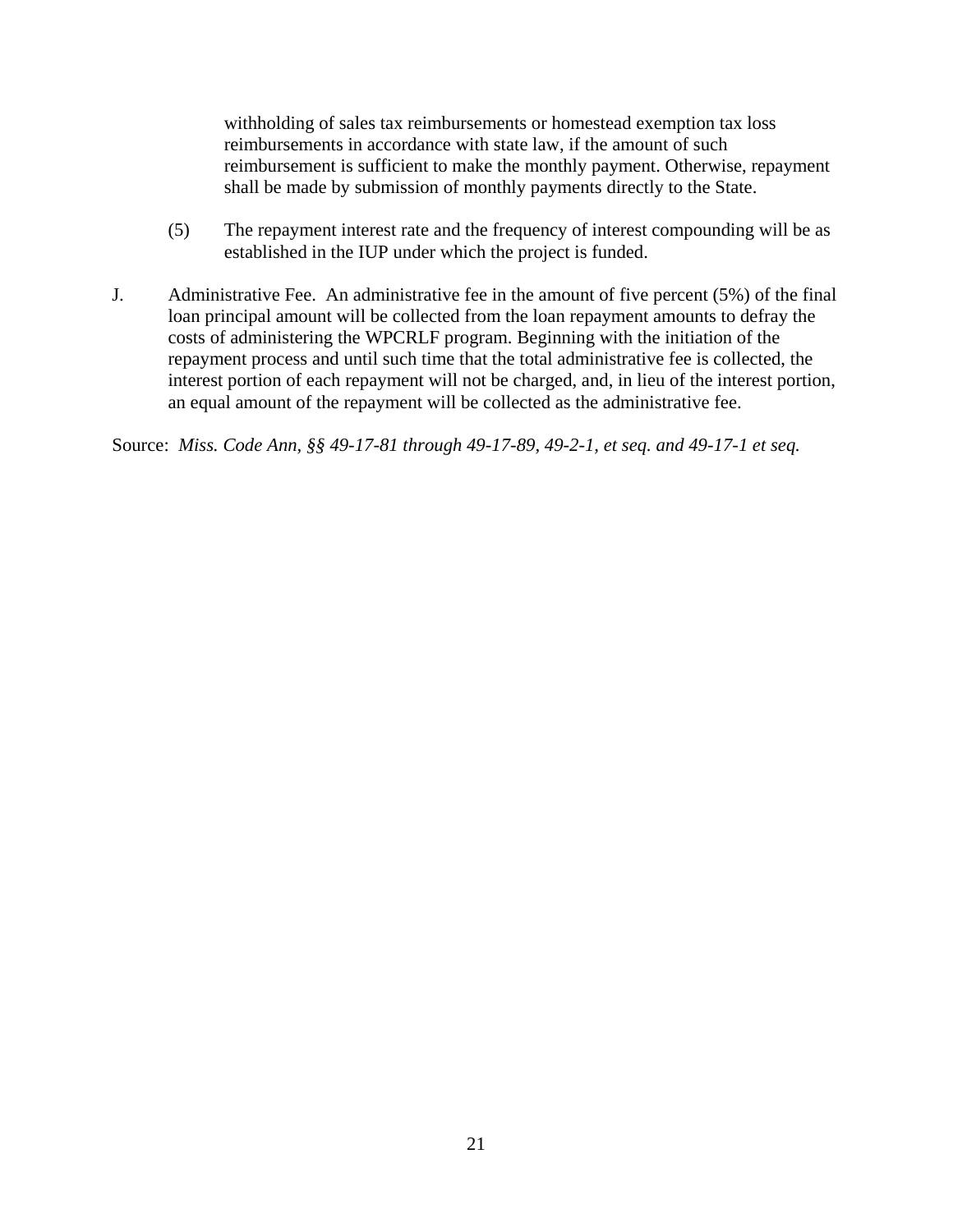withholding of sales tax reimbursements or homestead exemption tax loss reimbursements in accordance with state law, if the amount of such reimbursement is sufficient to make the monthly payment. Otherwise, repayment shall be made by submission of monthly payments directly to the State.

(5) The repayment interest rate and the frequency of interest compounding will be as established in the IUP under which the project is funded.

J. Administrative Fee. An administrative fee in the amount of five percent (5%) of the final loan principal amount will be collected from the loan repayment amounts to defray the costs of administering the WPCRLF program. Beginning with the initiation of the repayment process and until such time that the total administrative fee is collected, the interest portion of each repayment will not be charged, and, in lieu of the interest portion, an equal amount of the repayment will be collected as the administrative fee.

Source: *Miss. Code Ann, §§ 49-17-81 through 49-17-89, 49-2-1, et seq. and 49-17-1 et seq.*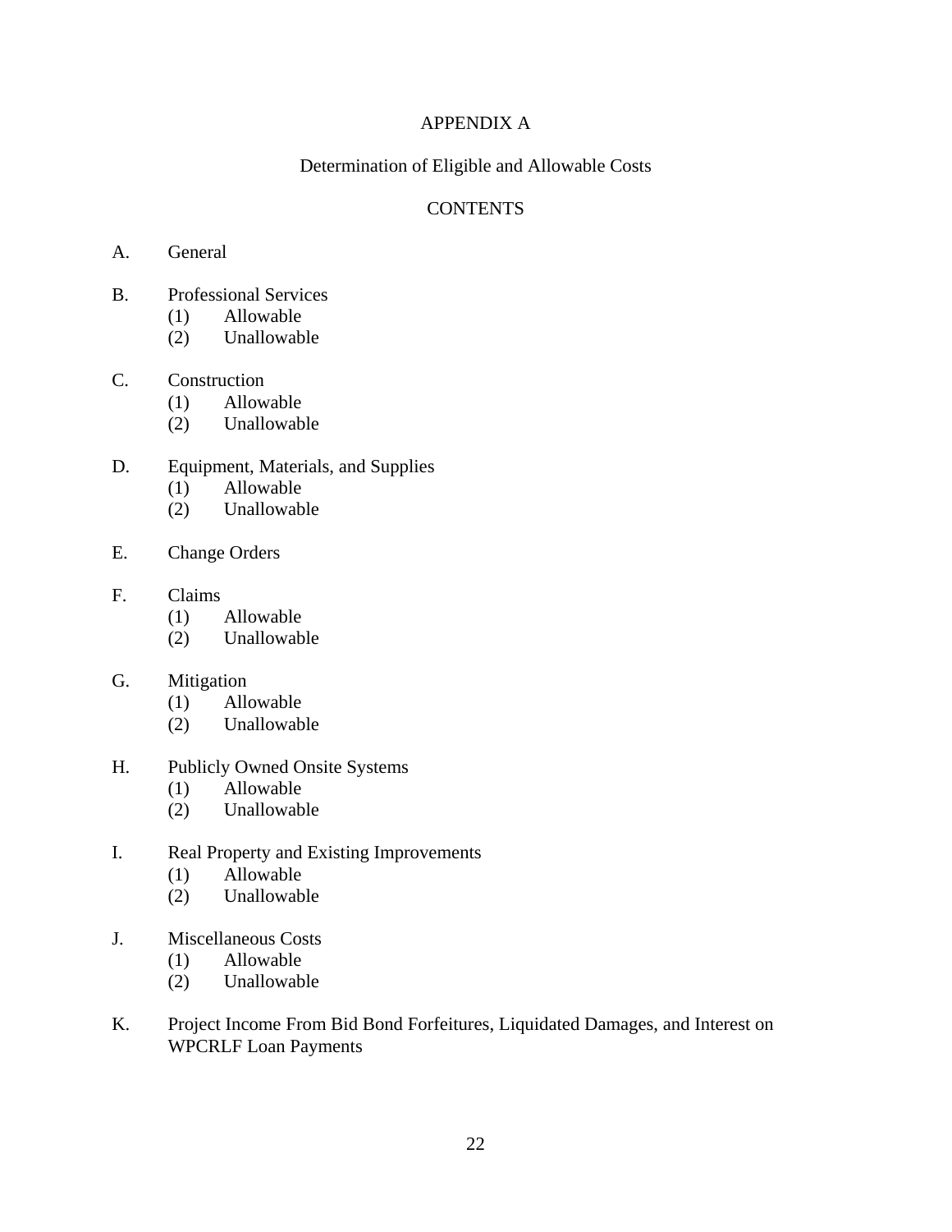# APPENDIX A

## Determination of Eligible and Allowable Costs

### CONTENTS

A. General

B. Professional Services
  (1) Allowable
  (2) Unallowable

C. Construction
  (1) Allowable
  (2) Unallowable

D. Equipment, Materials, and Supplies
  (1) Allowable
  (2) Unallowable

E. Change Orders

F. Claims
  (1) Allowable
  (2) Unallowable

G. Mitigation
  (1) Allowable
  (2) Unallowable

H. Publicly Owned Onsite Systems
  (1) Allowable
  (2) Unallowable

I. Real Property and Existing Improvements
  (1) Allowable
  (2) Unallowable

J. Miscellaneous Costs
  (1) Allowable
  (2) Unallowable

K. Project Income From Bid Bond Forfeitures, Liquidated Damages, and Interest on WPCRLF Loan Payments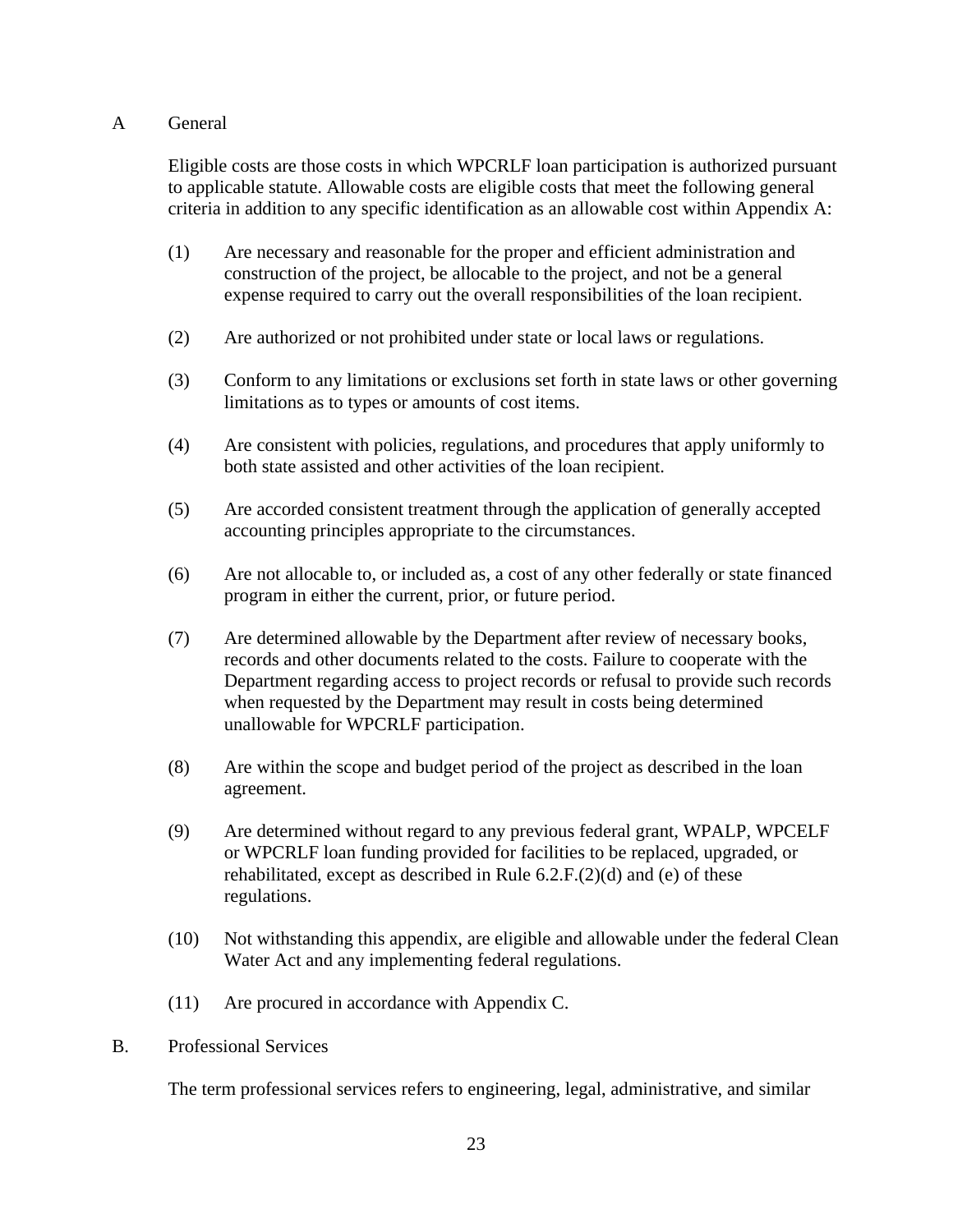A General

Eligible costs are those costs in which WPCRLF loan participation is authorized pursuant to applicable statute. Allowable costs are eligible costs that meet the following general criteria in addition to any specific identification as an allowable cost within Appendix A:

(1) Are necessary and reasonable for the proper and efficient administration and construction of the project, be allocable to the project, and not be a general expense required to carry out the overall responsibilities of the loan recipient.

(2) Are authorized or not prohibited under state or local laws or regulations.

(3) Conform to any limitations or exclusions set forth in state laws or other governing limitations as to types or amounts of cost items.

(4) Are consistent with policies, regulations, and procedures that apply uniformly to both state assisted and other activities of the loan recipient.

(5) Are accorded consistent treatment through the application of generally accepted accounting principles appropriate to the circumstances.

(6) Are not allocable to, or included as, a cost of any other federally or state financed program in either the current, prior, or future period.

(7) Are determined allowable by the Department after review of necessary books, records and other documents related to the costs. Failure to cooperate with the Department regarding access to project records or refusal to provide such records when requested by the Department may result in costs being determined unallowable for WPCRLF participation.

(8) Are within the scope and budget period of the project as described in the loan agreement.

(9) Are determined without regard to any previous federal grant, WPALP, WPCELF or WPCRLF loan funding provided for facilities to be replaced, upgraded, or rehabilitated, except as described in Rule 6.2.F.(2)(d) and (e) of these regulations.

(10) Not withstanding this appendix, are eligible and allowable under the federal Clean Water Act and any implementing federal regulations.

(11) Are procured in accordance with Appendix C.

B. Professional Services

The term professional services refers to engineering, legal, administrative, and similar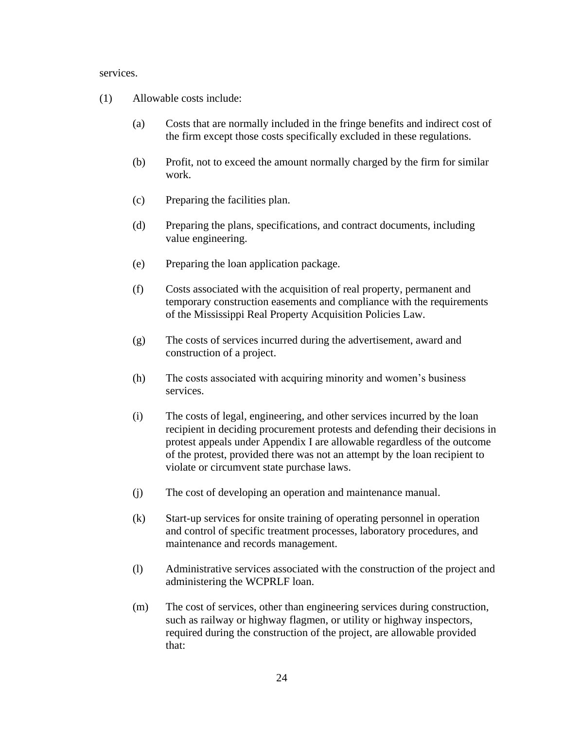services.

(1) Allowable costs include:

(a) Costs that are normally included in the fringe benefits and indirect cost of the firm except those costs specifically excluded in these regulations.

(b) Profit, not to exceed the amount normally charged by the firm for similar work.

(c) Preparing the facilities plan.

(d) Preparing the plans, specifications, and contract documents, including value engineering.

(e) Preparing the loan application package.

(f) Costs associated with the acquisition of real property, permanent and temporary construction easements and compliance with the requirements of the Mississippi Real Property Acquisition Policies Law.

(g) The costs of services incurred during the advertisement, award and construction of a project.

(h) The costs associated with acquiring minority and women's business services.

(i) The costs of legal, engineering, and other services incurred by the loan recipient in deciding procurement protests and defending their decisions in protest appeals under Appendix I are allowable regardless of the outcome of the protest, provided there was not an attempt by the loan recipient to violate or circumvent state purchase laws.

(j) The cost of developing an operation and maintenance manual.

(k) Start-up services for onsite training of operating personnel in operation and control of specific treatment processes, laboratory procedures, and maintenance and records management.

(l) Administrative services associated with the construction of the project and administering the WCPRLF loan.

(m) The cost of services, other than engineering services during construction, such as railway or highway flagmen, or utility or highway inspectors, required during the construction of the project, are allowable provided that: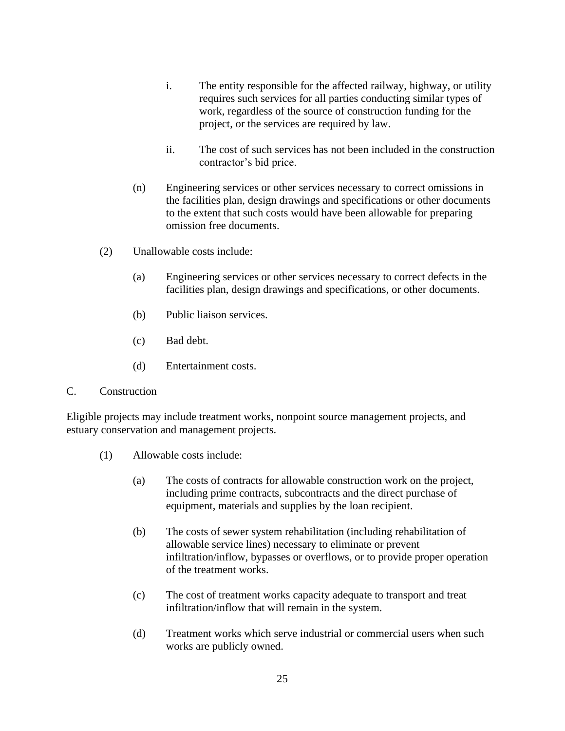i. The entity responsible for the affected railway, highway, or utility requires such services for all parties conducting similar types of work, regardless of the source of construction funding for the project, or the services are required by law.

ii. The cost of such services has not been included in the construction contractor's bid price.

(n) Engineering services or other services necessary to correct omissions in the facilities plan, design drawings and specifications or other documents to the extent that such costs would have been allowable for preparing omission free documents.

(2) Unallowable costs include:

(a) Engineering services or other services necessary to correct defects in the facilities plan, design drawings and specifications, or other documents.

(b) Public liaison services.

(c) Bad debt.

(d) Entertainment costs.

C. Construction

Eligible projects may include treatment works, nonpoint source management projects, and estuary conservation and management projects.

(1) Allowable costs include:

(a) The costs of contracts for allowable construction work on the project, including prime contracts, subcontracts and the direct purchase of equipment, materials and supplies by the loan recipient.

(b) The costs of sewer system rehabilitation (including rehabilitation of allowable service lines) necessary to eliminate or prevent infiltration/inflow, bypasses or overflows, or to provide proper operation of the treatment works.

(c) The cost of treatment works capacity adequate to transport and treat infiltration/inflow that will remain in the system.

(d) Treatment works which serve industrial or commercial users when such works are publicly owned.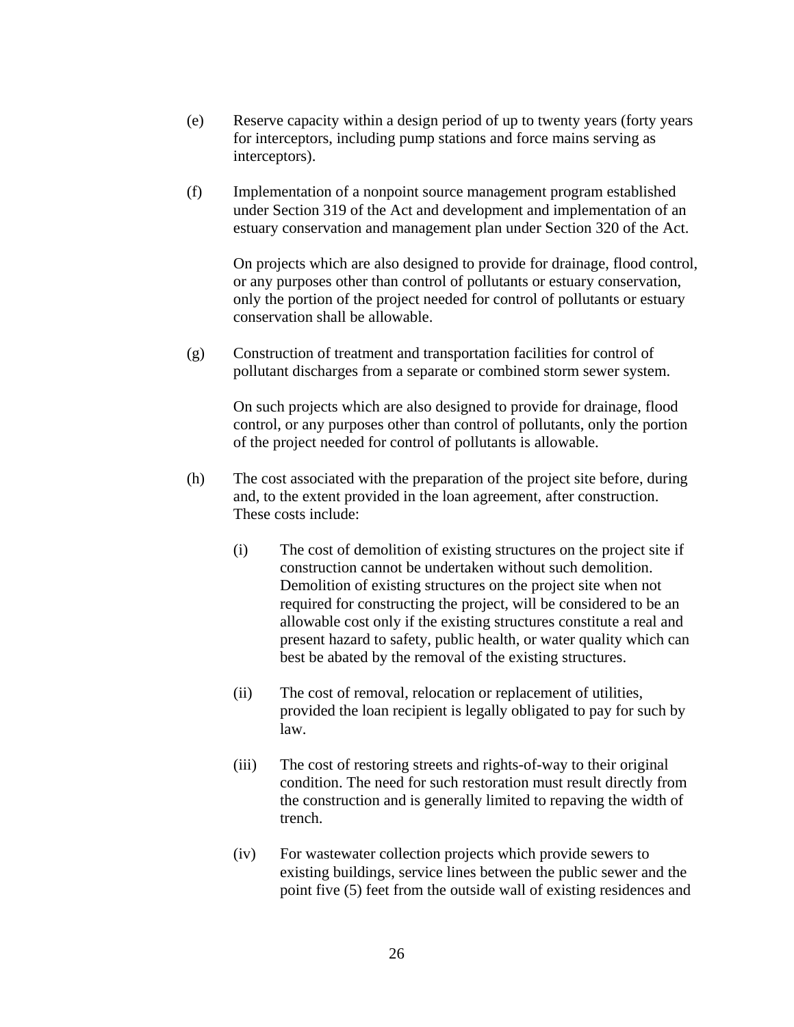(e) Reserve capacity within a design period of up to twenty years (forty years for interceptors, including pump stations and force mains serving as interceptors).

(f) Implementation of a nonpoint source management program established under Section 319 of the Act and development and implementation of an estuary conservation and management plan under Section 320 of the Act.

On projects which are also designed to provide for drainage, flood control, or any purposes other than control of pollutants or estuary conservation, only the portion of the project needed for control of pollutants or estuary conservation shall be allowable.

(g) Construction of treatment and transportation facilities for control of pollutant discharges from a separate or combined storm sewer system.

On such projects which are also designed to provide for drainage, flood control, or any purposes other than control of pollutants, only the portion of the project needed for control of pollutants is allowable.

(h) The cost associated with the preparation of the project site before, during and, to the extent provided in the loan agreement, after construction. These costs include:

(i) The cost of demolition of existing structures on the project site if construction cannot be undertaken without such demolition. Demolition of existing structures on the project site when not required for constructing the project, will be considered to be an allowable cost only if the existing structures constitute a real and present hazard to safety, public health, or water quality which can best be abated by the removal of the existing structures.

(ii) The cost of removal, relocation or replacement of utilities, provided the loan recipient is legally obligated to pay for such by law.

(iii) The cost of restoring streets and rights-of-way to their original condition. The need for such restoration must result directly from the construction and is generally limited to repaving the width of trench.

(iv) For wastewater collection projects which provide sewers to existing buildings, service lines between the public sewer and the point five (5) feet from the outside wall of existing residences and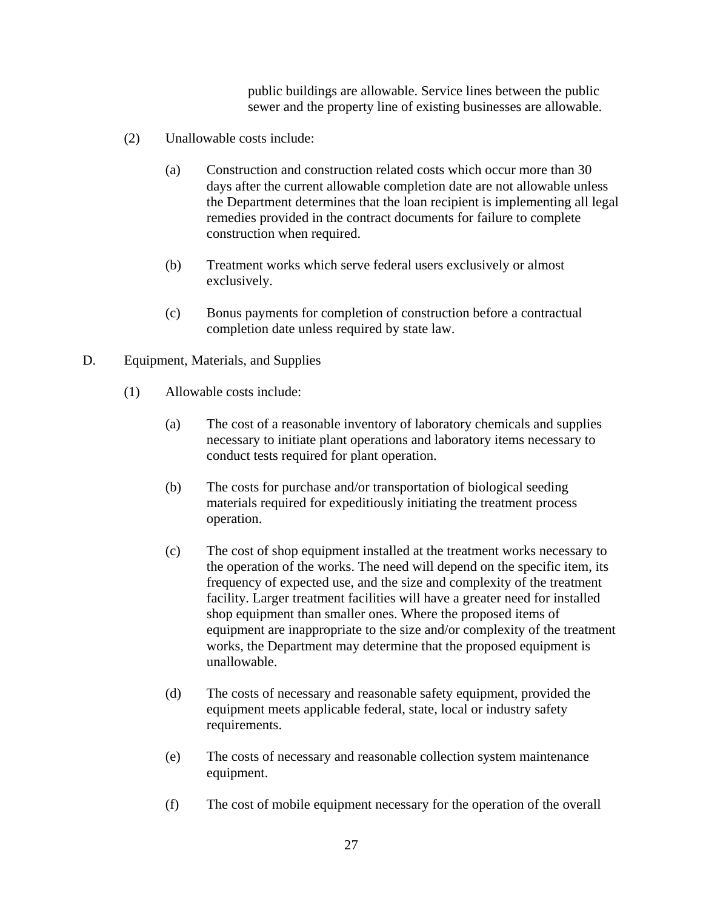public buildings are allowable. Service lines between the public sewer and the property line of existing businesses are allowable.

(2) Unallowable costs include:

(a) Construction and construction related costs which occur more than 30 days after the current allowable completion date are not allowable unless the Department determines that the loan recipient is implementing all legal remedies provided in the contract documents for failure to complete construction when required.

(b) Treatment works which serve federal users exclusively or almost exclusively.

(c) Bonus payments for completion of construction before a contractual completion date unless required by state law.

D. Equipment, Materials, and Supplies

(1) Allowable costs include:

(a) The cost of a reasonable inventory of laboratory chemicals and supplies necessary to initiate plant operations and laboratory items necessary to conduct tests required for plant operation.

(b) The costs for purchase and/or transportation of biological seeding materials required for expeditiously initiating the treatment process operation.

(c) The cost of shop equipment installed at the treatment works necessary to the operation of the works. The need will depend on the specific item, its frequency of expected use, and the size and complexity of the treatment facility. Larger treatment facilities will have a greater need for installed shop equipment than smaller ones. Where the proposed items of equipment are inappropriate to the size and/or complexity of the treatment works, the Department may determine that the proposed equipment is unallowable.

(d) The costs of necessary and reasonable safety equipment, provided the equipment meets applicable federal, state, local or industry safety requirements.

(e) The costs of necessary and reasonable collection system maintenance equipment.

(f) The cost of mobile equipment necessary for the operation of the overall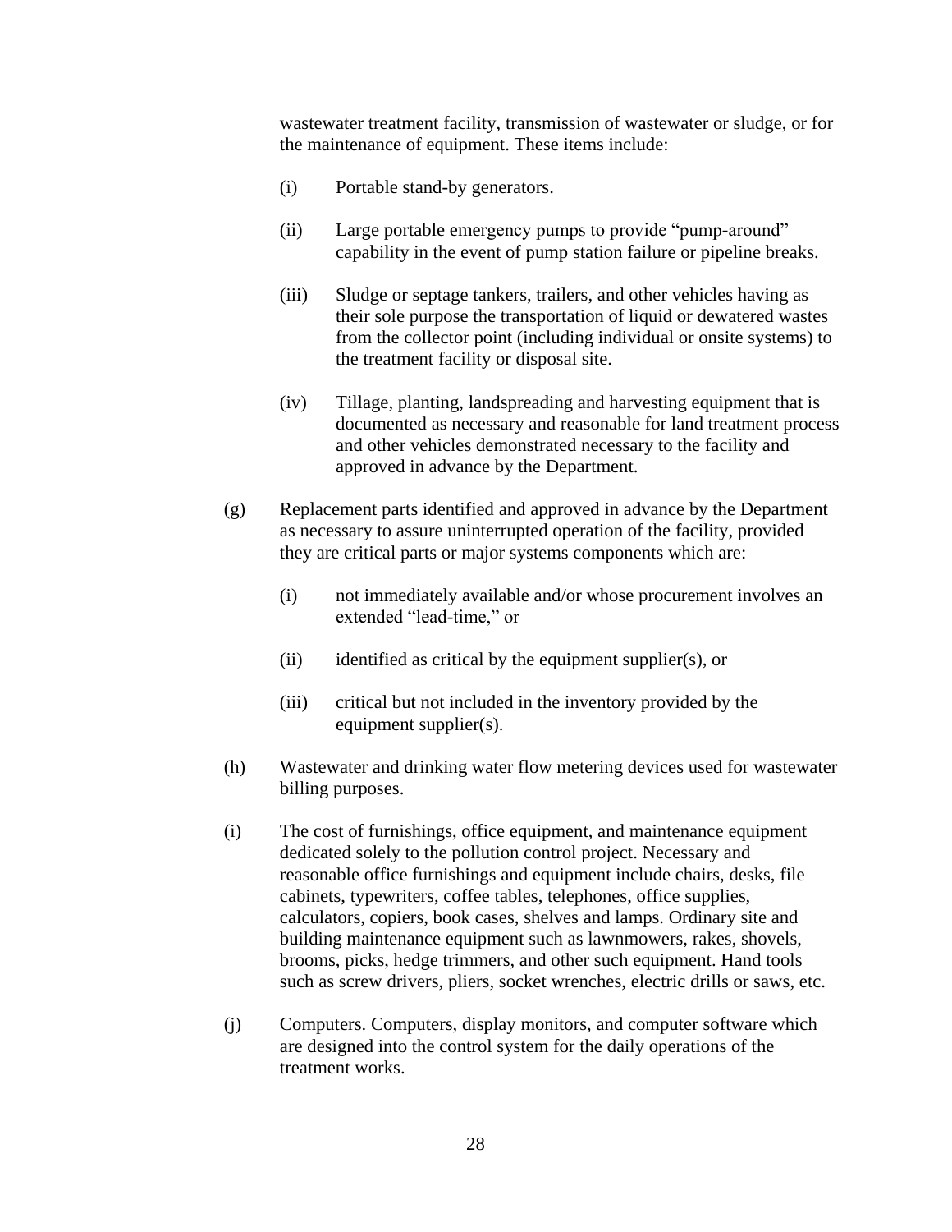wastewater treatment facility, transmission of wastewater or sludge, or for the maintenance of equipment. These items include:

(i) Portable stand-by generators.

(ii) Large portable emergency pumps to provide "pump-around" capability in the event of pump station failure or pipeline breaks.

(iii) Sludge or septage tankers, trailers, and other vehicles having as their sole purpose the transportation of liquid or dewatered wastes from the collector point (including individual or onsite systems) to the treatment facility or disposal site.

(iv) Tillage, planting, landspreading and harvesting equipment that is documented as necessary and reasonable for land treatment process and other vehicles demonstrated necessary to the facility and approved in advance by the Department.

(g) Replacement parts identified and approved in advance by the Department as necessary to assure uninterrupted operation of the facility, provided they are critical parts or major systems components which are:

(i) not immediately available and/or whose procurement involves an extended "lead-time," or

(ii) identified as critical by the equipment supplier(s), or

(iii) critical but not included in the inventory provided by the equipment supplier(s).

(h) Wastewater and drinking water flow metering devices used for wastewater billing purposes.

(i) The cost of furnishings, office equipment, and maintenance equipment dedicated solely to the pollution control project. Necessary and reasonable office furnishings and equipment include chairs, desks, file cabinets, typewriters, coffee tables, telephones, office supplies, calculators, copiers, book cases, shelves and lamps. Ordinary site and building maintenance equipment such as lawnmowers, rakes, shovels, brooms, picks, hedge trimmers, and other such equipment. Hand tools such as screw drivers, pliers, socket wrenches, electric drills or saws, etc.

(j) Computers. Computers, display monitors, and computer software which are designed into the control system for the daily operations of the treatment works.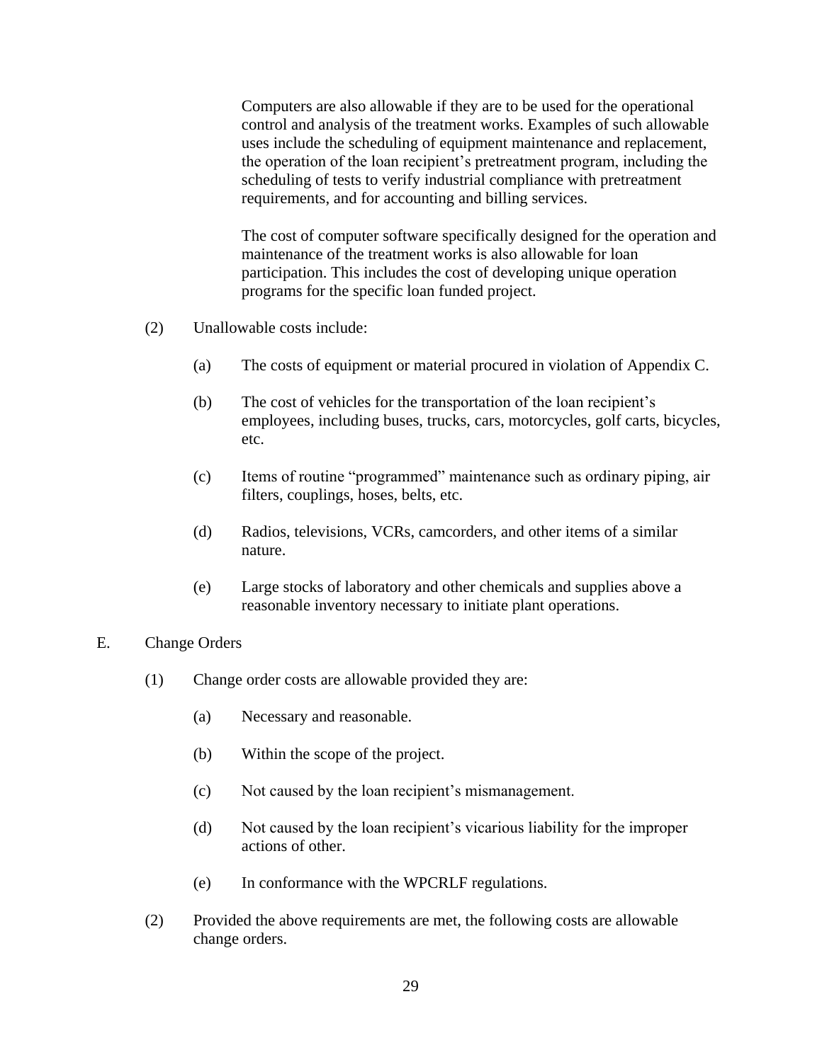Computers are also allowable if they are to be used for the operational control and analysis of the treatment works. Examples of such allowable uses include the scheduling of equipment maintenance and replacement, the operation of the loan recipient’s pretreatment program, including the scheduling of tests to verify industrial compliance with pretreatment requirements, and for accounting and billing services.

The cost of computer software specifically designed for the operation and maintenance of the treatment works is also allowable for loan participation. This includes the cost of developing unique operation programs for the specific loan funded project.

(2) Unallowable costs include:

(a) The costs of equipment or material procured in violation of Appendix C.

(b) The cost of vehicles for the transportation of the loan recipient’s employees, including buses, trucks, cars, motorcycles, golf carts, bicycles, etc.

(c) Items of routine “programmed” maintenance such as ordinary piping, air filters, couplings, hoses, belts, etc.

(d) Radios, televisions, VCRs, camcorders, and other items of a similar nature.

(e) Large stocks of laboratory and other chemicals and supplies above a reasonable inventory necessary to initiate plant operations.

E. Change Orders

(1) Change order costs are allowable provided they are:

(a) Necessary and reasonable.

(b) Within the scope of the project.

(c) Not caused by the loan recipient’s mismanagement.

(d) Not caused by the loan recipient’s vicarious liability for the improper actions of other.

(e) In conformance with the WPCRLF regulations.

(2) Provided the above requirements are met, the following costs are allowable change orders.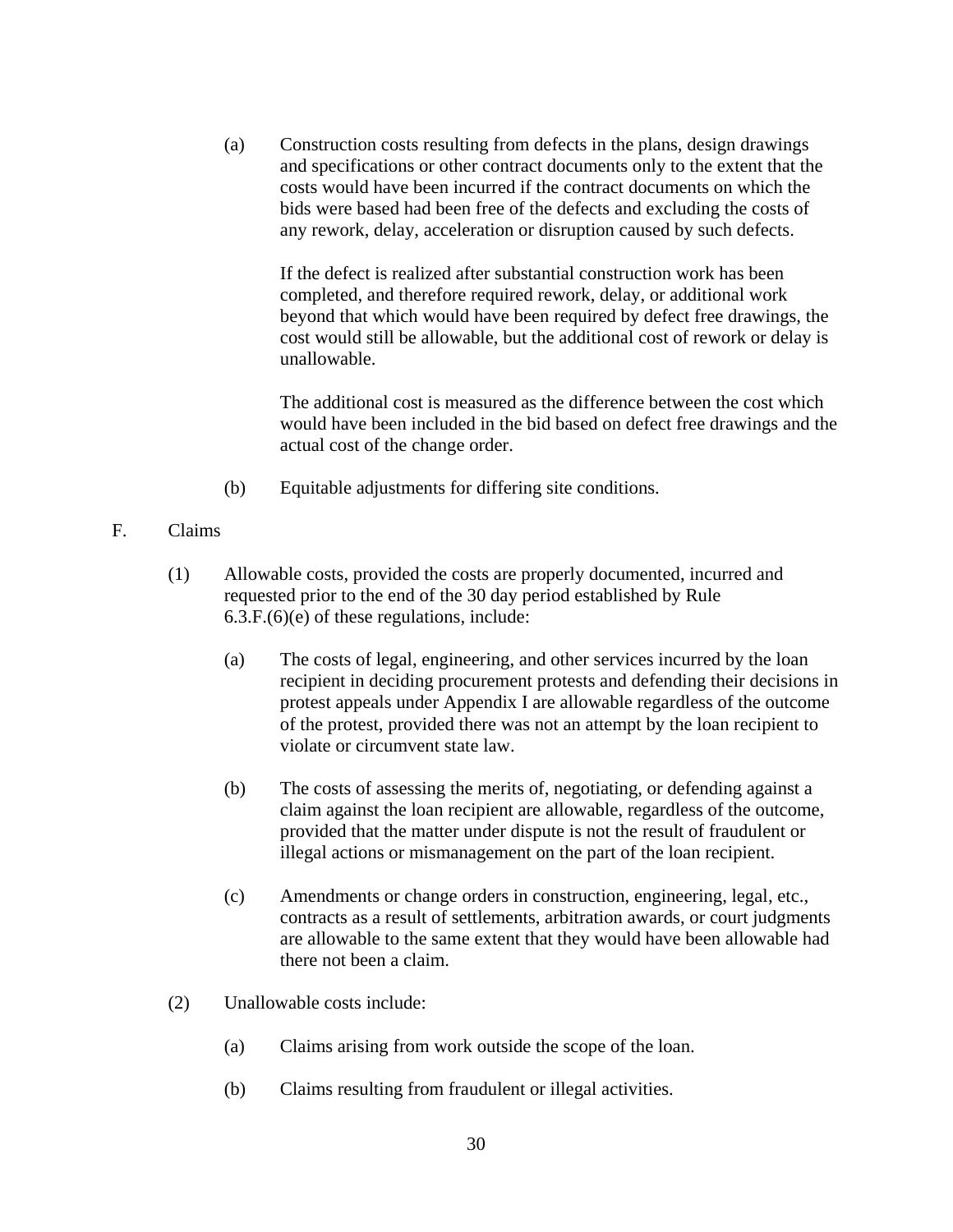(a) Construction costs resulting from defects in the plans, design drawings and specifications or other contract documents only to the extent that the costs would have been incurred if the contract documents on which the bids were based had been free of the defects and excluding the costs of any rework, delay, acceleration or disruption caused by such defects.

If the defect is realized after substantial construction work has been completed, and therefore required rework, delay, or additional work beyond that which would have been required by defect free drawings, the cost would still be allowable, but the additional cost of rework or delay is unallowable.

The additional cost is measured as the difference between the cost which would have been included in the bid based on defect free drawings and the actual cost of the change order.

(b) Equitable adjustments for differing site conditions.

F. Claims

(1) Allowable costs, provided the costs are properly documented, incurred and requested prior to the end of the 30 day period established by Rule 6.3.F.(6)(e) of these regulations, include:

(a) The costs of legal, engineering, and other services incurred by the loan recipient in deciding procurement protests and defending their decisions in protest appeals under Appendix I are allowable regardless of the outcome of the protest, provided there was not an attempt by the loan recipient to violate or circumvent state law.

(b) The costs of assessing the merits of, negotiating, or defending against a claim against the loan recipient are allowable, regardless of the outcome, provided that the matter under dispute is not the result of fraudulent or illegal actions or mismanagement on the part of the loan recipient.

(c) Amendments or change orders in construction, engineering, legal, etc., contracts as a result of settlements, arbitration awards, or court judgments are allowable to the same extent that they would have been allowable had there not been a claim.

(2) Unallowable costs include:

(a) Claims arising from work outside the scope of the loan.

(b) Claims resulting from fraudulent or illegal activities.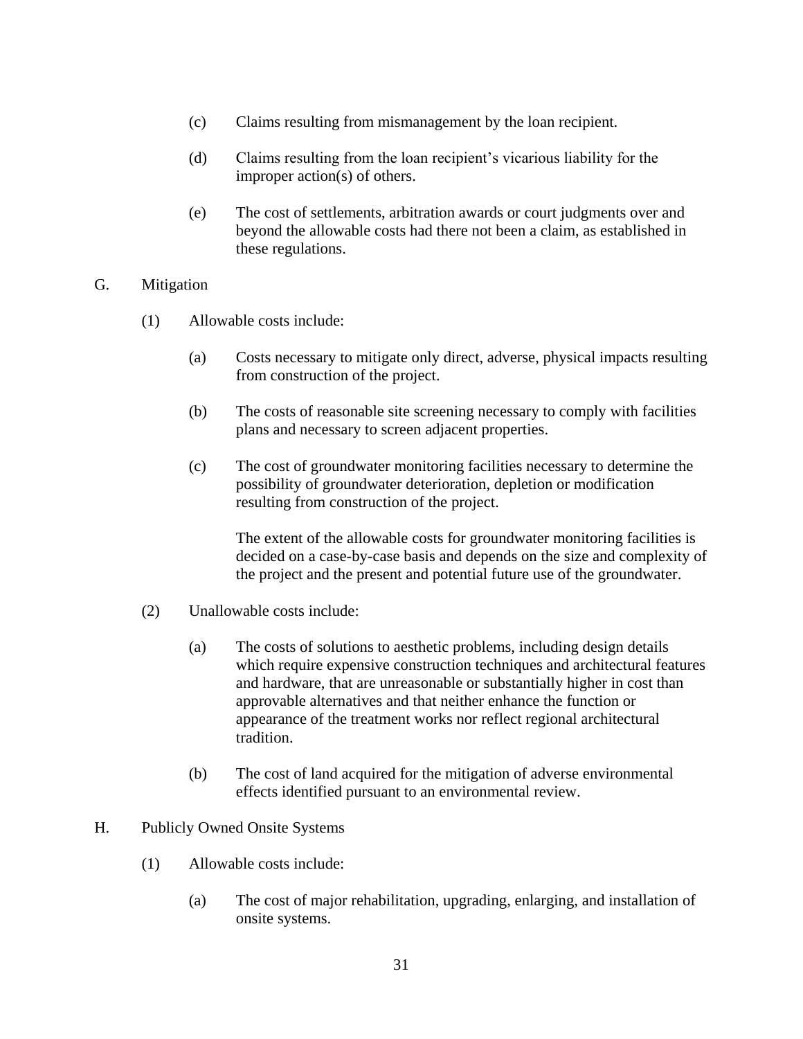(c) Claims resulting from mismanagement by the loan recipient.

(d) Claims resulting from the loan recipient's vicarious liability for the improper action(s) of others.

(e) The cost of settlements, arbitration awards or court judgments over and beyond the allowable costs had there not been a claim, as established in these regulations.

G. Mitigation

(1) Allowable costs include:

(a) Costs necessary to mitigate only direct, adverse, physical impacts resulting from construction of the project.

(b) The costs of reasonable site screening necessary to comply with facilities plans and necessary to screen adjacent properties.

(c) The cost of groundwater monitoring facilities necessary to determine the possibility of groundwater deterioration, depletion or modification resulting from construction of the project.

The extent of the allowable costs for groundwater monitoring facilities is decided on a case-by-case basis and depends on the size and complexity of the project and the present and potential future use of the groundwater.

(2) Unallowable costs include:

(a) The costs of solutions to aesthetic problems, including design details which require expensive construction techniques and architectural features and hardware, that are unreasonable or substantially higher in cost than approvable alternatives and that neither enhance the function or appearance of the treatment works nor reflect regional architectural tradition.

(b) The cost of land acquired for the mitigation of adverse environmental effects identified pursuant to an environmental review.

H. Publicly Owned Onsite Systems

(1) Allowable costs include:

(a) The cost of major rehabilitation, upgrading, enlarging, and installation of onsite systems.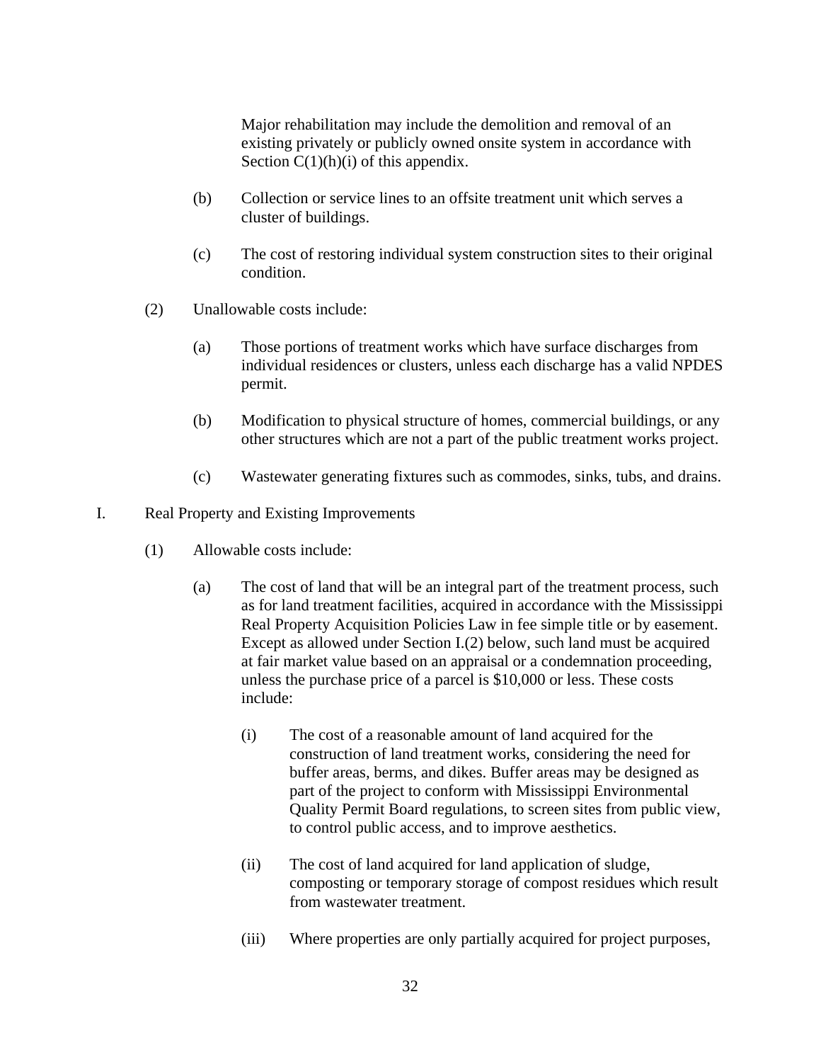Major rehabilitation may include the demolition and removal of an existing privately or publicly owned onsite system in accordance with Section C(1)(h)(i) of this appendix.

(b) Collection or service lines to an offsite treatment unit which serves a cluster of buildings.

(c) The cost of restoring individual system construction sites to their original condition.

(2) Unallowable costs include:

(a) Those portions of treatment works which have surface discharges from individual residences or clusters, unless each discharge has a valid NPDES permit.

(b) Modification to physical structure of homes, commercial buildings, or any other structures which are not a part of the public treatment works project.

(c) Wastewater generating fixtures such as commodes, sinks, tubs, and drains.

I. Real Property and Existing Improvements

(1) Allowable costs include:

(a) The cost of land that will be an integral part of the treatment process, such as for land treatment facilities, acquired in accordance with the Mississippi Real Property Acquisition Policies Law in fee simple title or by easement. Except as allowed under Section I.(2) below, such land must be acquired at fair market value based on an appraisal or a condemnation proceeding, unless the purchase price of a parcel is $10,000 or less. These costs include:

(i) The cost of a reasonable amount of land acquired for the construction of land treatment works, considering the need for buffer areas, berms, and dikes. Buffer areas may be designed as part of the project to conform with Mississippi Environmental Quality Permit Board regulations, to screen sites from public view, to control public access, and to improve aesthetics.

(ii) The cost of land acquired for land application of sludge, composting or temporary storage of compost residues which result from wastewater treatment.

(iii) Where properties are only partially acquired for project purposes,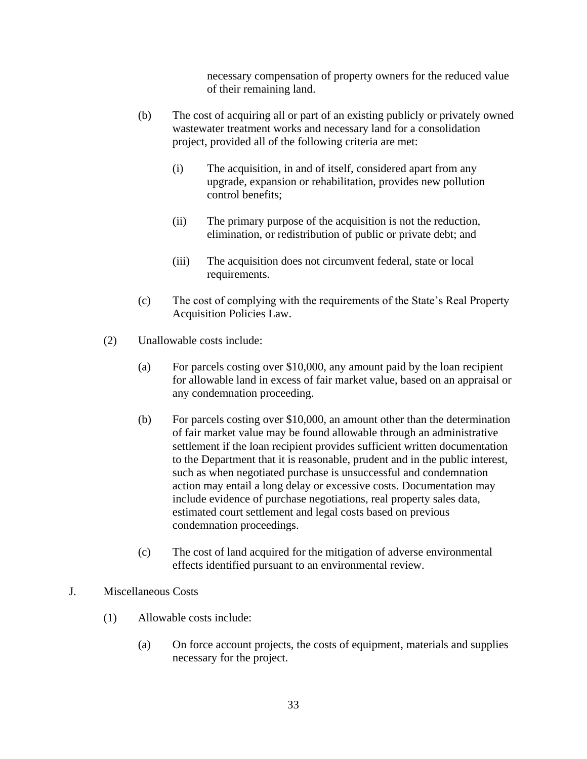necessary compensation of property owners for the reduced value of their remaining land.

(b) The cost of acquiring all or part of an existing publicly or privately owned wastewater treatment works and necessary land for a consolidation project, provided all of the following criteria are met:

(i) The acquisition, in and of itself, considered apart from any upgrade, expansion or rehabilitation, provides new pollution control benefits;

(ii) The primary purpose of the acquisition is not the reduction, elimination, or redistribution of public or private debt; and

(iii) The acquisition does not circumvent federal, state or local requirements.

(c) The cost of complying with the requirements of the State's Real Property Acquisition Policies Law.

(2) Unallowable costs include:

(a) For parcels costing over $10,000, any amount paid by the loan recipient for allowable land in excess of fair market value, based on an appraisal or any condemnation proceeding.

(b) For parcels costing over $10,000, an amount other than the determination of fair market value may be found allowable through an administrative settlement if the loan recipient provides sufficient written documentation to the Department that it is reasonable, prudent and in the public interest, such as when negotiated purchase is unsuccessful and condemnation action may entail a long delay or excessive costs. Documentation may include evidence of purchase negotiations, real property sales data, estimated court settlement and legal costs based on previous condemnation proceedings.

(c) The cost of land acquired for the mitigation of adverse environmental effects identified pursuant to an environmental review.

J. Miscellaneous Costs

(1) Allowable costs include:

(a) On force account projects, the costs of equipment, materials and supplies necessary for the project.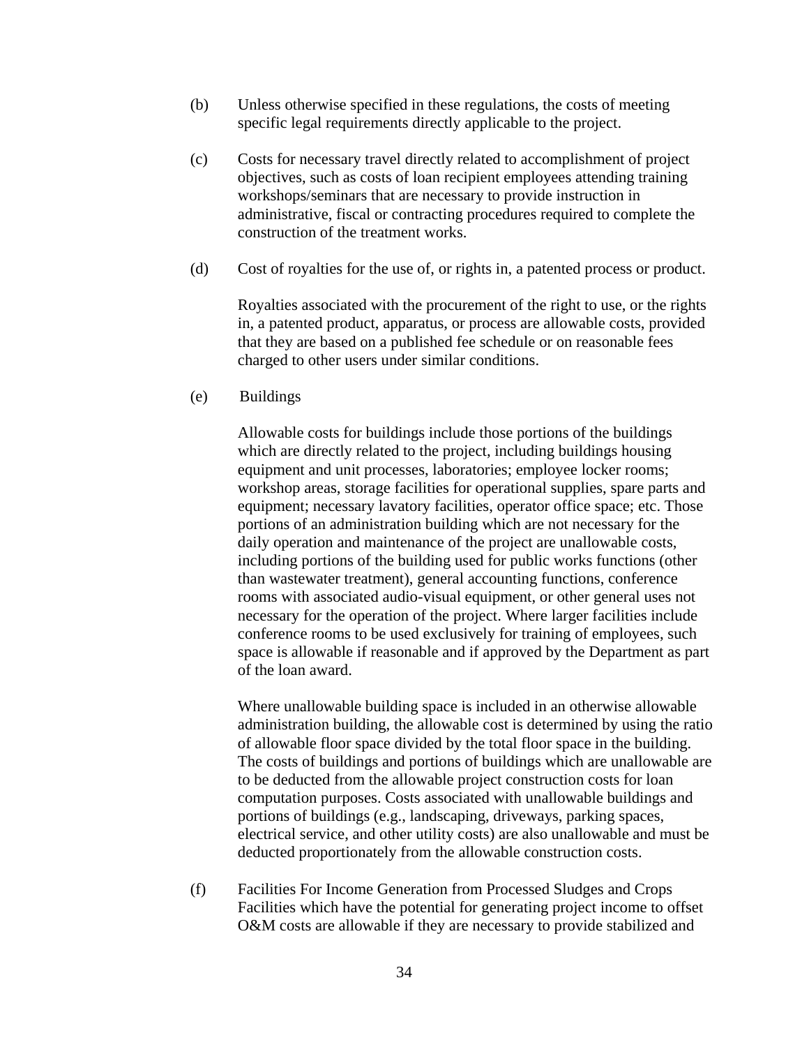(b) Unless otherwise specified in these regulations, the costs of meeting specific legal requirements directly applicable to the project.

(c) Costs for necessary travel directly related to accomplishment of project objectives, such as costs of loan recipient employees attending training workshops/seminars that are necessary to provide instruction in administrative, fiscal or contracting procedures required to complete the construction of the treatment works.

(d) Cost of royalties for the use of, or rights in, a patented process or product.

Royalties associated with the procurement of the right to use, or the rights in, a patented product, apparatus, or process are allowable costs, provided that they are based on a published fee schedule or on reasonable fees charged to other users under similar conditions.

(e) Buildings

Allowable costs for buildings include those portions of the buildings which are directly related to the project, including buildings housing equipment and unit processes, laboratories; employee locker rooms; workshop areas, storage facilities for operational supplies, spare parts and equipment; necessary lavatory facilities, operator office space; etc. Those portions of an administration building which are not necessary for the daily operation and maintenance of the project are unallowable costs, including portions of the building used for public works functions (other than wastewater treatment), general accounting functions, conference rooms with associated audio-visual equipment, or other general uses not necessary for the operation of the project. Where larger facilities include conference rooms to be used exclusively for training of employees, such space is allowable if reasonable and if approved by the Department as part of the loan award.

Where unallowable building space is included in an otherwise allowable administration building, the allowable cost is determined by using the ratio of allowable floor space divided by the total floor space in the building. The costs of buildings and portions of buildings which are unallowable are to be deducted from the allowable project construction costs for loan computation purposes. Costs associated with unallowable buildings and portions of buildings (e.g., landscaping, driveways, parking spaces, electrical service, and other utility costs) are also unallowable and must be deducted proportionately from the allowable construction costs.

(f) Facilities For Income Generation from Processed Sludges and Crops Facilities which have the potential for generating project income to offset O&M costs are allowable if they are necessary to provide stabilized and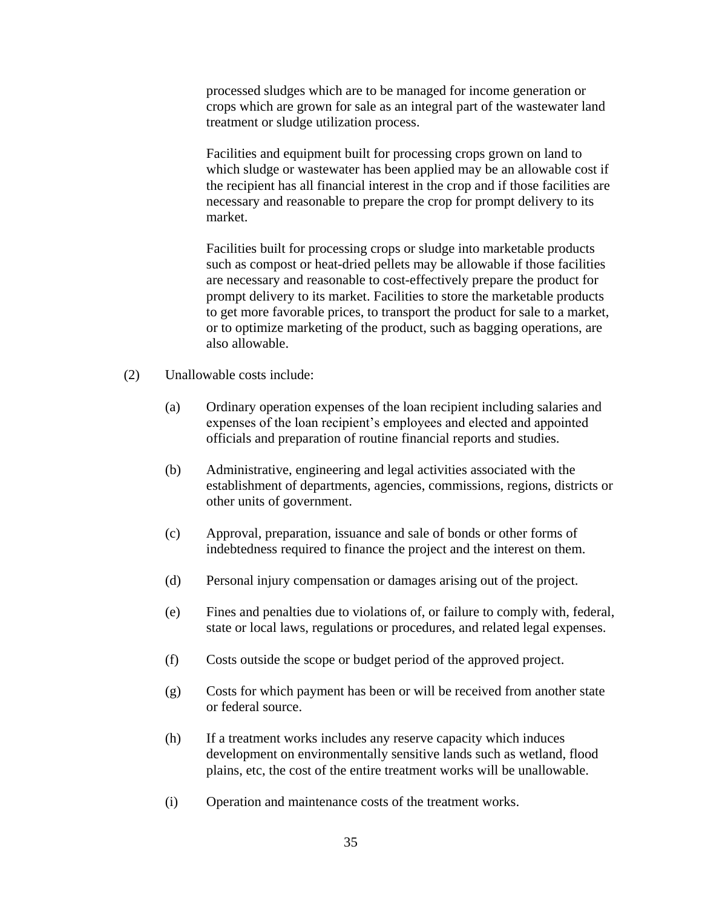processed sludges which are to be managed for income generation or crops which are grown for sale as an integral part of the wastewater land treatment or sludge utilization process.

Facilities and equipment built for processing crops grown on land to which sludge or wastewater has been applied may be an allowable cost if the recipient has all financial interest in the crop and if those facilities are necessary and reasonable to prepare the crop for prompt delivery to its market.

Facilities built for processing crops or sludge into marketable products such as compost or heat-dried pellets may be allowable if those facilities are necessary and reasonable to cost-effectively prepare the product for prompt delivery to its market. Facilities to store the marketable products to get more favorable prices, to transport the product for sale to a market, or to optimize marketing of the product, such as bagging operations, are also allowable.

(2) Unallowable costs include:

(a) Ordinary operation expenses of the loan recipient including salaries and expenses of the loan recipient's employees and elected and appointed officials and preparation of routine financial reports and studies.

(b) Administrative, engineering and legal activities associated with the establishment of departments, agencies, commissions, regions, districts or other units of government.

(c) Approval, preparation, issuance and sale of bonds or other forms of indebtedness required to finance the project and the interest on them.

(d) Personal injury compensation or damages arising out of the project.

(e) Fines and penalties due to violations of, or failure to comply with, federal, state or local laws, regulations or procedures, and related legal expenses.

(f) Costs outside the scope or budget period of the approved project.

(g) Costs for which payment has been or will be received from another state or federal source.

(h) If a treatment works includes any reserve capacity which induces development on environmentally sensitive lands such as wetland, flood plains, etc, the cost of the entire treatment works will be unallowable.

(i) Operation and maintenance costs of the treatment works.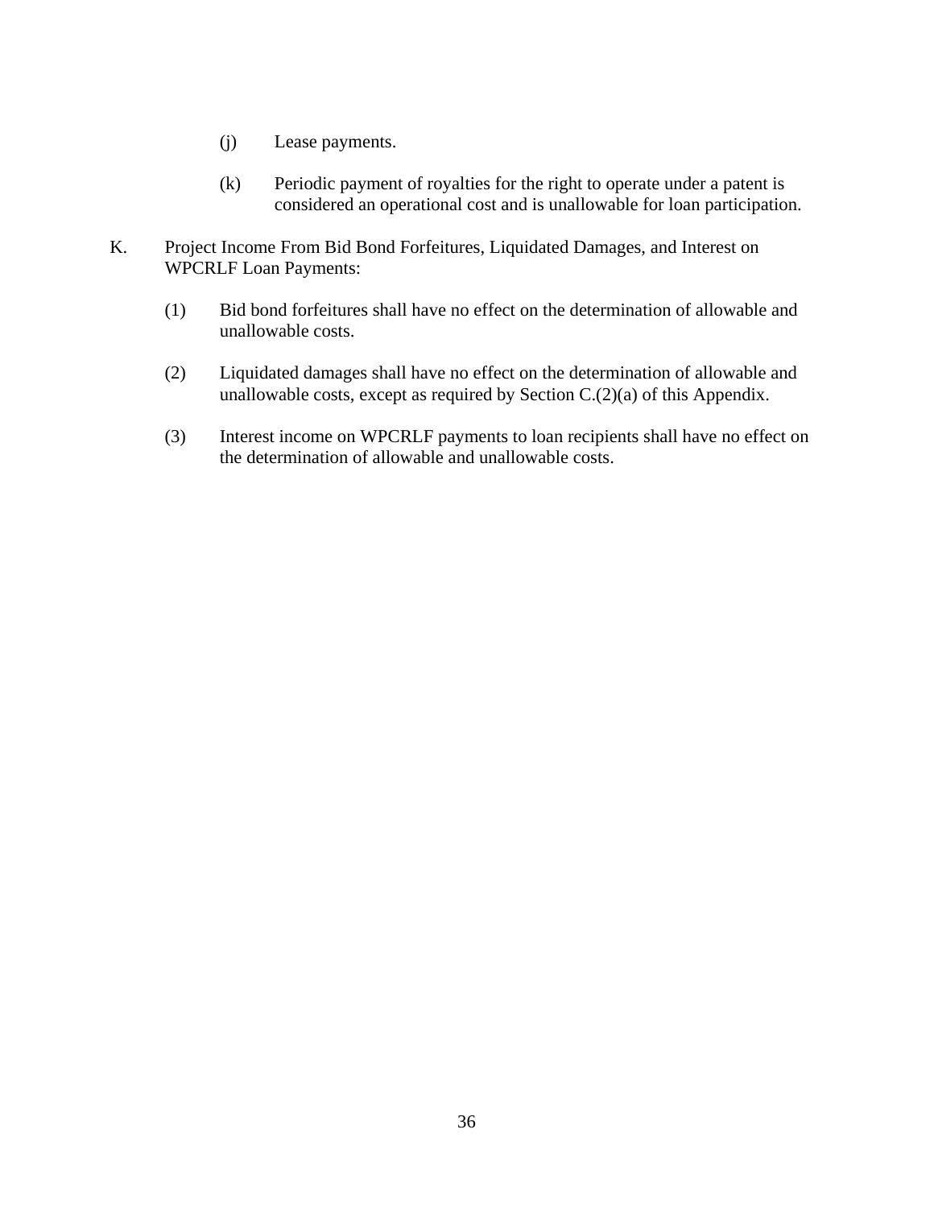(j) Lease payments.

(k) Periodic payment of royalties for the right to operate under a patent is considered an operational cost and is unallowable for loan participation.

K. Project Income From Bid Bond Forfeitures, Liquidated Damages, and Interest on WPCRLF Loan Payments:

(1) Bid bond forfeitures shall have no effect on the determination of allowable and unallowable costs.

(2) Liquidated damages shall have no effect on the determination of allowable and unallowable costs, except as required by Section C.(2)(a) of this Appendix.

(3) Interest income on WPCRLF payments to loan recipients shall have no effect on the determination of allowable and unallowable costs.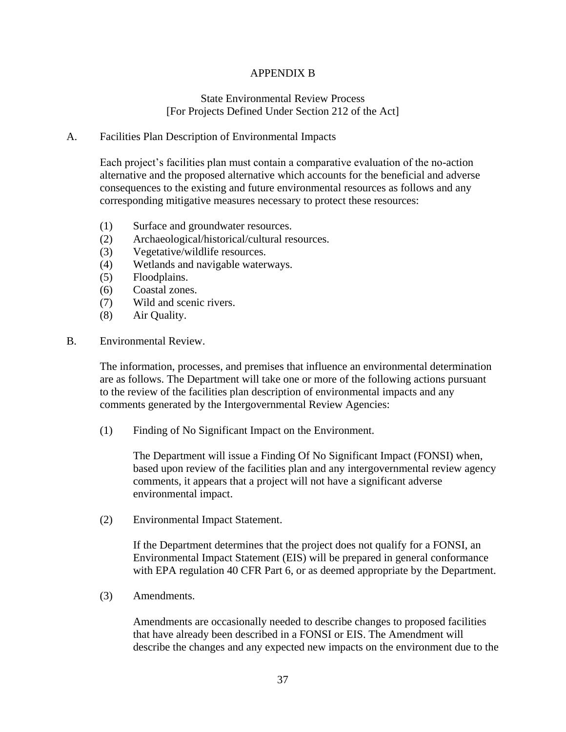# APPENDIX B

## State Environmental Review Process
[For Projects Defined Under Section 212 of the Act]

A. Facilities Plan Description of Environmental Impacts

Each project's facilities plan must contain a comparative evaluation of the no-action alternative and the proposed alternative which accounts for the beneficial and adverse consequences to the existing and future environmental resources as follows and any corresponding mitigative measures necessary to protect these resources:

(1) Surface and groundwater resources.
(2) Archaeological/historical/cultural resources.
(3) Vegetative/wildlife resources.
(4) Wetlands and navigable waterways.
(5) Floodplains.
(6) Coastal zones.
(7) Wild and scenic rivers.
(8) Air Quality.

B. Environmental Review.

The information, processes, and premises that influence an environmental determination are as follows. The Department will take one or more of the following actions pursuant to the review of the facilities plan description of environmental impacts and any comments generated by the Intergovernmental Review Agencies:

(1) Finding of No Significant Impact on the Environment.

The Department will issue a Finding Of No Significant Impact (FONSI) when, based upon review of the facilities plan and any intergovernmental review agency comments, it appears that a project will not have a significant adverse environmental impact.

(2) Environmental Impact Statement.

If the Department determines that the project does not qualify for a FONSI, an Environmental Impact Statement (EIS) will be prepared in general conformance with EPA regulation 40 CFR Part 6, or as deemed appropriate by the Department.

(3) Amendments.

Amendments are occasionally needed to describe changes to proposed facilities that have already been described in a FONSI or EIS. The Amendment will describe the changes and any expected new impacts on the environment due to the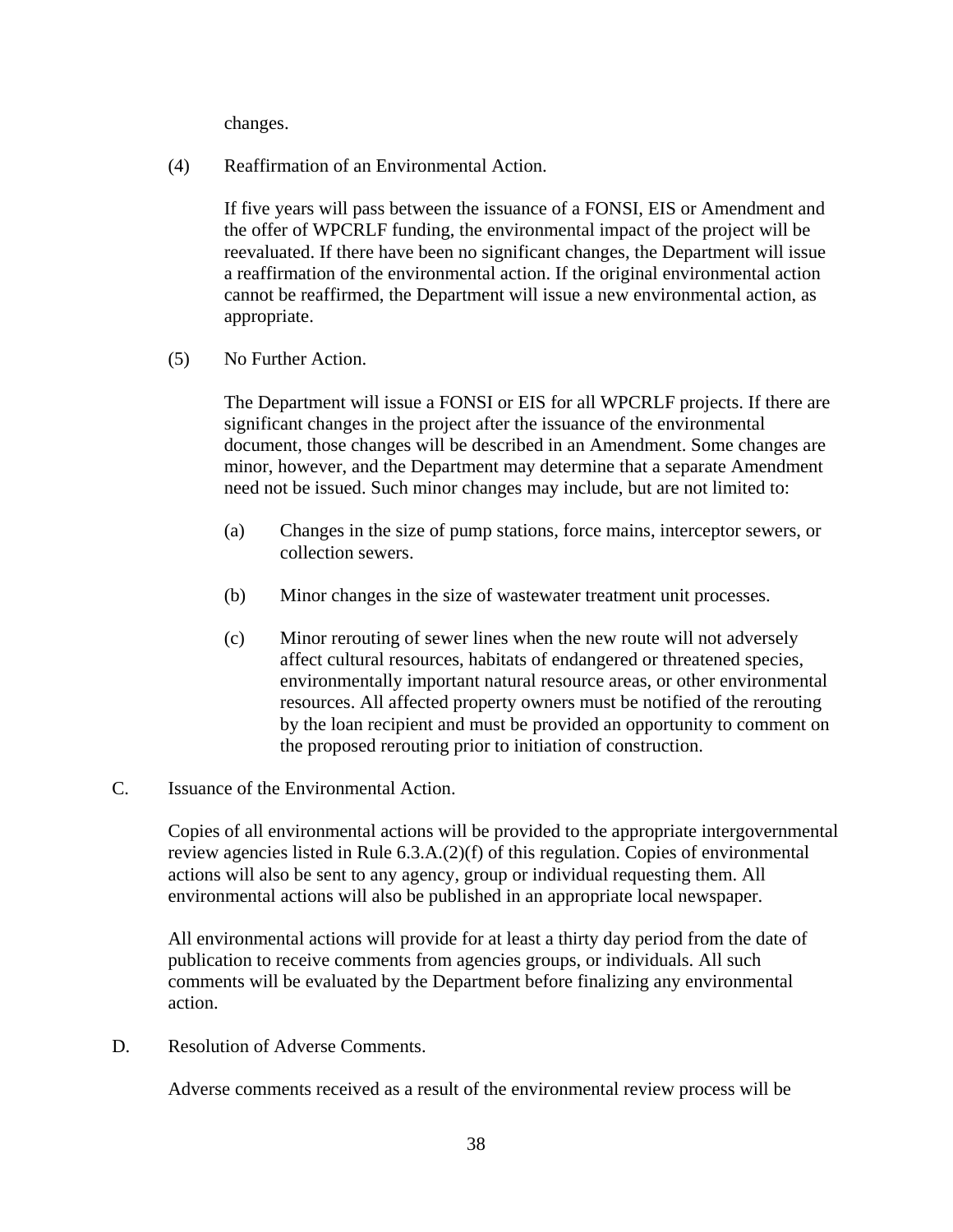changes.

(4) Reaffirmation of an Environmental Action.

If five years will pass between the issuance of a FONSI, EIS or Amendment and the offer of WPCRLF funding, the environmental impact of the project will be reevaluated. If there have been no significant changes, the Department will issue a reaffirmation of the environmental action. If the original environmental action cannot be reaffirmed, the Department will issue a new environmental action, as appropriate.

(5) No Further Action.

The Department will issue a FONSI or EIS for all WPCRLF projects. If there are significant changes in the project after the issuance of the environmental document, those changes will be described in an Amendment. Some changes are minor, however, and the Department may determine that a separate Amendment need not be issued. Such minor changes may include, but are not limited to:

(a) Changes in the size of pump stations, force mains, interceptor sewers, or collection sewers.

(b) Minor changes in the size of wastewater treatment unit processes.

(c) Minor rerouting of sewer lines when the new route will not adversely affect cultural resources, habitats of endangered or threatened species, environmentally important natural resource areas, or other environmental resources. All affected property owners must be notified of the rerouting by the loan recipient and must be provided an opportunity to comment on the proposed rerouting prior to initiation of construction.

C. Issuance of the Environmental Action.

Copies of all environmental actions will be provided to the appropriate intergovernmental review agencies listed in Rule 6.3.A.(2)(f) of this regulation. Copies of environmental actions will also be sent to any agency, group or individual requesting them. All environmental actions will also be published in an appropriate local newspaper.

All environmental actions will provide for at least a thirty day period from the date of publication to receive comments from agencies groups, or individuals. All such comments will be evaluated by the Department before finalizing any environmental action.

D. Resolution of Adverse Comments.

Adverse comments received as a result of the environmental review process will be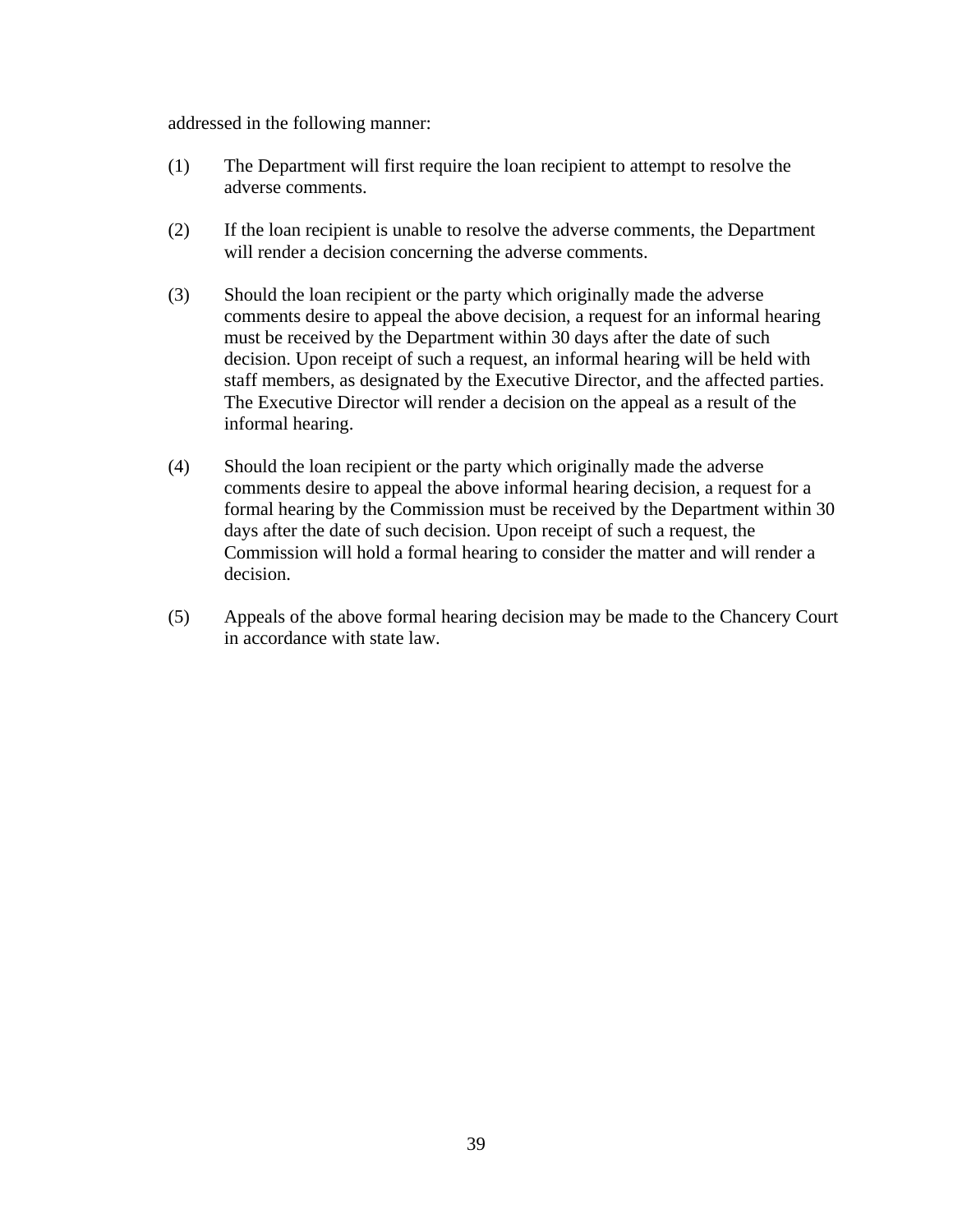addressed in the following manner:

(1) The Department will first require the loan recipient to attempt to resolve the adverse comments.

(2) If the loan recipient is unable to resolve the adverse comments, the Department will render a decision concerning the adverse comments.

(3) Should the loan recipient or the party which originally made the adverse comments desire to appeal the above decision, a request for an informal hearing must be received by the Department within 30 days after the date of such decision. Upon receipt of such a request, an informal hearing will be held with staff members, as designated by the Executive Director, and the affected parties. The Executive Director will render a decision on the appeal as a result of the informal hearing.

(4) Should the loan recipient or the party which originally made the adverse comments desire to appeal the above informal hearing decision, a request for a formal hearing by the Commission must be received by the Department within 30 days after the date of such decision. Upon receipt of such a request, the Commission will hold a formal hearing to consider the matter and will render a decision.

(5) Appeals of the above formal hearing decision may be made to the Chancery Court in accordance with state law.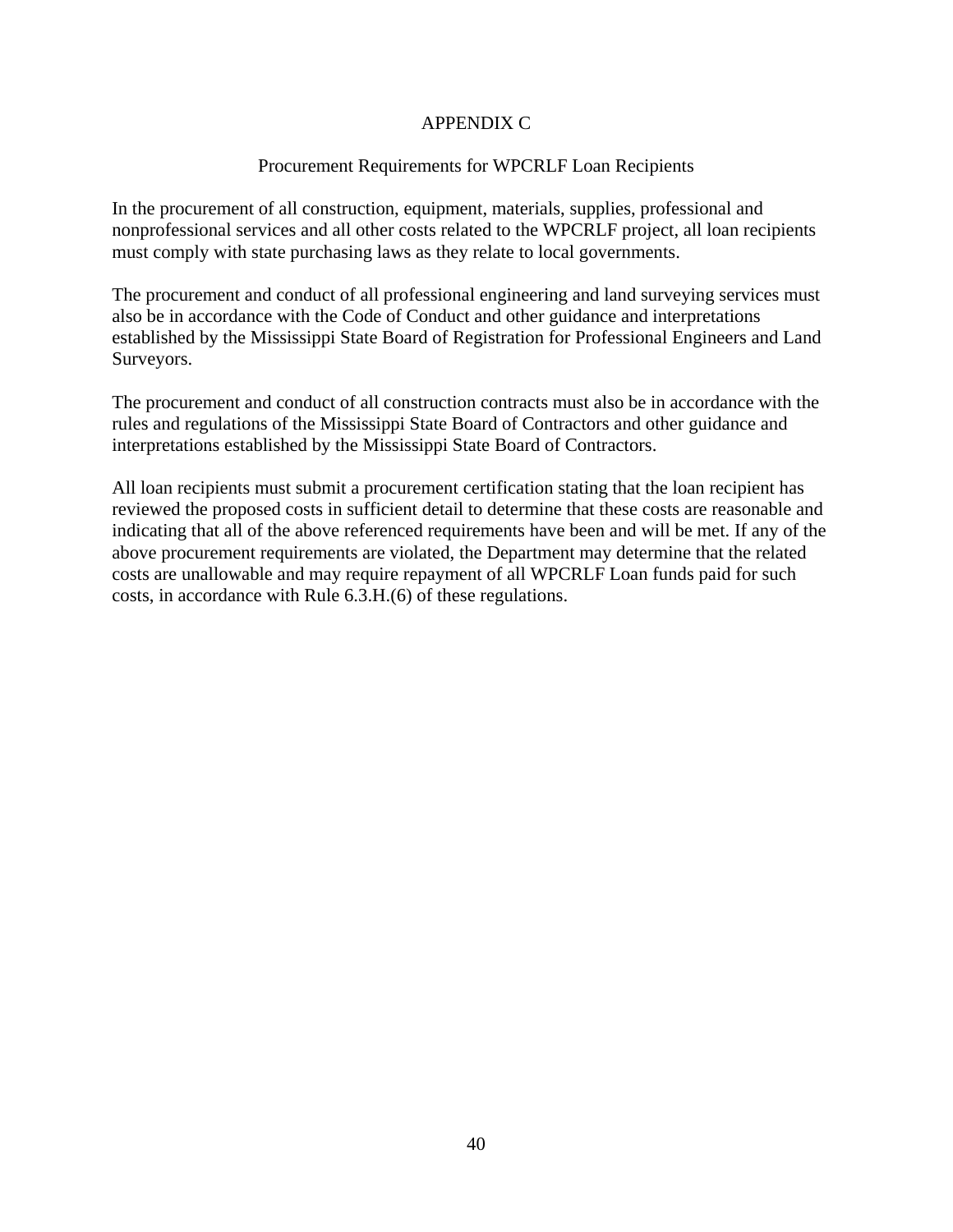# APPENDIX C

## Procurement Requirements for WPCRLF Loan Recipients

In the procurement of all construction, equipment, materials, supplies, professional and nonprofessional services and all other costs related to the WPCRLF project, all loan recipients must comply with state purchasing laws as they relate to local governments.

The procurement and conduct of all professional engineering and land surveying services must also be in accordance with the Code of Conduct and other guidance and interpretations established by the Mississippi State Board of Registration for Professional Engineers and Land Surveyors.

The procurement and conduct of all construction contracts must also be in accordance with the rules and regulations of the Mississippi State Board of Contractors and other guidance and interpretations established by the Mississippi State Board of Contractors.

All loan recipients must submit a procurement certification stating that the loan recipient has reviewed the proposed costs in sufficient detail to determine that these costs are reasonable and indicating that all of the above referenced requirements have been and will be met. If any of the above procurement requirements are violated, the Department may determine that the related costs are unallowable and may require repayment of all WPCRLF Loan funds paid for such costs, in accordance with Rule 6.3.H.(6) of these regulations.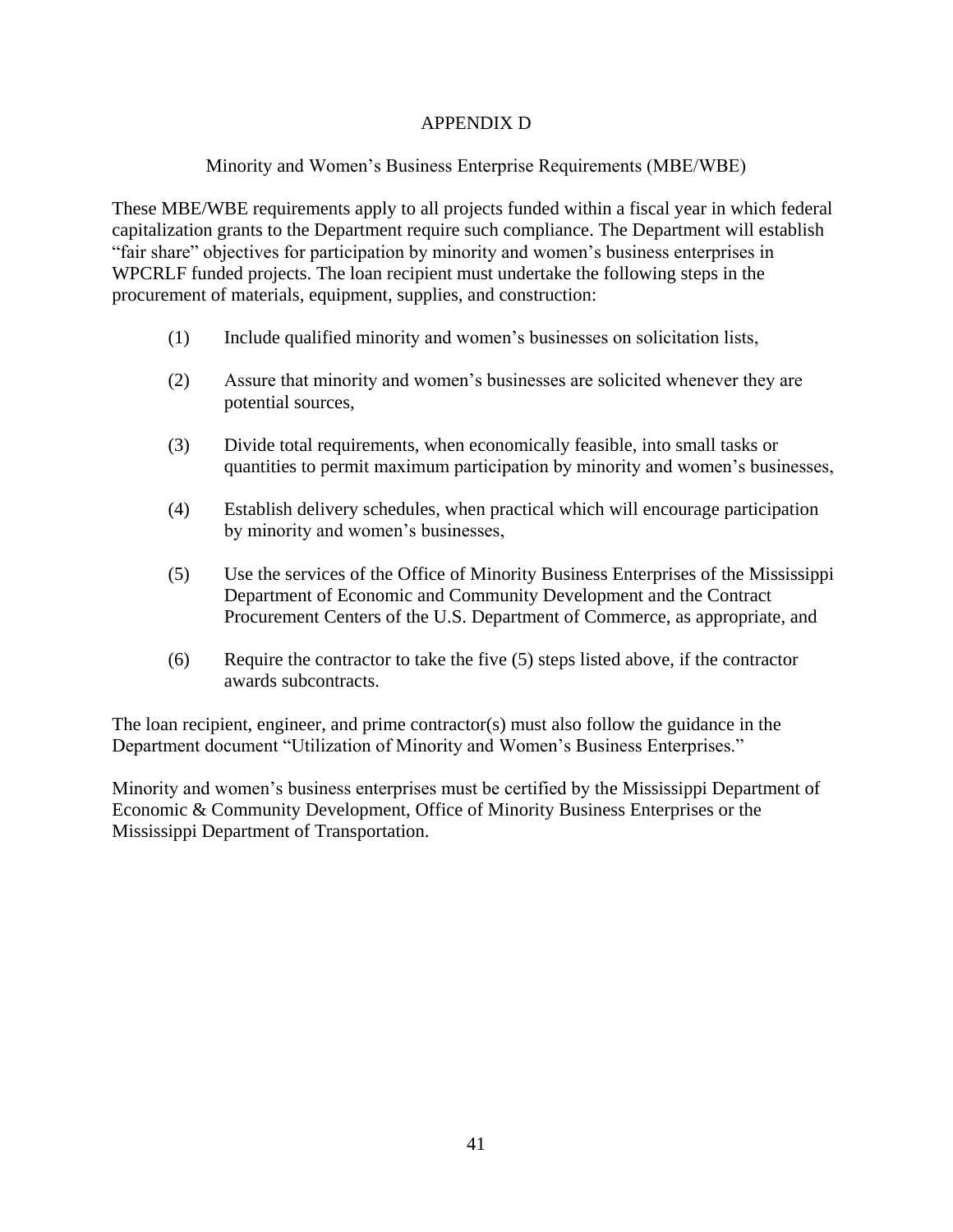# APPENDIX D

## Minority and Women's Business Enterprise Requirements (MBE/WBE)

These MBE/WBE requirements apply to all projects funded within a fiscal year in which federal capitalization grants to the Department require such compliance. The Department will establish "fair share" objectives for participation by minority and women's business enterprises in WPCRLF funded projects. The loan recipient must undertake the following steps in the procurement of materials, equipment, supplies, and construction:

(1) Include qualified minority and women's businesses on solicitation lists,

(2) Assure that minority and women's businesses are solicited whenever they are potential sources,

(3) Divide total requirements, when economically feasible, into small tasks or quantities to permit maximum participation by minority and women's businesses,

(4) Establish delivery schedules, when practical which will encourage participation by minority and women's businesses,

(5) Use the services of the Office of Minority Business Enterprises of the Mississippi Department of Economic and Community Development and the Contract Procurement Centers of the U.S. Department of Commerce, as appropriate, and

(6) Require the contractor to take the five (5) steps listed above, if the contractor awards subcontracts.

The loan recipient, engineer, and prime contractor(s) must also follow the guidance in the Department document "Utilization of Minority and Women's Business Enterprises."

Minority and women's business enterprises must be certified by the Mississippi Department of Economic & Community Development, Office of Minority Business Enterprises or the Mississippi Department of Transportation.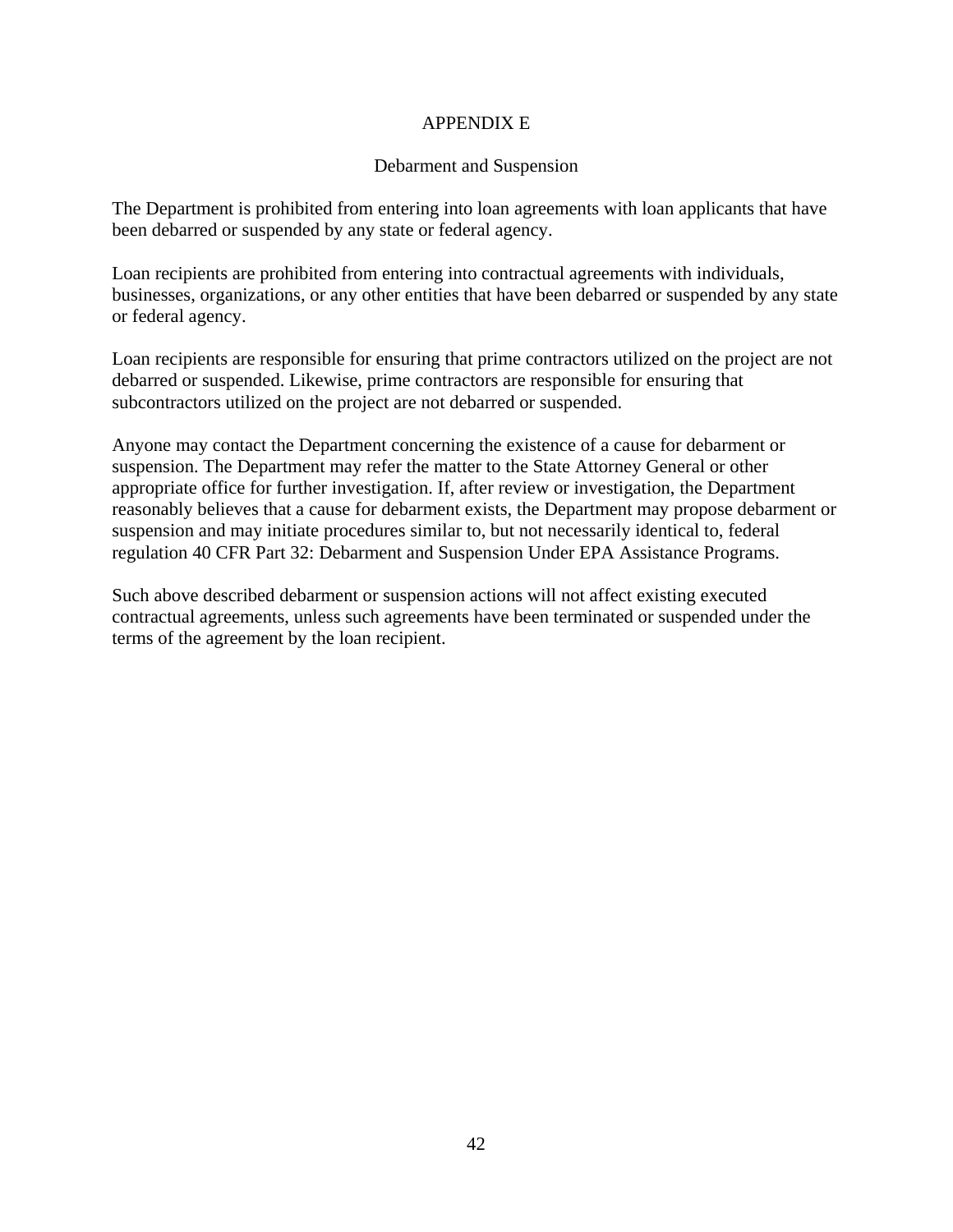# APPENDIX E

## Debarment and Suspension

The Department is prohibited from entering into loan agreements with loan applicants that have been debarred or suspended by any state or federal agency.

Loan recipients are prohibited from entering into contractual agreements with individuals, businesses, organizations, or any other entities that have been debarred or suspended by any state or federal agency.

Loan recipients are responsible for ensuring that prime contractors utilized on the project are not debarred or suspended. Likewise, prime contractors are responsible for ensuring that subcontractors utilized on the project are not debarred or suspended.

Anyone may contact the Department concerning the existence of a cause for debarment or suspension. The Department may refer the matter to the State Attorney General or other appropriate office for further investigation. If, after review or investigation, the Department reasonably believes that a cause for debarment exists, the Department may propose debarment or suspension and may initiate procedures similar to, but not necessarily identical to, federal regulation 40 CFR Part 32: Debarment and Suspension Under EPA Assistance Programs.

Such above described debarment or suspension actions will not affect existing executed contractual agreements, unless such agreements have been terminated or suspended under the terms of the agreement by the loan recipient.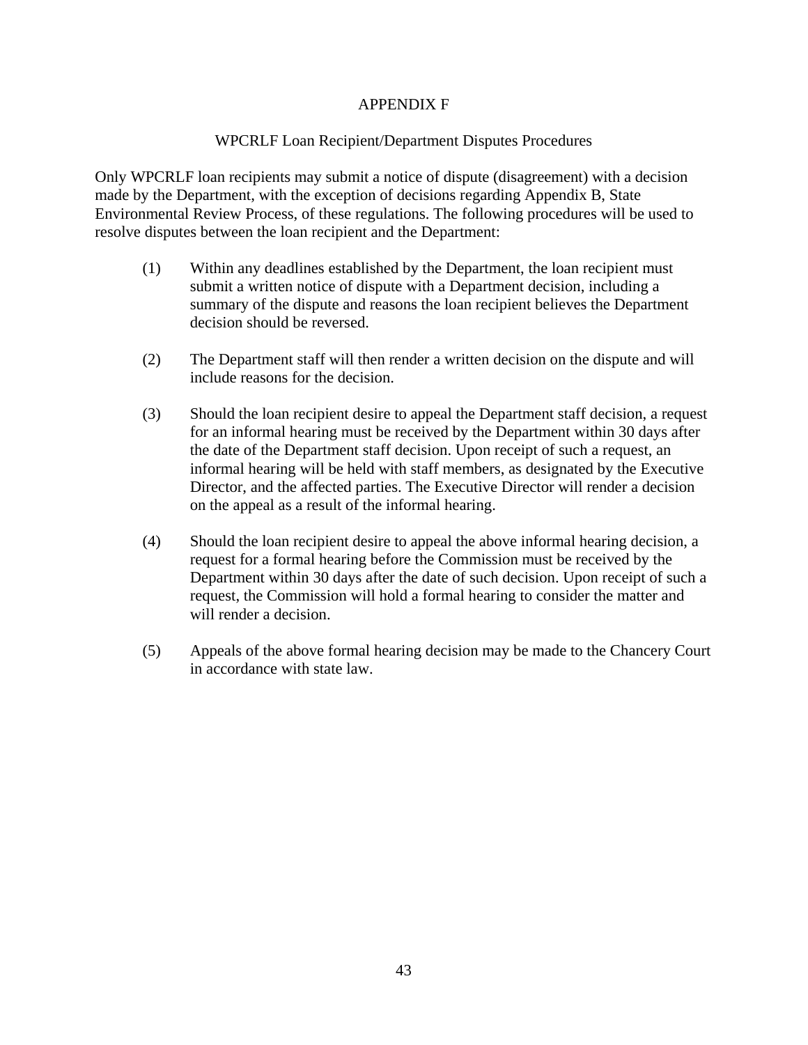# APPENDIX F

## WPCRLF Loan Recipient/Department Disputes Procedures

Only WPCRLF loan recipients may submit a notice of dispute (disagreement) with a decision made by the Department, with the exception of decisions regarding Appendix B, State Environmental Review Process, of these regulations. The following procedures will be used to resolve disputes between the loan recipient and the Department:

(1) Within any deadlines established by the Department, the loan recipient must submit a written notice of dispute with a Department decision, including a summary of the dispute and reasons the loan recipient believes the Department decision should be reversed.

(2) The Department staff will then render a written decision on the dispute and will include reasons for the decision.

(3) Should the loan recipient desire to appeal the Department staff decision, a request for an informal hearing must be received by the Department within 30 days after the date of the Department staff decision. Upon receipt of such a request, an informal hearing will be held with staff members, as designated by the Executive Director, and the affected parties. The Executive Director will render a decision on the appeal as a result of the informal hearing.

(4) Should the loan recipient desire to appeal the above informal hearing decision, a request for a formal hearing before the Commission must be received by the Department within 30 days after the date of such decision. Upon receipt of such a request, the Commission will hold a formal hearing to consider the matter and will render a decision.

(5) Appeals of the above formal hearing decision may be made to the Chancery Court in accordance with state law.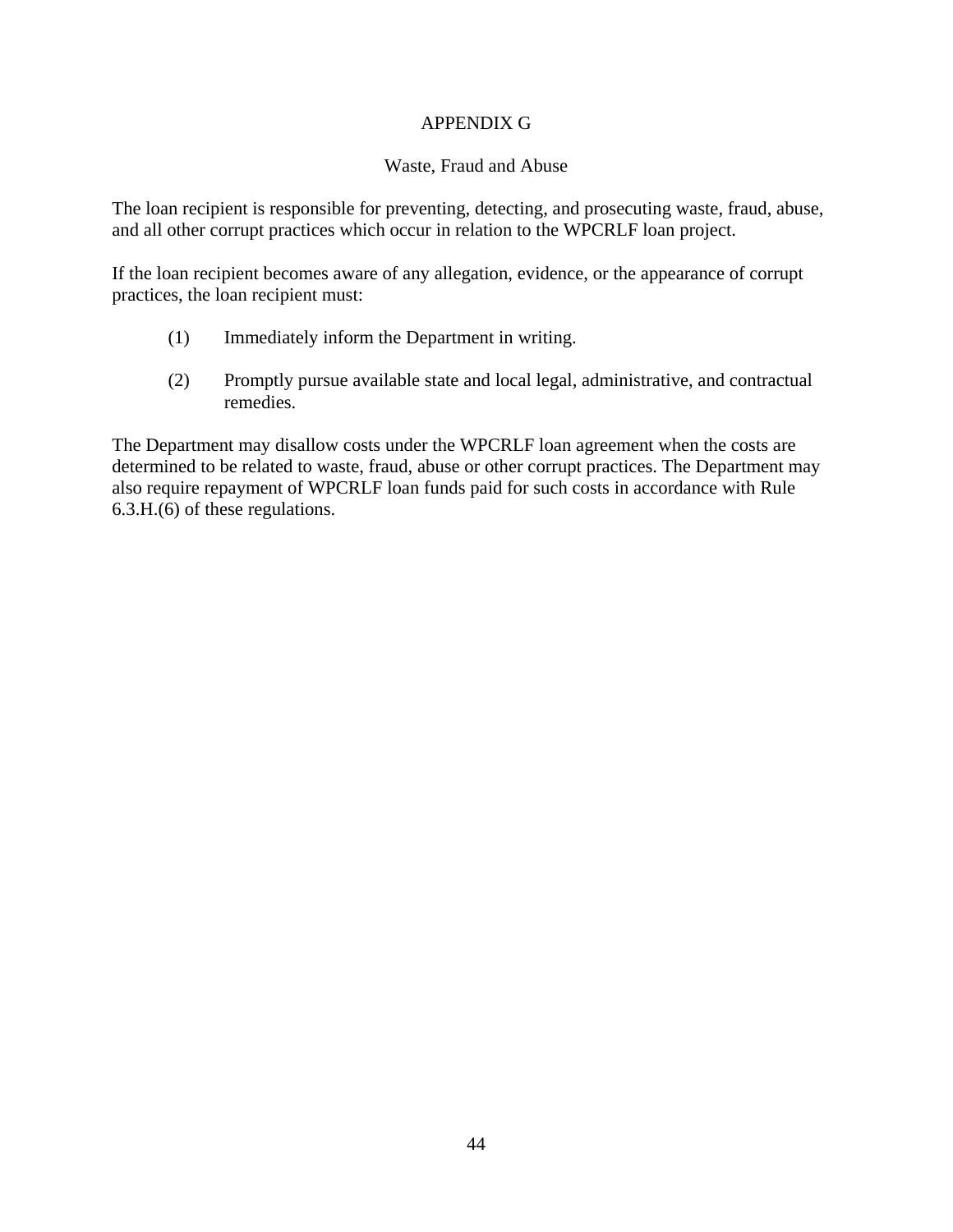# APPENDIX G

## Waste, Fraud and Abuse

The loan recipient is responsible for preventing, detecting, and prosecuting waste, fraud, abuse, and all other corrupt practices which occur in relation to the WPCRLF loan project.

If the loan recipient becomes aware of any allegation, evidence, or the appearance of corrupt practices, the loan recipient must:

(1) Immediately inform the Department in writing.

(2) Promptly pursue available state and local legal, administrative, and contractual remedies.

The Department may disallow costs under the WPCRLF loan agreement when the costs are determined to be related to waste, fraud, abuse or other corrupt practices. The Department may also require repayment of WPCRLF loan funds paid for such costs in accordance with Rule 6.3.H.(6) of these regulations.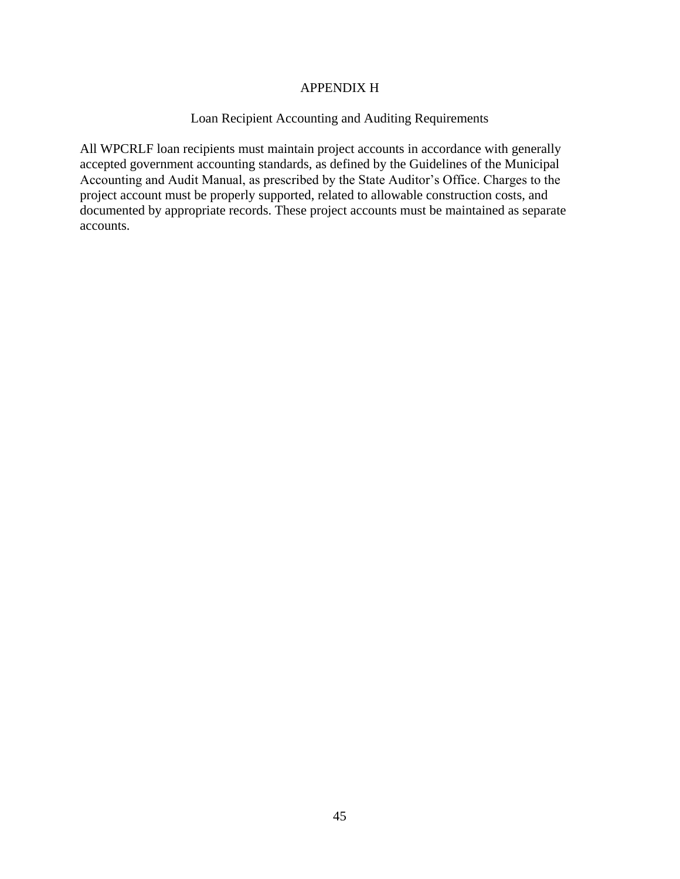# APPENDIX H

## Loan Recipient Accounting and Auditing Requirements

All WPCRLF loan recipients must maintain project accounts in accordance with generally accepted government accounting standards, as defined by the Guidelines of the Municipal Accounting and Audit Manual, as prescribed by the State Auditor's Office. Charges to the project account must be properly supported, related to allowable construction costs, and documented by appropriate records. These project accounts must be maintained as separate accounts.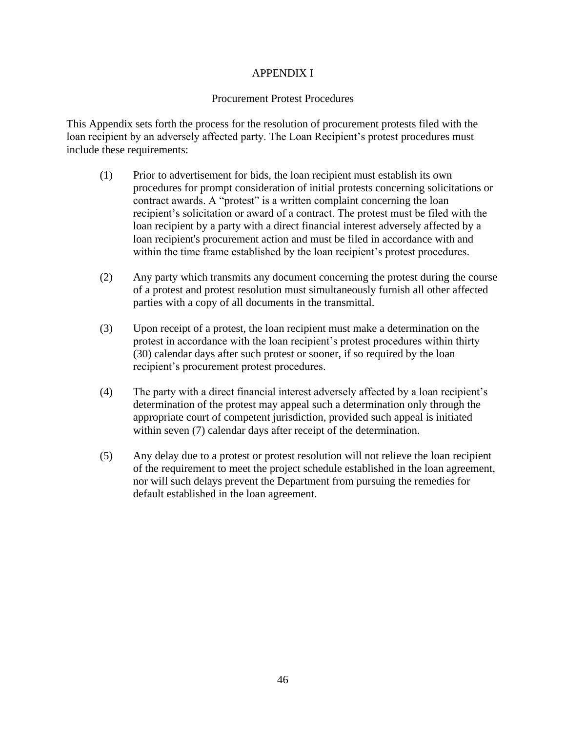# APPENDIX I

## Procurement Protest Procedures

This Appendix sets forth the process for the resolution of procurement protests filed with the loan recipient by an adversely affected party. The Loan Recipient's protest procedures must include these requirements:

(1) Prior to advertisement for bids, the loan recipient must establish its own procedures for prompt consideration of initial protests concerning solicitations or contract awards. A "protest" is a written complaint concerning the loan recipient's solicitation or award of a contract. The protest must be filed with the loan recipient by a party with a direct financial interest adversely affected by a loan recipient's procurement action and must be filed in accordance with and within the time frame established by the loan recipient's protest procedures.

(2) Any party which transmits any document concerning the protest during the course of a protest and protest resolution must simultaneously furnish all other affected parties with a copy of all documents in the transmittal.

(3) Upon receipt of a protest, the loan recipient must make a determination on the protest in accordance with the loan recipient's protest procedures within thirty (30) calendar days after such protest or sooner, if so required by the loan recipient's procurement protest procedures.

(4) The party with a direct financial interest adversely affected by a loan recipient's determination of the protest may appeal such a determination only through the appropriate court of competent jurisdiction, provided such appeal is initiated within seven (7) calendar days after receipt of the determination.

(5) Any delay due to a protest or protest resolution will not relieve the loan recipient of the requirement to meet the project schedule established in the loan agreement, nor will such delays prevent the Department from pursuing the remedies for default established in the loan agreement.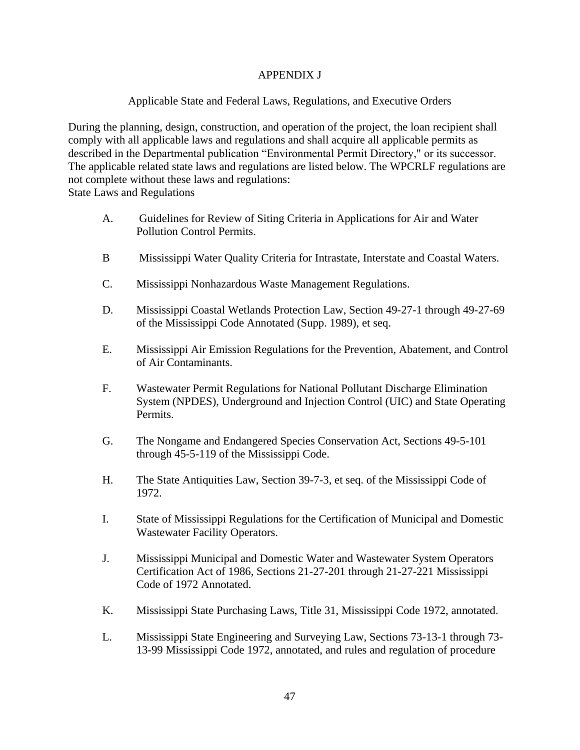# APPENDIX J

## Applicable State and Federal Laws, Regulations, and Executive Orders

During the planning, design, construction, and operation of the project, the loan recipient shall comply with all applicable laws and regulations and shall acquire all applicable permits as described in the Departmental publication "Environmental Permit Directory," or its successor. The applicable related state laws and regulations are listed below. The WPCRLF regulations are not complete without these laws and regulations:

State Laws and Regulations

A. Guidelines for Review of Siting Criteria in Applications for Air and Water Pollution Control Permits.

B Mississippi Water Quality Criteria for Intrastate, Interstate and Coastal Waters.

C. Mississippi Nonhazardous Waste Management Regulations.

D. Mississippi Coastal Wetlands Protection Law, Section 49-27-1 through 49-27-69 of the Mississippi Code Annotated (Supp. 1989), et seq.

E. Mississippi Air Emission Regulations for the Prevention, Abatement, and Control of Air Contaminants.

F. Wastewater Permit Regulations for National Pollutant Discharge Elimination System (NPDES), Underground and Injection Control (UIC) and State Operating Permits.

G. The Nongame and Endangered Species Conservation Act, Sections 49-5-101 through 45-5-119 of the Mississippi Code.

H. The State Antiquities Law, Section 39-7-3, et seq. of the Mississippi Code of 1972.

I. State of Mississippi Regulations for the Certification of Municipal and Domestic Wastewater Facility Operators.

J. Mississippi Municipal and Domestic Water and Wastewater System Operators Certification Act of 1986, Sections 21-27-201 through 21-27-221 Mississippi Code of 1972 Annotated.

K. Mississippi State Purchasing Laws, Title 31, Mississippi Code 1972, annotated.

L. Mississippi State Engineering and Surveying Law, Sections 73-13-1 through 73-13-99 Mississippi Code 1972, annotated, and rules and regulation of procedure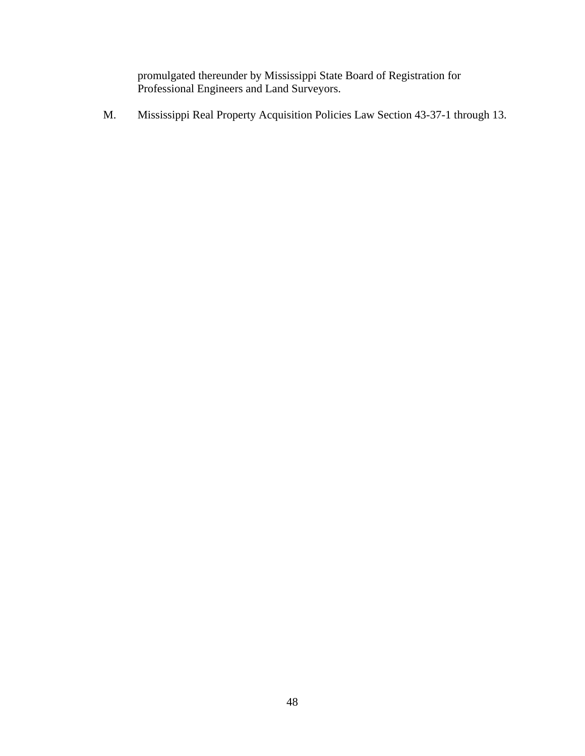promulgated thereunder by Mississippi State Board of Registration for Professional Engineers and Land Surveyors.

M. Mississippi Real Property Acquisition Policies Law Section 43-37-1 through 13.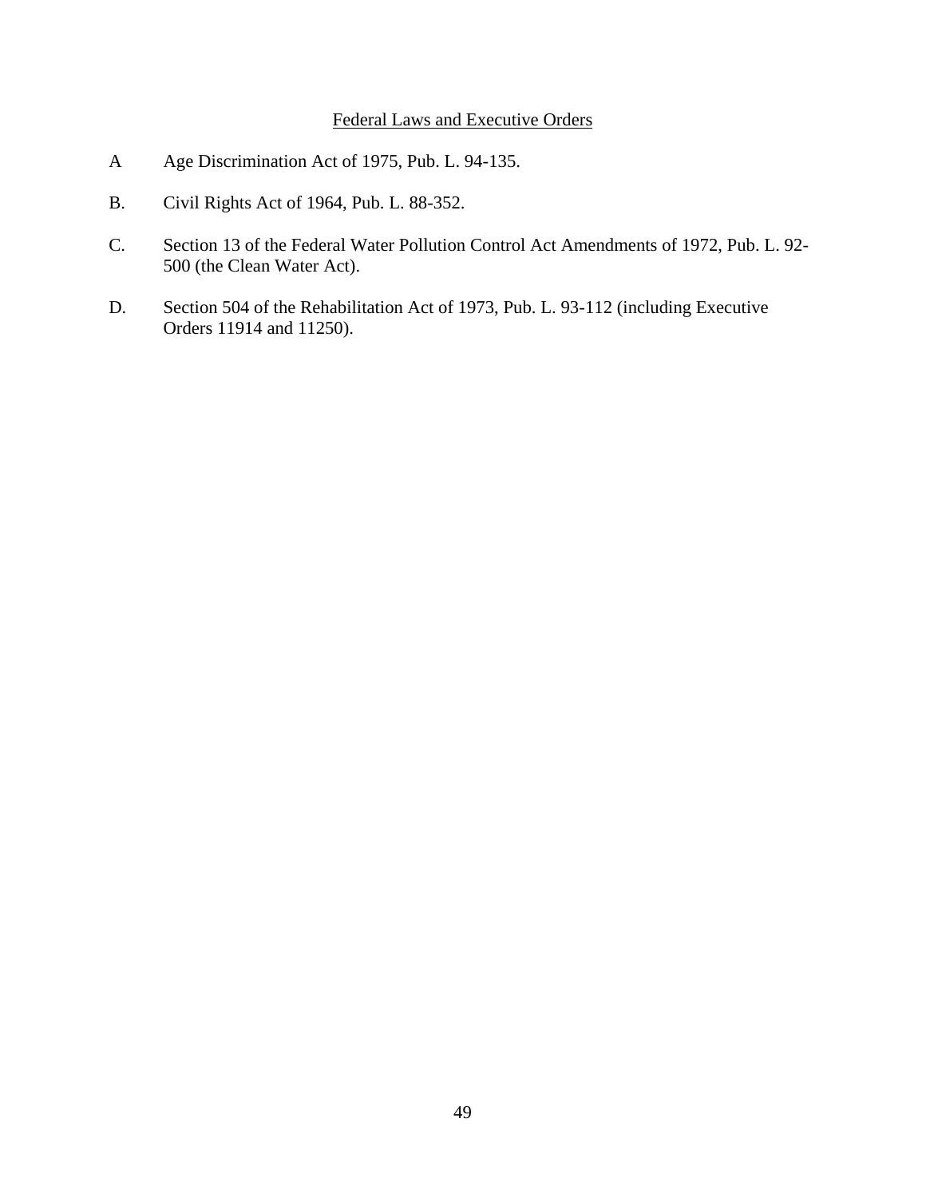## Federal Laws and Executive Orders

A Age Discrimination Act of 1975, Pub. L. 94-135.

B. Civil Rights Act of 1964, Pub. L. 88-352.

C. Section 13 of the Federal Water Pollution Control Act Amendments of 1972, Pub. L. 92-500 (the Clean Water Act).

D. Section 504 of the Rehabilitation Act of 1973, Pub. L. 93-112 (including Executive Orders 11914 and 11250).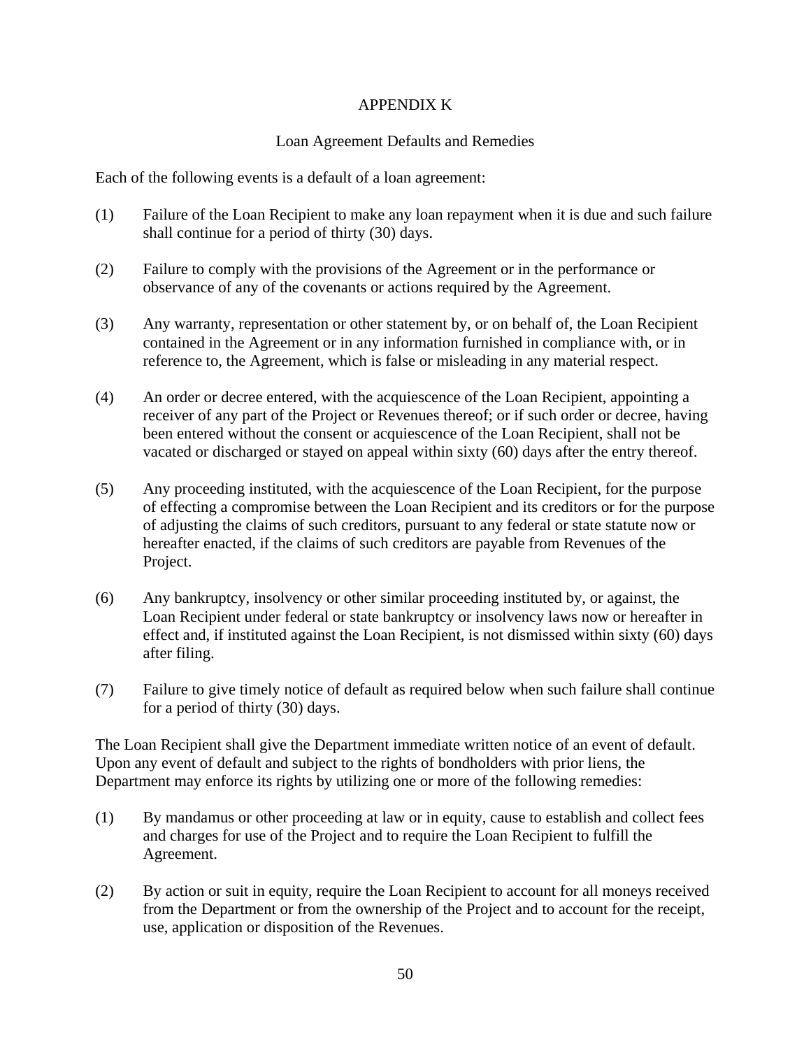# APPENDIX K

## Loan Agreement Defaults and Remedies

Each of the following events is a default of a loan agreement:

(1) Failure of the Loan Recipient to make any loan repayment when it is due and such failure shall continue for a period of thirty (30) days.

(2) Failure to comply with the provisions of the Agreement or in the performance or observance of any of the covenants or actions required by the Agreement.

(3) Any warranty, representation or other statement by, or on behalf of, the Loan Recipient contained in the Agreement or in any information furnished in compliance with, or in reference to, the Agreement, which is false or misleading in any material respect.

(4) An order or decree entered, with the acquiescence of the Loan Recipient, appointing a receiver of any part of the Project or Revenues thereof; or if such order or decree, having been entered without the consent or acquiescence of the Loan Recipient, shall not be vacated or discharged or stayed on appeal within sixty (60) days after the entry thereof.

(5) Any proceeding instituted, with the acquiescence of the Loan Recipient, for the purpose of effecting a compromise between the Loan Recipient and its creditors or for the purpose of adjusting the claims of such creditors, pursuant to any federal or state statute now or hereafter enacted, if the claims of such creditors are payable from Revenues of the Project.

(6) Any bankruptcy, insolvency or other similar proceeding instituted by, or against, the Loan Recipient under federal or state bankruptcy or insolvency laws now or hereafter in effect and, if instituted against the Loan Recipient, is not dismissed within sixty (60) days after filing.

(7) Failure to give timely notice of default as required below when such failure shall continue for a period of thirty (30) days.

The Loan Recipient shall give the Department immediate written notice of an event of default. Upon any event of default and subject to the rights of bondholders with prior liens, the Department may enforce its rights by utilizing one or more of the following remedies:

(1) By mandamus or other proceeding at law or in equity, cause to establish and collect fees and charges for use of the Project and to require the Loan Recipient to fulfill the Agreement.

(2) By action or suit in equity, require the Loan Recipient to account for all moneys received from the Department or from the ownership of the Project and to account for the receipt, use, application or disposition of the Revenues.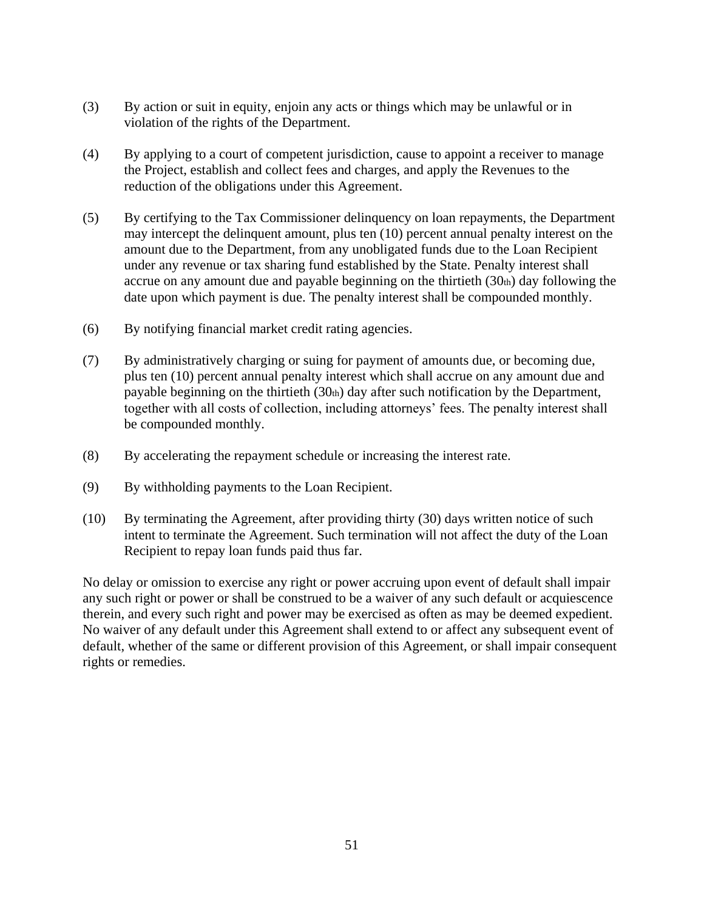(3) By action or suit in equity, enjoin any acts or things which may be unlawful or in violation of the rights of the Department.

(4) By applying to a court of competent jurisdiction, cause to appoint a receiver to manage the Project, establish and collect fees and charges, and apply the Revenues to the reduction of the obligations under this Agreement.

(5) By certifying to the Tax Commissioner delinquency on loan repayments, the Department may intercept the delinquent amount, plus ten (10) percent annual penalty interest on the amount due to the Department, from any unobligated funds due to the Loan Recipient under any revenue or tax sharing fund established by the State. Penalty interest shall accrue on any amount due and payable beginning on the thirtieth (30th) day following the date upon which payment is due. The penalty interest shall be compounded monthly.

(6) By notifying financial market credit rating agencies.

(7) By administratively charging or suing for payment of amounts due, or becoming due, plus ten (10) percent annual penalty interest which shall accrue on any amount due and payable beginning on the thirtieth (30th) day after such notification by the Department, together with all costs of collection, including attorneys' fees. The penalty interest shall be compounded monthly.

(8) By accelerating the repayment schedule or increasing the interest rate.

(9) By withholding payments to the Loan Recipient.

(10) By terminating the Agreement, after providing thirty (30) days written notice of such intent to terminate the Agreement. Such termination will not affect the duty of the Loan Recipient to repay loan funds paid thus far.

No delay or omission to exercise any right or power accruing upon event of default shall impair any such right or power or shall be construed to be a waiver of any such default or acquiescence therein, and every such right and power may be exercised as often as may be deemed expedient. No waiver of any default under this Agreement shall extend to or affect any subsequent event of default, whether of the same or different provision of this Agreement, or shall impair consequent rights or remedies.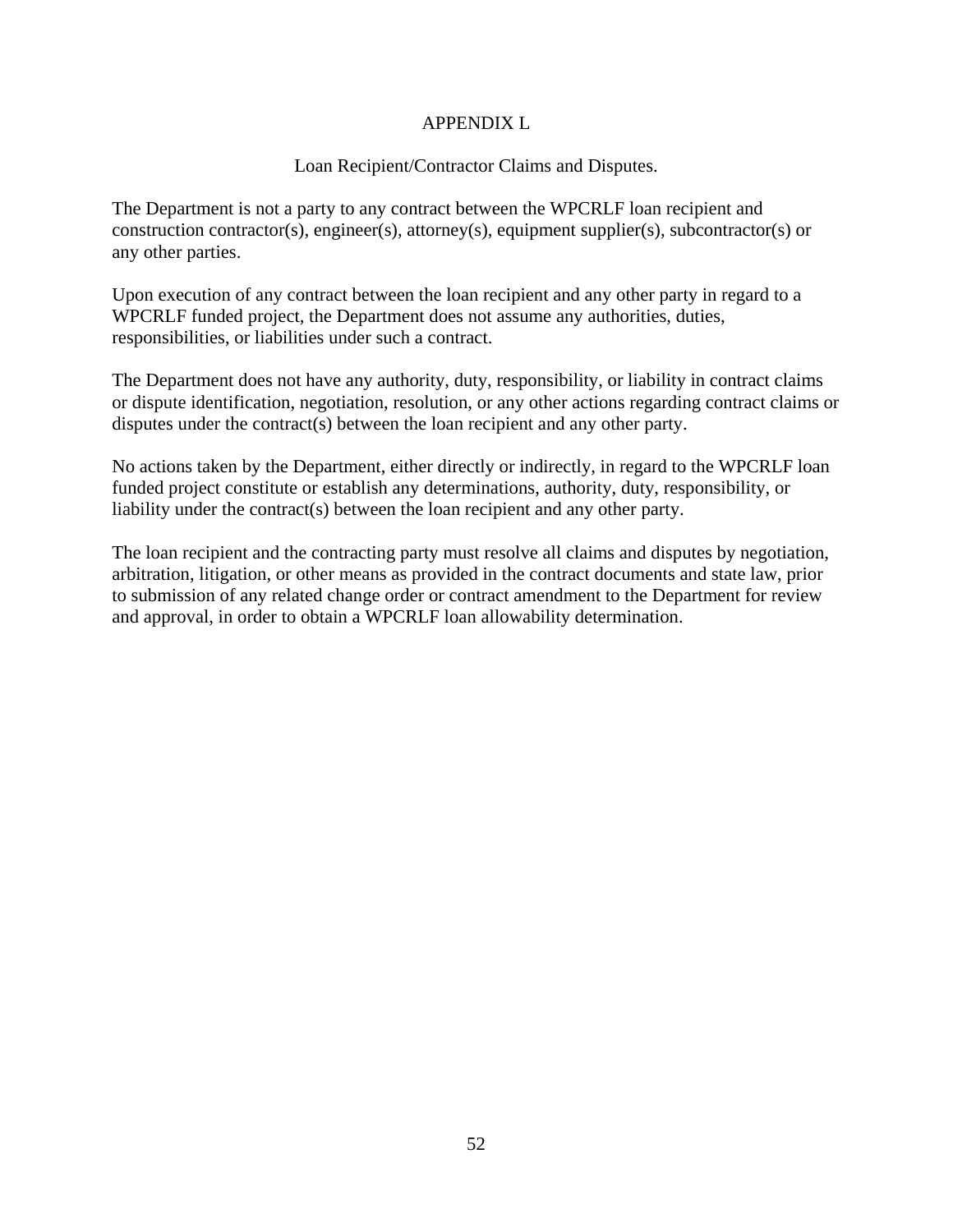# APPENDIX L

## Loan Recipient/Contractor Claims and Disputes.

The Department is not a party to any contract between the WPCRLF loan recipient and construction contractor(s), engineer(s), attorney(s), equipment supplier(s), subcontractor(s) or any other parties.

Upon execution of any contract between the loan recipient and any other party in regard to a WPCRLF funded project, the Department does not assume any authorities, duties, responsibilities, or liabilities under such a contract.

The Department does not have any authority, duty, responsibility, or liability in contract claims or dispute identification, negotiation, resolution, or any other actions regarding contract claims or disputes under the contract(s) between the loan recipient and any other party.

No actions taken by the Department, either directly or indirectly, in regard to the WPCRLF loan funded project constitute or establish any determinations, authority, duty, responsibility, or liability under the contract(s) between the loan recipient and any other party.

The loan recipient and the contracting party must resolve all claims and disputes by negotiation, arbitration, litigation, or other means as provided in the contract documents and state law, prior to submission of any related change order or contract amendment to the Department for review and approval, in order to obtain a WPCRLF loan allowability determination.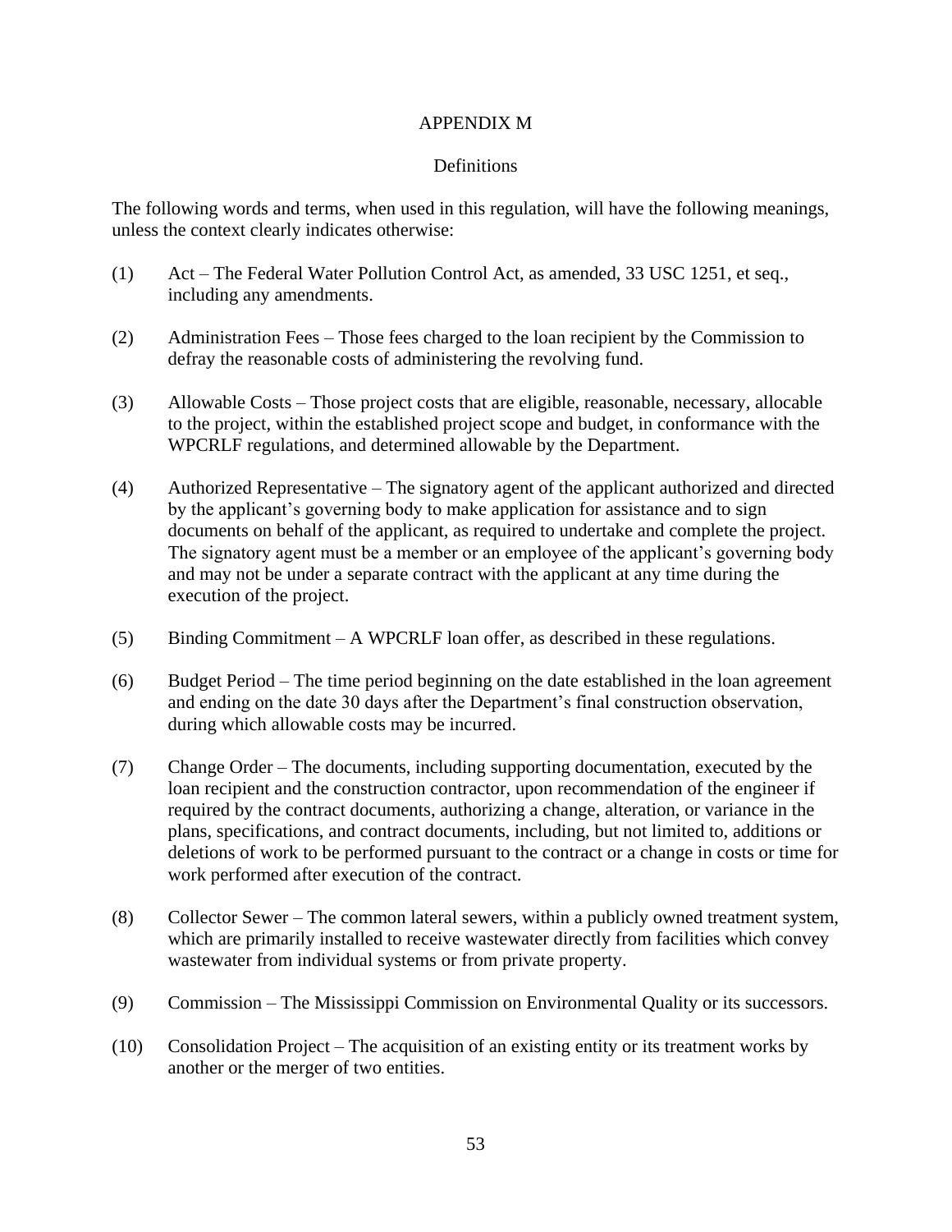# APPENDIX M

## Definitions

The following words and terms, when used in this regulation, will have the following meanings, unless the context clearly indicates otherwise:

(1) Act – The Federal Water Pollution Control Act, as amended, 33 USC 1251, et seq., including any amendments.

(2) Administration Fees – Those fees charged to the loan recipient by the Commission to defray the reasonable costs of administering the revolving fund.

(3) Allowable Costs – Those project costs that are eligible, reasonable, necessary, allocable to the project, within the established project scope and budget, in conformance with the WPCRLF regulations, and determined allowable by the Department.

(4) Authorized Representative – The signatory agent of the applicant authorized and directed by the applicant's governing body to make application for assistance and to sign documents on behalf of the applicant, as required to undertake and complete the project. The signatory agent must be a member or an employee of the applicant's governing body and may not be under a separate contract with the applicant at any time during the execution of the project.

(5) Binding Commitment – A WPCRLF loan offer, as described in these regulations.

(6) Budget Period – The time period beginning on the date established in the loan agreement and ending on the date 30 days after the Department's final construction observation, during which allowable costs may be incurred.

(7) Change Order – The documents, including supporting documentation, executed by the loan recipient and the construction contractor, upon recommendation of the engineer if required by the contract documents, authorizing a change, alteration, or variance in the plans, specifications, and contract documents, including, but not limited to, additions or deletions of work to be performed pursuant to the contract or a change in costs or time for work performed after execution of the contract.

(8) Collector Sewer – The common lateral sewers, within a publicly owned treatment system, which are primarily installed to receive wastewater directly from facilities which convey wastewater from individual systems or from private property.

(9) Commission – The Mississippi Commission on Environmental Quality or its successors.

(10) Consolidation Project – The acquisition of an existing entity or its treatment works by another or the merger of two entities.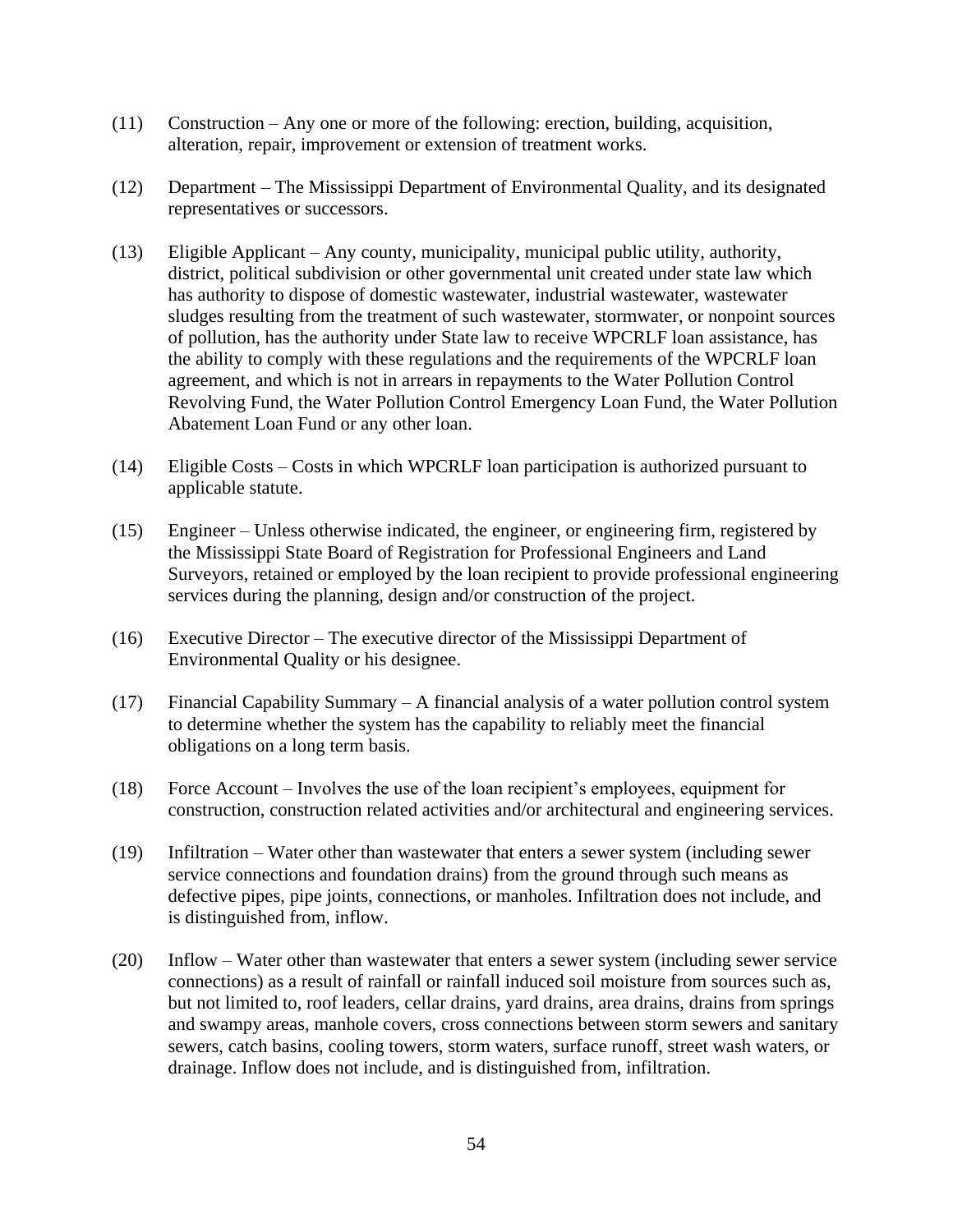(11) Construction – Any one or more of the following: erection, building, acquisition, alteration, repair, improvement or extension of treatment works.

(12) Department – The Mississippi Department of Environmental Quality, and its designated representatives or successors.

(13) Eligible Applicant – Any county, municipality, municipal public utility, authority, district, political subdivision or other governmental unit created under state law which has authority to dispose of domestic wastewater, industrial wastewater, wastewater sludges resulting from the treatment of such wastewater, stormwater, or nonpoint sources of pollution, has the authority under State law to receive WPCRLF loan assistance, has the ability to comply with these regulations and the requirements of the WPCRLF loan agreement, and which is not in arrears in repayments to the Water Pollution Control Revolving Fund, the Water Pollution Control Emergency Loan Fund, the Water Pollution Abatement Loan Fund or any other loan.

(14) Eligible Costs – Costs in which WPCRLF loan participation is authorized pursuant to applicable statute.

(15) Engineer – Unless otherwise indicated, the engineer, or engineering firm, registered by the Mississippi State Board of Registration for Professional Engineers and Land Surveyors, retained or employed by the loan recipient to provide professional engineering services during the planning, design and/or construction of the project.

(16) Executive Director – The executive director of the Mississippi Department of Environmental Quality or his designee.

(17) Financial Capability Summary – A financial analysis of a water pollution control system to determine whether the system has the capability to reliably meet the financial obligations on a long term basis.

(18) Force Account – Involves the use of the loan recipient's employees, equipment for construction, construction related activities and/or architectural and engineering services.

(19) Infiltration – Water other than wastewater that enters a sewer system (including sewer service connections and foundation drains) from the ground through such means as defective pipes, pipe joints, connections, or manholes. Infiltration does not include, and is distinguished from, inflow.

(20) Inflow – Water other than wastewater that enters a sewer system (including sewer service connections) as a result of rainfall or rainfall induced soil moisture from sources such as, but not limited to, roof leaders, cellar drains, yard drains, area drains, drains from springs and swampy areas, manhole covers, cross connections between storm sewers and sanitary sewers, catch basins, cooling towers, storm waters, surface runoff, street wash waters, or drainage. Inflow does not include, and is distinguished from, infiltration.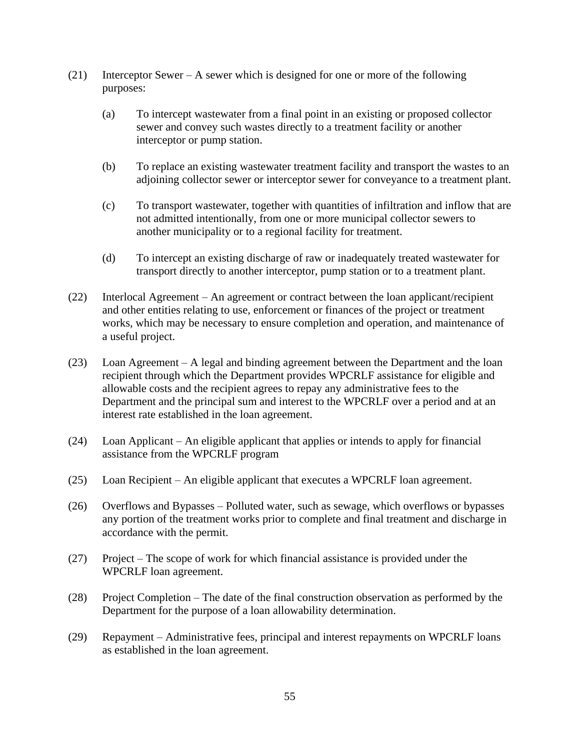(21) Interceptor Sewer – A sewer which is designed for one or more of the following purposes:

   (a) To intercept wastewater from a final point in an existing or proposed collector sewer and convey such wastes directly to a treatment facility or another interceptor or pump station.

   (b) To replace an existing wastewater treatment facility and transport the wastes to an adjoining collector sewer or interceptor sewer for conveyance to a treatment plant.

   (c) To transport wastewater, together with quantities of infiltration and inflow that are not admitted intentionally, from one or more municipal collector sewers to another municipality or to a regional facility for treatment.

   (d) To intercept an existing discharge of raw or inadequately treated wastewater for transport directly to another interceptor, pump station or to a treatment plant.

(22) Interlocal Agreement – An agreement or contract between the loan applicant/recipient and other entities relating to use, enforcement or finances of the project or treatment works, which may be necessary to ensure completion and operation, and maintenance of a useful project.

(23) Loan Agreement – A legal and binding agreement between the Department and the loan recipient through which the Department provides WPCRLF assistance for eligible and allowable costs and the recipient agrees to repay any administrative fees to the Department and the principal sum and interest to the WPCRLF over a period and at an interest rate established in the loan agreement.

(24) Loan Applicant – An eligible applicant that applies or intends to apply for financial assistance from the WPCRLF program

(25) Loan Recipient – An eligible applicant that executes a WPCRLF loan agreement.

(26) Overflows and Bypasses – Polluted water, such as sewage, which overflows or bypasses any portion of the treatment works prior to complete and final treatment and discharge in accordance with the permit.

(27) Project – The scope of work for which financial assistance is provided under the WPCRLF loan agreement.

(28) Project Completion – The date of the final construction observation as performed by the Department for the purpose of a loan allowability determination.

(29) Repayment – Administrative fees, principal and interest repayments on WPCRLF loans as established in the loan agreement.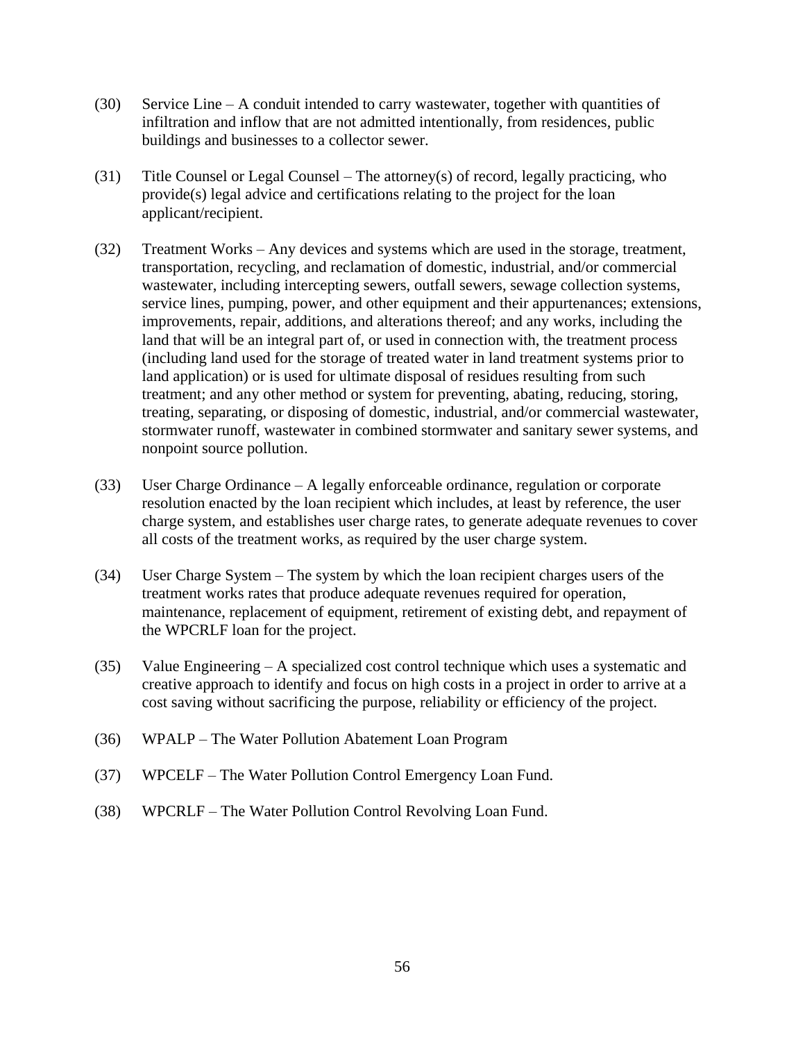(30) Service Line – A conduit intended to carry wastewater, together with quantities of infiltration and inflow that are not admitted intentionally, from residences, public buildings and businesses to a collector sewer.

(31) Title Counsel or Legal Counsel – The attorney(s) of record, legally practicing, who provide(s) legal advice and certifications relating to the project for the loan applicant/recipient.

(32) Treatment Works – Any devices and systems which are used in the storage, treatment, transportation, recycling, and reclamation of domestic, industrial, and/or commercial wastewater, including intercepting sewers, outfall sewers, sewage collection systems, service lines, pumping, power, and other equipment and their appurtenances; extensions, improvements, repair, additions, and alterations thereof; and any works, including the land that will be an integral part of, or used in connection with, the treatment process (including land used for the storage of treated water in land treatment systems prior to land application) or is used for ultimate disposal of residues resulting from such treatment; and any other method or system for preventing, abating, reducing, storing, treating, separating, or disposing of domestic, industrial, and/or commercial wastewater, stormwater runoff, wastewater in combined stormwater and sanitary sewer systems, and nonpoint source pollution.

(33) User Charge Ordinance – A legally enforceable ordinance, regulation or corporate resolution enacted by the loan recipient which includes, at least by reference, the user charge system, and establishes user charge rates, to generate adequate revenues to cover all costs of the treatment works, as required by the user charge system.

(34) User Charge System – The system by which the loan recipient charges users of the treatment works rates that produce adequate revenues required for operation, maintenance, replacement of equipment, retirement of existing debt, and repayment of the WPCRLF loan for the project.

(35) Value Engineering – A specialized cost control technique which uses a systematic and creative approach to identify and focus on high costs in a project in order to arrive at a cost saving without sacrificing the purpose, reliability or efficiency of the project.

(36) WPALP – The Water Pollution Abatement Loan Program

(37) WPCELF – The Water Pollution Control Emergency Loan Fund.

(38) WPCRLF – The Water Pollution Control Revolving Loan Fund.